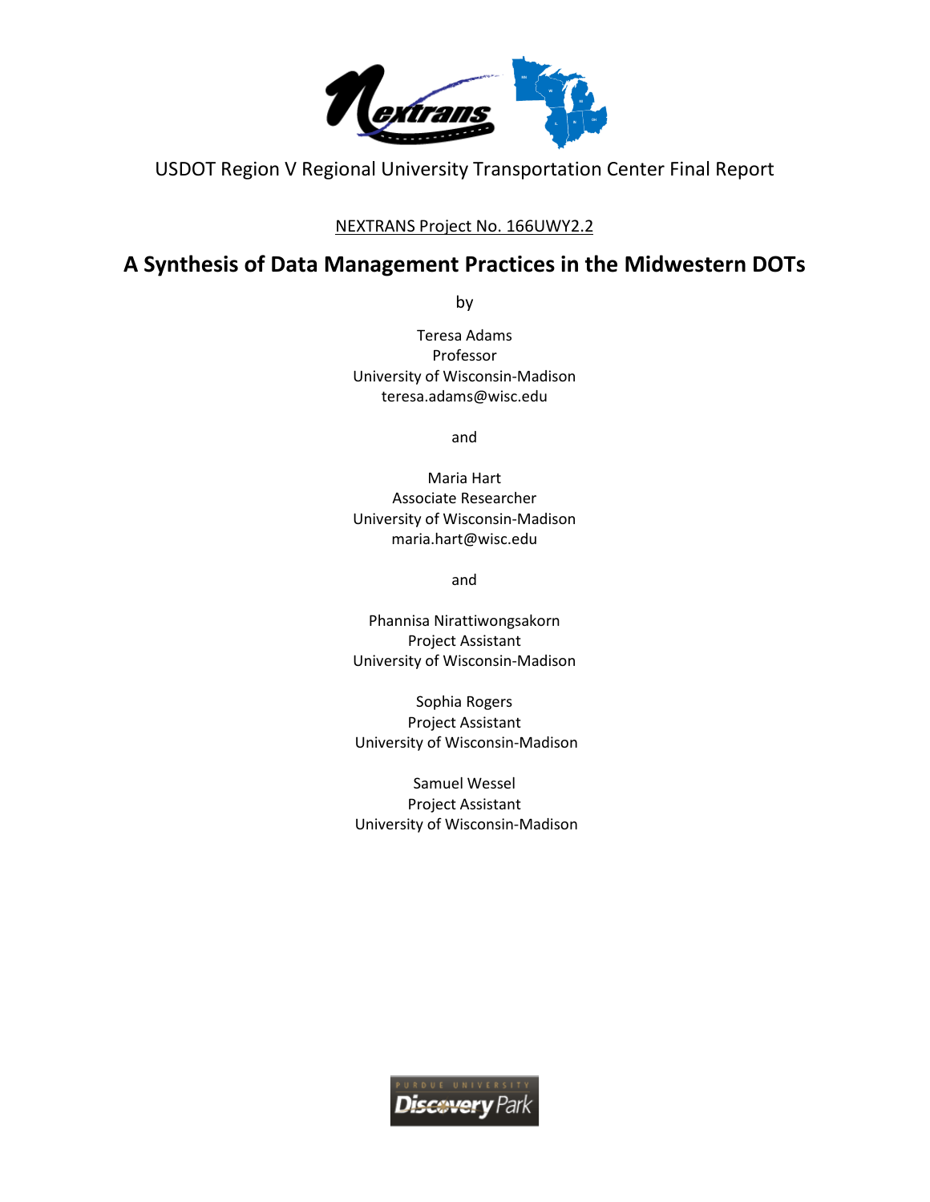USDOT Region V Regional University Transportation Center Final Report

NEXTRANS Project No. 166UWY2.2

# A Synthesis of Data Management Practices in the Midwestern DOTs

by

Teresa Adams
Professor
University of Wisconsin-Madison
teresa.adams@wisc.edu

and

Maria Hart
Associate Researcher
University of Wisconsin-Madison
maria.hart@wisc.edu

and

Phannisa Nirattiwongsakorn
Project Assistant
University of Wisconsin-Madison

Sophia Rogers
Project Assistant
University of Wisconsin-Madison

Samuel Wessel
Project Assistant
University of Wisconsin-Madison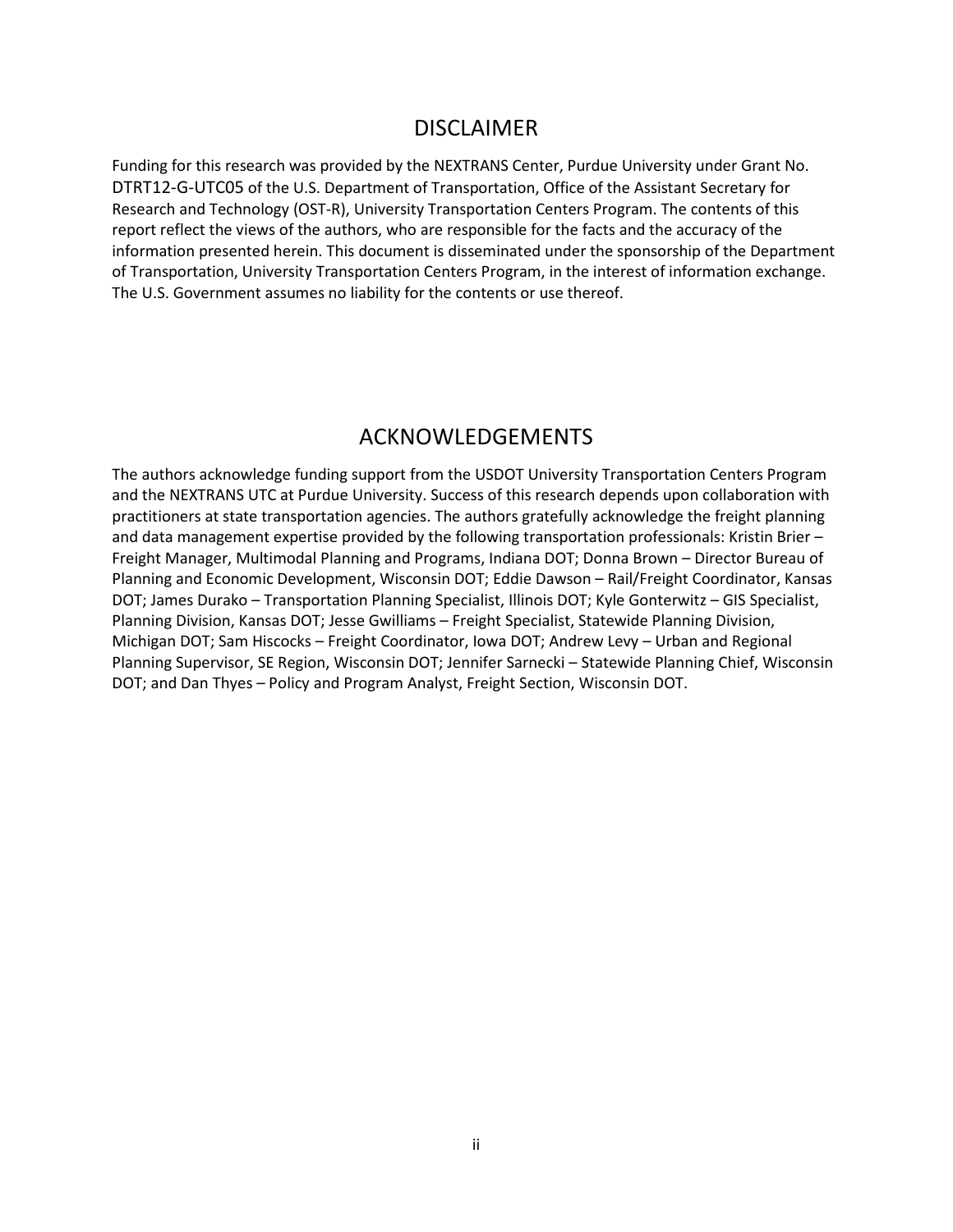## DISCLAIMER

Funding for this research was provided by the NEXTRANS Center, Purdue University under Grant No. DTRT12-G-UTC05 of the U.S. Department of Transportation, Office of the Assistant Secretary for Research and Technology (OST-R), University Transportation Centers Program. The contents of this report reflect the views of the authors, who are responsible for the facts and the accuracy of the information presented herein. This document is disseminated under the sponsorship of the Department of Transportation, University Transportation Centers Program, in the interest of information exchange. The U.S. Government assumes no liability for the contents or use thereof.

## ACKNOWLEDGEMENTS

The authors acknowledge funding support from the USDOT University Transportation Centers Program and the NEXTRANS UTC at Purdue University. Success of this research depends upon collaboration with practitioners at state transportation agencies. The authors gratefully acknowledge the freight planning and data management expertise provided by the following transportation professionals: Kristin Brier – Freight Manager, Multimodal Planning and Programs, Indiana DOT; Donna Brown – Director Bureau of Planning and Economic Development, Wisconsin DOT; Eddie Dawson – Rail/Freight Coordinator, Kansas DOT; James Durako – Transportation Planning Specialist, Illinois DOT; Kyle Gonterwitz – GIS Specialist, Planning Division, Kansas DOT; Jesse Gwilliams – Freight Specialist, Statewide Planning Division, Michigan DOT; Sam Hiscocks – Freight Coordinator, Iowa DOT; Andrew Levy – Urban and Regional Planning Supervisor, SE Region, Wisconsin DOT; Jennifer Sarnecki – Statewide Planning Chief, Wisconsin DOT; and Dan Thyes – Policy and Program Analyst, Freight Section, Wisconsin DOT.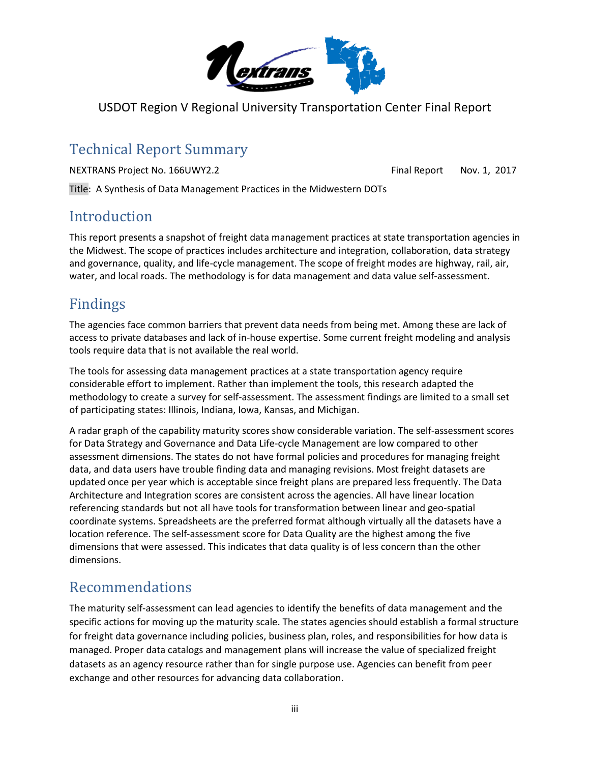USDOT Region V Regional University Transportation Center Final Report

# Technical Report Summary

NEXTRANS Project No. 166UWY2.2 Final Report Nov. 1, 2017

Title: A Synthesis of Data Management Practices in the Midwestern DOTs

## Introduction

This report presents a snapshot of freight data management practices at state transportation agencies in the Midwest. The scope of practices includes architecture and integration, collaboration, data strategy and governance, quality, and life-cycle management. The scope of freight modes are highway, rail, air, water, and local roads. The methodology is for data management and data value self-assessment.

## Findings

The agencies face common barriers that prevent data needs from being met. Among these are lack of access to private databases and lack of in-house expertise. Some current freight modeling and analysis tools require data that is not available the real world.

The tools for assessing data management practices at a state transportation agency require considerable effort to implement. Rather than implement the tools, this research adapted the methodology to create a survey for self-assessment. The assessment findings are limited to a small set of participating states: Illinois, Indiana, Iowa, Kansas, and Michigan.

A radar graph of the capability maturity scores show considerable variation. The self-assessment scores for Data Strategy and Governance and Data Life-cycle Management are low compared to other assessment dimensions. The states do not have formal policies and procedures for managing freight data, and data users have trouble finding data and managing revisions. Most freight datasets are updated once per year which is acceptable since freight plans are prepared less frequently. The Data Architecture and Integration scores are consistent across the agencies. All have linear location referencing standards but not all have tools for transformation between linear and geo-spatial coordinate systems. Spreadsheets are the preferred format although virtually all the datasets have a location reference. The self-assessment score for Data Quality are the highest among the five dimensions that were assessed. This indicates that data quality is of less concern than the other dimensions.

## Recommendations

The maturity self-assessment can lead agencies to identify the benefits of data management and the specific actions for moving up the maturity scale. The states agencies should establish a formal structure for freight data governance including policies, business plan, roles, and responsibilities for how data is managed. Proper data catalogs and management plans will increase the value of specialized freight datasets as an agency resource rather than for single purpose use. Agencies can benefit from peer exchange and other resources for advancing data collaboration.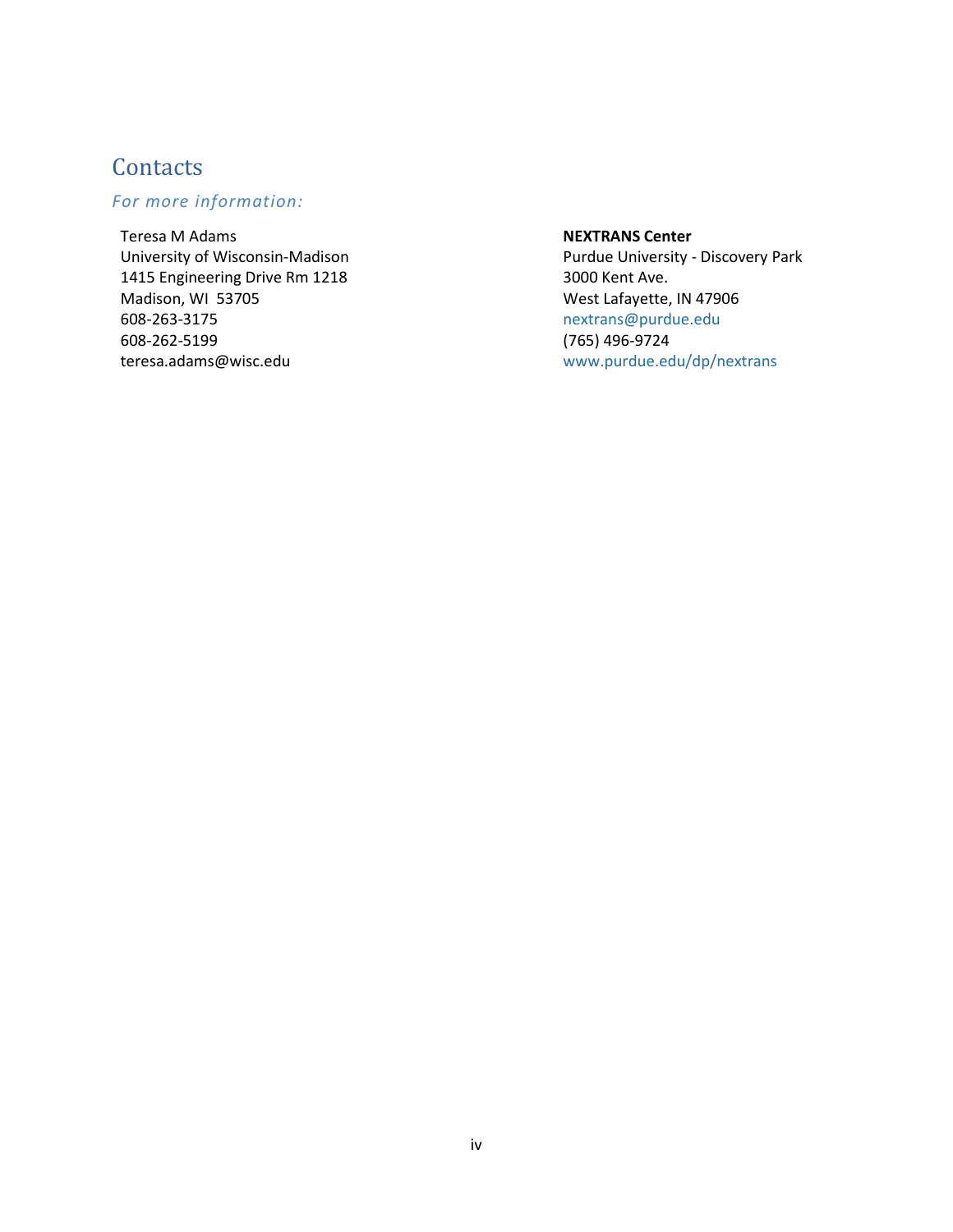## Contacts

*For more information:*

Teresa M Adams
University of Wisconsin-Madison
1415 Engineering Drive Rm 1218
Madison, WI 53705
608-263-3175
608-262-5199
teresa.adams@wisc.edu

**NEXTRANS Center**
Purdue University - Discovery Park
3000 Kent Ave.
West Lafayette, IN 47906
nextrans@purdue.edu
(765) 496-9724
www.purdue.edu/dp/nextrans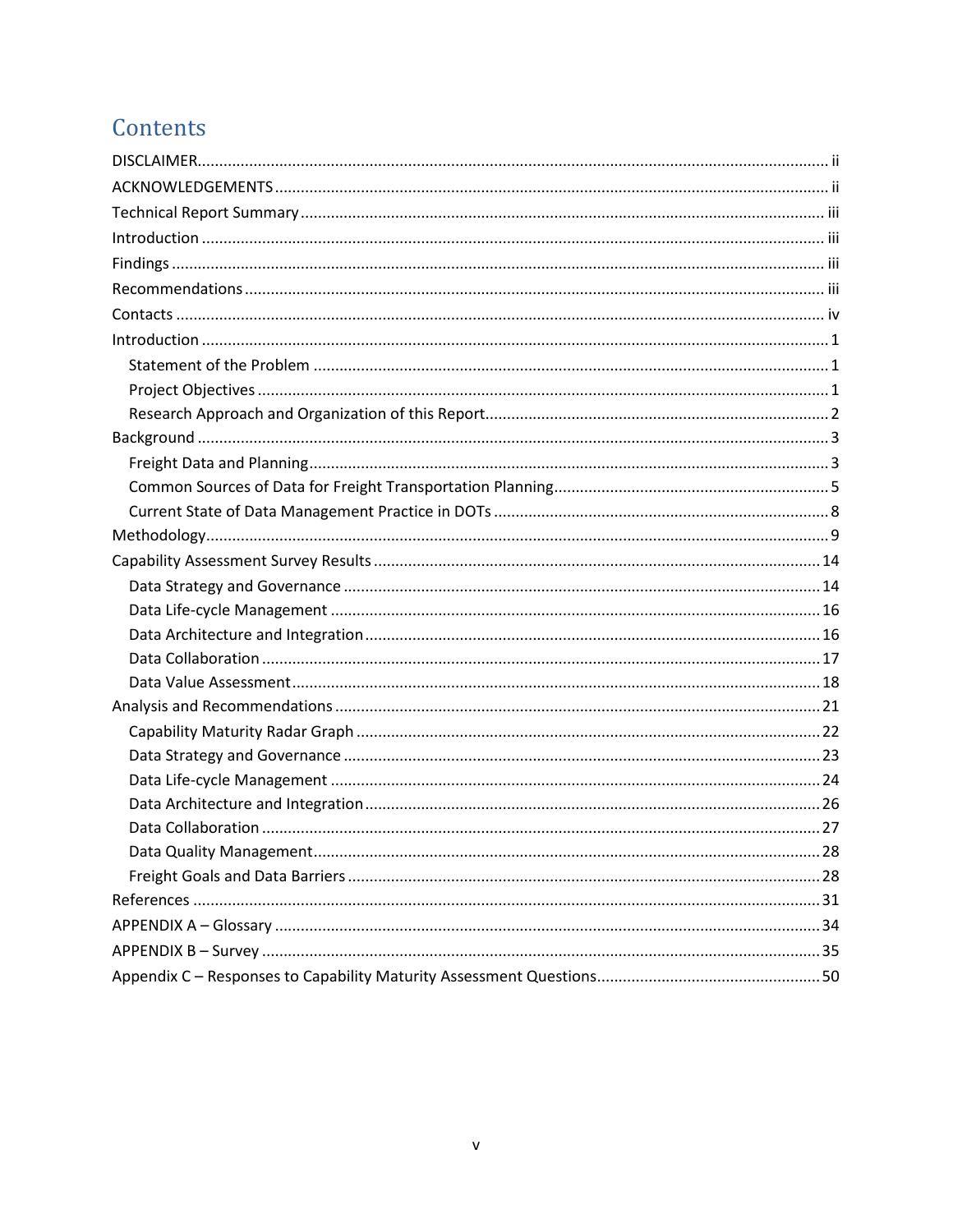# Contents

- DISCLAIMER ... ii
- ACKNOWLEDGEMENTS ... ii
- Technical Report Summary ... iii
- Introduction ... iii
- Findings ... iii
- Recommendations ... iii
- Contacts ... iv
- Introduction ... 1
  - Statement of the Problem ... 1
  - Project Objectives ... 1
  - Research Approach and Organization of this Report ... 2
- Background ... 3
  - Freight Data and Planning ... 3
  - Common Sources of Data for Freight Transportation Planning ... 5
  - Current State of Data Management Practice in DOTs ... 8
- Methodology ... 9
- Capability Assessment Survey Results ... 14
  - Data Strategy and Governance ... 14
  - Data Life-cycle Management ... 16
  - Data Architecture and Integration ... 16
  - Data Collaboration ... 17
  - Data Value Assessment ... 18
- Analysis and Recommendations ... 21
  - Capability Maturity Radar Graph ... 22
  - Data Strategy and Governance ... 23
  - Data Life-cycle Management ... 24
  - Data Architecture and Integration ... 26
  - Data Collaboration ... 27
  - Data Quality Management ... 28
  - Freight Goals and Data Barriers ... 28
- References ... 31
- APPENDIX A – Glossary ... 34
- APPENDIX B – Survey ... 35
- Appendix C – Responses to Capability Maturity Assessment Questions ... 50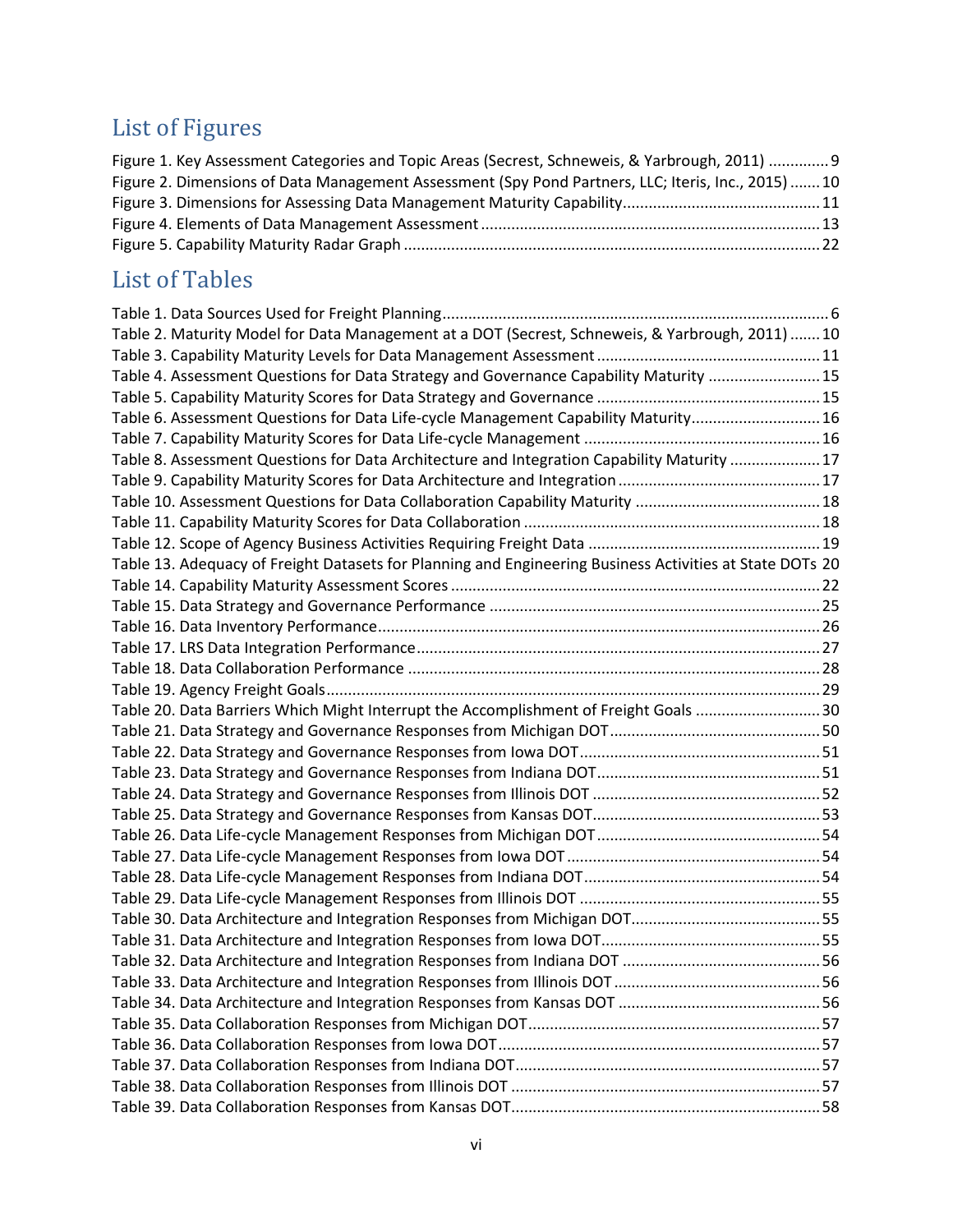## List of Figures

Figure 1. Key Assessment Categories and Topic Areas (Secrest, Schneweis, & Yarbrough, 2011) .............. 9
Figure 2. Dimensions of Data Management Assessment (Spy Pond Partners, LLC; Iteris, Inc., 2015) ....... 10
Figure 3. Dimensions for Assessing Data Management Maturity Capability............................................. 11
Figure 4. Elements of Data Management Assessment .............................................................................. 13
Figure 5. Capability Maturity Radar Graph ................................................................................................ 22

## List of Tables

Table 1. Data Sources Used for Freight Planning......................................................................................... 6
Table 2. Maturity Model for Data Management at a DOT (Secrest, Schneweis, & Yarbrough, 2011) ....... 10
Table 3. Capability Maturity Levels for Data Management Assessment ................................................... 11
Table 4. Assessment Questions for Data Strategy and Governance Capability Maturity .......................... 15
Table 5. Capability Maturity Scores for Data Strategy and Governance .................................................... 15
Table 6. Assessment Questions for Data Life-cycle Management Capability Maturity.............................. 16
Table 7. Capability Maturity Scores for Data Life-cycle Management ...................................................... 16
Table 8. Assessment Questions for Data Architecture and Integration Capability Maturity ..................... 17
Table 9. Capability Maturity Scores for Data Architecture and Integration ............................................... 17
Table 10. Assessment Questions for Data Collaboration Capability Maturity ........................................... 18
Table 11. Capability Maturity Scores for Data Collaboration .................................................................... 18
Table 12. Scope of Agency Business Activities Requiring Freight Data ..................................................... 19
Table 13. Adequacy of Freight Datasets for Planning and Engineering Business Activities at State DOTs 20
Table 14. Capability Maturity Assessment Scores ..................................................................................... 22
Table 15. Data Strategy and Governance Performance ............................................................................ 25
Table 16. Data Inventory Performance...................................................................................................... 26
Table 17. LRS Data Integration Performance............................................................................................. 27
Table 18. Data Collaboration Performance ............................................................................................... 28
Table 19. Agency Freight Goals.................................................................................................................. 29
Table 20. Data Barriers Which Might Interrupt the Accomplishment of Freight Goals ............................. 30
Table 21. Data Strategy and Governance Responses from Michigan DOT................................................ 50
Table 22. Data Strategy and Governance Responses from Iowa DOT........................................................ 51
Table 23. Data Strategy and Governance Responses from Indiana DOT.................................................... 51
Table 24. Data Strategy and Governance Responses from Illinois DOT ..................................................... 52
Table 25. Data Strategy and Governance Responses from Kansas DOT..................................................... 53
Table 26. Data Life-cycle Management Responses from Michigan DOT.................................................... 54
Table 27. Data Life-cycle Management Responses from Iowa DOT ........................................................... 54
Table 28. Data Life-cycle Management Responses from Indiana DOT....................................................... 54
Table 29. Data Life-cycle Management Responses from Illinois DOT ........................................................ 55
Table 30. Data Architecture and Integration Responses from Michigan DOT............................................ 55
Table 31. Data Architecture and Integration Responses from Iowa DOT................................................... 55
Table 32. Data Architecture and Integration Responses from Indiana DOT .............................................. 56
Table 33. Data Architecture and Integration Responses from Illinois DOT ................................................ 56
Table 34. Data Architecture and Integration Responses from Kansas DOT ............................................... 56
Table 35. Data Collaboration Responses from Michigan DOT.................................................................... 57
Table 36. Data Collaboration Responses from Iowa DOT........................................................................... 57
Table 37. Data Collaboration Responses from Indiana DOT....................................................................... 57
Table 38. Data Collaboration Responses from Illinois DOT ........................................................................ 57
Table 39. Data Collaboration Responses from Kansas DOT........................................................................ 58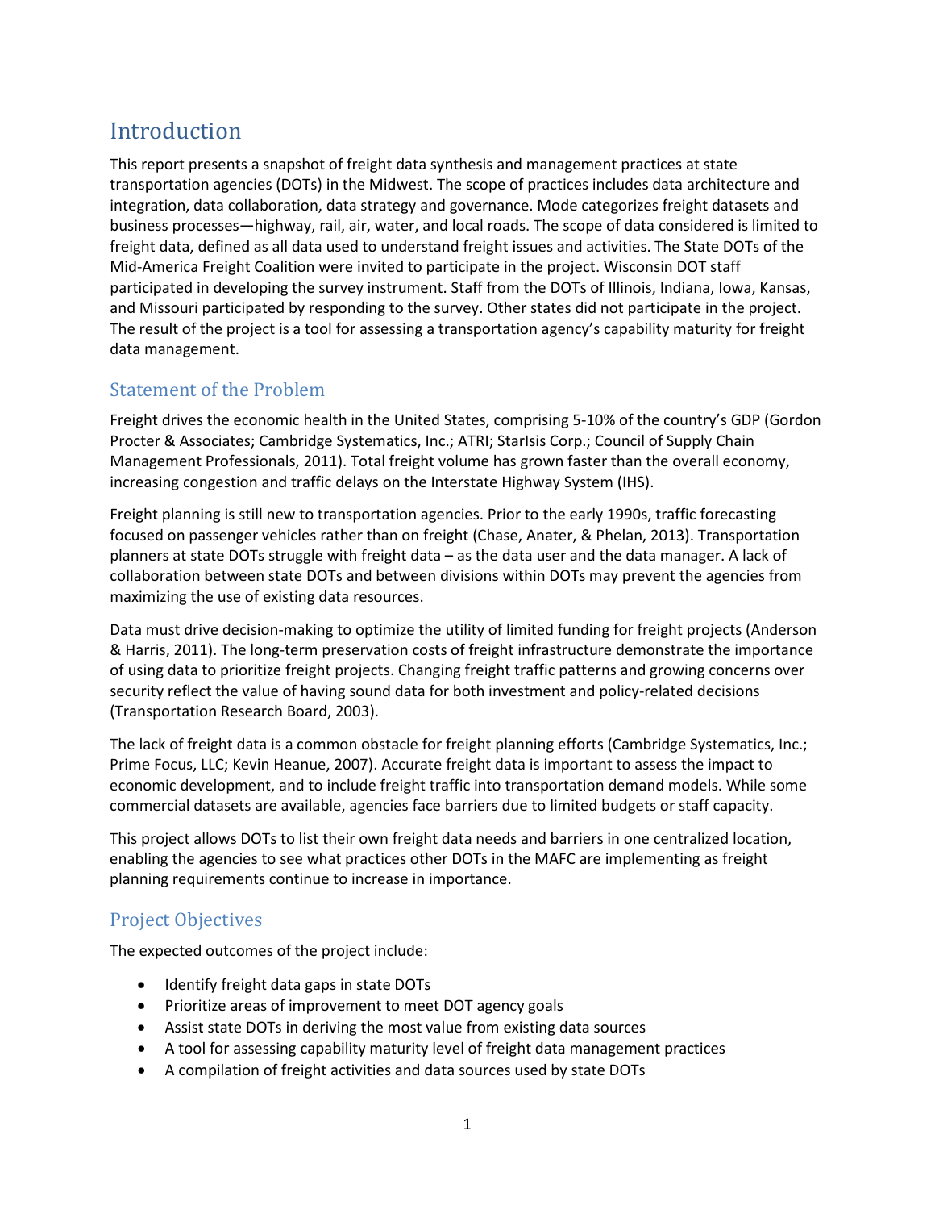# Introduction

This report presents a snapshot of freight data synthesis and management practices at state transportation agencies (DOTs) in the Midwest. The scope of practices includes data architecture and integration, data collaboration, data strategy and governance. Mode categorizes freight datasets and business processes—highway, rail, air, water, and local roads. The scope of data considered is limited to freight data, defined as all data used to understand freight issues and activities. The State DOTs of the Mid-America Freight Coalition were invited to participate in the project. Wisconsin DOT staff participated in developing the survey instrument. Staff from the DOTs of Illinois, Indiana, Iowa, Kansas, and Missouri participated by responding to the survey. Other states did not participate in the project. The result of the project is a tool for assessing a transportation agency's capability maturity for freight data management.

## Statement of the Problem

Freight drives the economic health in the United States, comprising 5-10% of the country's GDP (Gordon Procter & Associates; Cambridge Systematics, Inc.; ATRI; StarIsis Corp.; Council of Supply Chain Management Professionals, 2011). Total freight volume has grown faster than the overall economy, increasing congestion and traffic delays on the Interstate Highway System (IHS).

Freight planning is still new to transportation agencies. Prior to the early 1990s, traffic forecasting focused on passenger vehicles rather than on freight (Chase, Anater, & Phelan, 2013). Transportation planners at state DOTs struggle with freight data – as the data user and the data manager. A lack of collaboration between state DOTs and between divisions within DOTs may prevent the agencies from maximizing the use of existing data resources.

Data must drive decision-making to optimize the utility of limited funding for freight projects (Anderson & Harris, 2011). The long-term preservation costs of freight infrastructure demonstrate the importance of using data to prioritize freight projects. Changing freight traffic patterns and growing concerns over security reflect the value of having sound data for both investment and policy-related decisions (Transportation Research Board, 2003).

The lack of freight data is a common obstacle for freight planning efforts (Cambridge Systematics, Inc.; Prime Focus, LLC; Kevin Heanue, 2007). Accurate freight data is important to assess the impact to economic development, and to include freight traffic into transportation demand models. While some commercial datasets are available, agencies face barriers due to limited budgets or staff capacity.

This project allows DOTs to list their own freight data needs and barriers in one centralized location, enabling the agencies to see what practices other DOTs in the MAFC are implementing as freight planning requirements continue to increase in importance.

## Project Objectives

The expected outcomes of the project include:

- Identify freight data gaps in state DOTs
- Prioritize areas of improvement to meet DOT agency goals
- Assist state DOTs in deriving the most value from existing data sources
- A tool for assessing capability maturity level of freight data management practices
- A compilation of freight activities and data sources used by state DOTs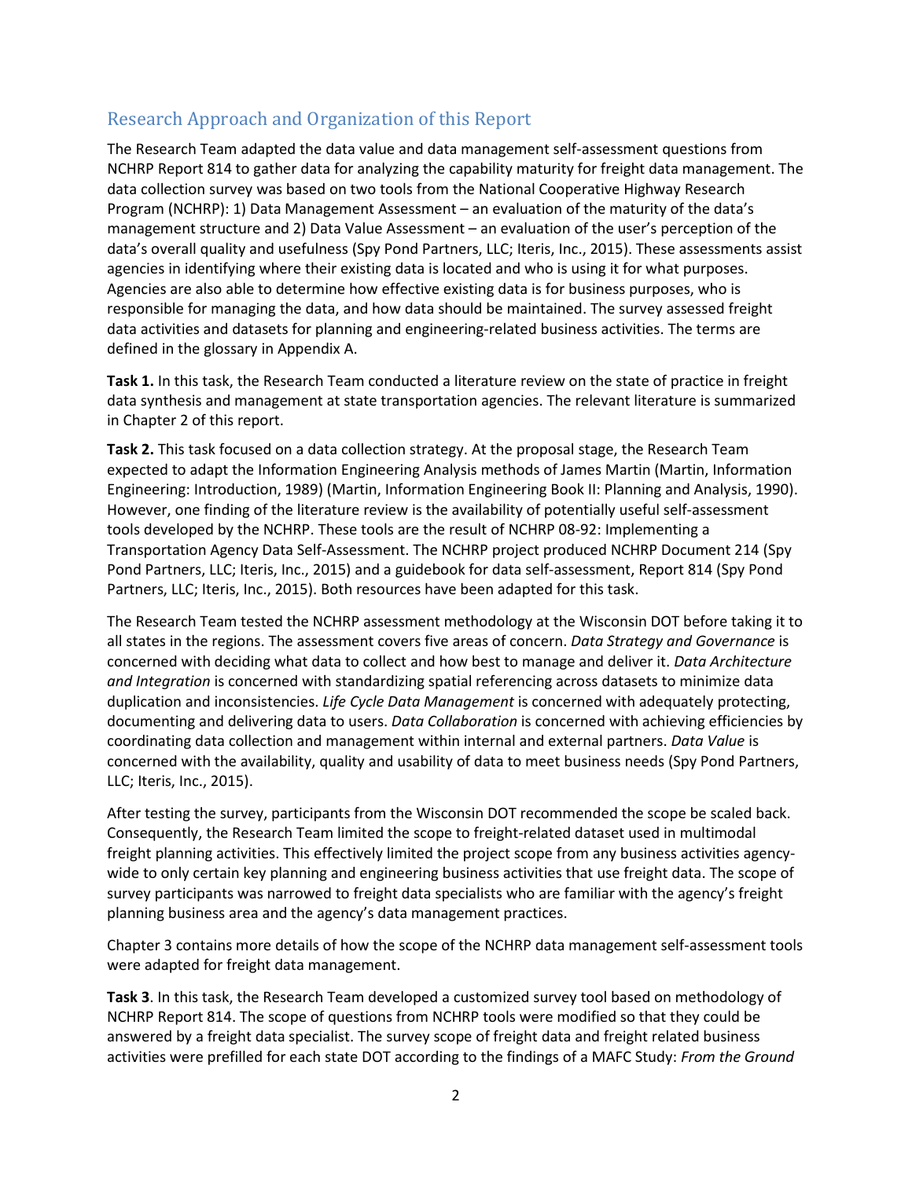## Research Approach and Organization of this Report

The Research Team adapted the data value and data management self-assessment questions from NCHRP Report 814 to gather data for analyzing the capability maturity for freight data management. The data collection survey was based on two tools from the National Cooperative Highway Research Program (NCHRP): 1) Data Management Assessment – an evaluation of the maturity of the data's management structure and 2) Data Value Assessment – an evaluation of the user's perception of the data's overall quality and usefulness (Spy Pond Partners, LLC; Iteris, Inc., 2015). These assessments assist agencies in identifying where their existing data is located and who is using it for what purposes. Agencies are also able to determine how effective existing data is for business purposes, who is responsible for managing the data, and how data should be maintained. The survey assessed freight data activities and datasets for planning and engineering-related business activities. The terms are defined in the glossary in Appendix A.

**Task 1.** In this task, the Research Team conducted a literature review on the state of practice in freight data synthesis and management at state transportation agencies. The relevant literature is summarized in Chapter 2 of this report.

**Task 2.** This task focused on a data collection strategy. At the proposal stage, the Research Team expected to adapt the Information Engineering Analysis methods of James Martin (Martin, Information Engineering: Introduction, 1989) (Martin, Information Engineering Book II: Planning and Analysis, 1990). However, one finding of the literature review is the availability of potentially useful self-assessment tools developed by the NCHRP. These tools are the result of NCHRP 08-92: Implementing a Transportation Agency Data Self-Assessment. The NCHRP project produced NCHRP Document 214 (Spy Pond Partners, LLC; Iteris, Inc., 2015) and a guidebook for data self-assessment, Report 814 (Spy Pond Partners, LLC; Iteris, Inc., 2015). Both resources have been adapted for this task.

The Research Team tested the NCHRP assessment methodology at the Wisconsin DOT before taking it to all states in the regions. The assessment covers five areas of concern. *Data Strategy and Governance* is concerned with deciding what data to collect and how best to manage and deliver it. *Data Architecture and Integration* is concerned with standardizing spatial referencing across datasets to minimize data duplication and inconsistencies. *Life Cycle Data Management* is concerned with adequately protecting, documenting and delivering data to users. *Data Collaboration* is concerned with achieving efficiencies by coordinating data collection and management within internal and external partners. *Data Value* is concerned with the availability, quality and usability of data to meet business needs (Spy Pond Partners, LLC; Iteris, Inc., 2015).

After testing the survey, participants from the Wisconsin DOT recommended the scope be scaled back. Consequently, the Research Team limited the scope to freight-related dataset used in multimodal freight planning activities. This effectively limited the project scope from any business activities agency-wide to only certain key planning and engineering business activities that use freight data. The scope of survey participants was narrowed to freight data specialists who are familiar with the agency's freight planning business area and the agency's data management practices.

Chapter 3 contains more details of how the scope of the NCHRP data management self-assessment tools were adapted for freight data management.

**Task 3**. In this task, the Research Team developed a customized survey tool based on methodology of NCHRP Report 814. The scope of questions from NCHRP tools were modified so that they could be answered by a freight data specialist. The survey scope of freight data and freight related business activities were prefilled for each state DOT according to the findings of a MAFC Study: *From the Ground*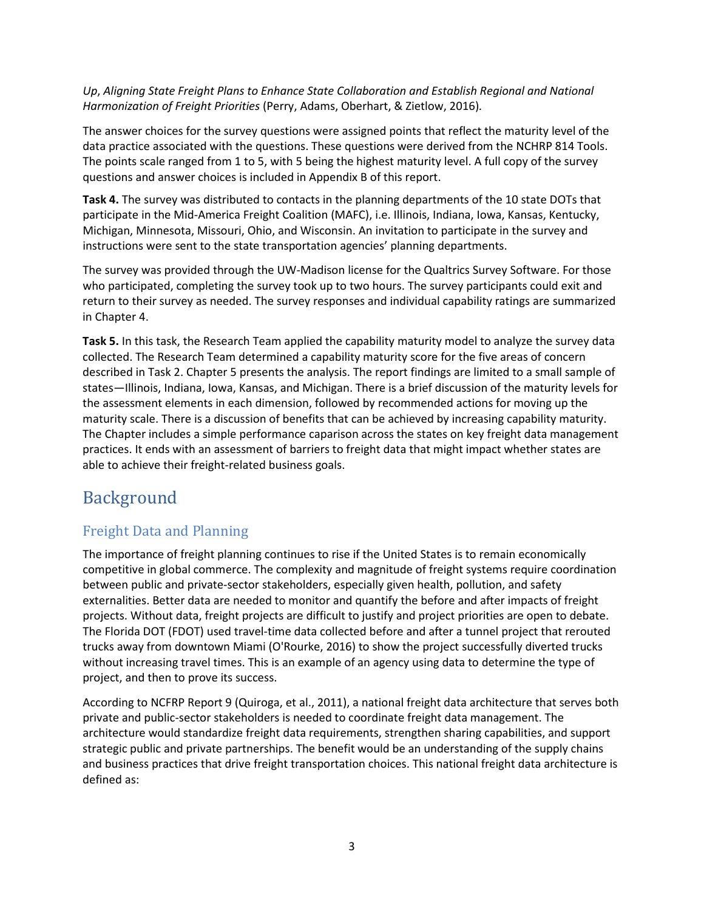*Up*, *Aligning State Freight Plans to Enhance State Collaboration and Establish Regional and National Harmonization of Freight Priorities* (Perry, Adams, Oberhart, & Zietlow, 2016).

The answer choices for the survey questions were assigned points that reflect the maturity level of the data practice associated with the questions. These questions were derived from the NCHRP 814 Tools. The points scale ranged from 1 to 5, with 5 being the highest maturity level. A full copy of the survey questions and answer choices is included in Appendix B of this report.

**Task 4.** The survey was distributed to contacts in the planning departments of the 10 state DOTs that participate in the Mid-America Freight Coalition (MAFC), i.e. Illinois, Indiana, Iowa, Kansas, Kentucky, Michigan, Minnesota, Missouri, Ohio, and Wisconsin. An invitation to participate in the survey and instructions were sent to the state transportation agencies' planning departments.

The survey was provided through the UW-Madison license for the Qualtrics Survey Software. For those who participated, completing the survey took up to two hours. The survey participants could exit and return to their survey as needed. The survey responses and individual capability ratings are summarized in Chapter 4.

**Task 5.** In this task, the Research Team applied the capability maturity model to analyze the survey data collected. The Research Team determined a capability maturity score for the five areas of concern described in Task 2. Chapter 5 presents the analysis. The report findings are limited to a small sample of states—Illinois, Indiana, Iowa, Kansas, and Michigan. There is a brief discussion of the maturity levels for the assessment elements in each dimension, followed by recommended actions for moving up the maturity scale. There is a discussion of benefits that can be achieved by increasing capability maturity. The Chapter includes a simple performance caparison across the states on key freight data management practices. It ends with an assessment of barriers to freight data that might impact whether states are able to achieve their freight-related business goals.

# Background

## Freight Data and Planning

The importance of freight planning continues to rise if the United States is to remain economically competitive in global commerce. The complexity and magnitude of freight systems require coordination between public and private-sector stakeholders, especially given health, pollution, and safety externalities. Better data are needed to monitor and quantify the before and after impacts of freight projects. Without data, freight projects are difficult to justify and project priorities are open to debate. The Florida DOT (FDOT) used travel-time data collected before and after a tunnel project that rerouted trucks away from downtown Miami (O'Rourke, 2016) to show the project successfully diverted trucks without increasing travel times. This is an example of an agency using data to determine the type of project, and then to prove its success.

According to NCFRP Report 9 (Quiroga, et al., 2011), a national freight data architecture that serves both private and public-sector stakeholders is needed to coordinate freight data management. The architecture would standardize freight data requirements, strengthen sharing capabilities, and support strategic public and private partnerships. The benefit would be an understanding of the supply chains and business practices that drive freight transportation choices. This national freight data architecture is defined as: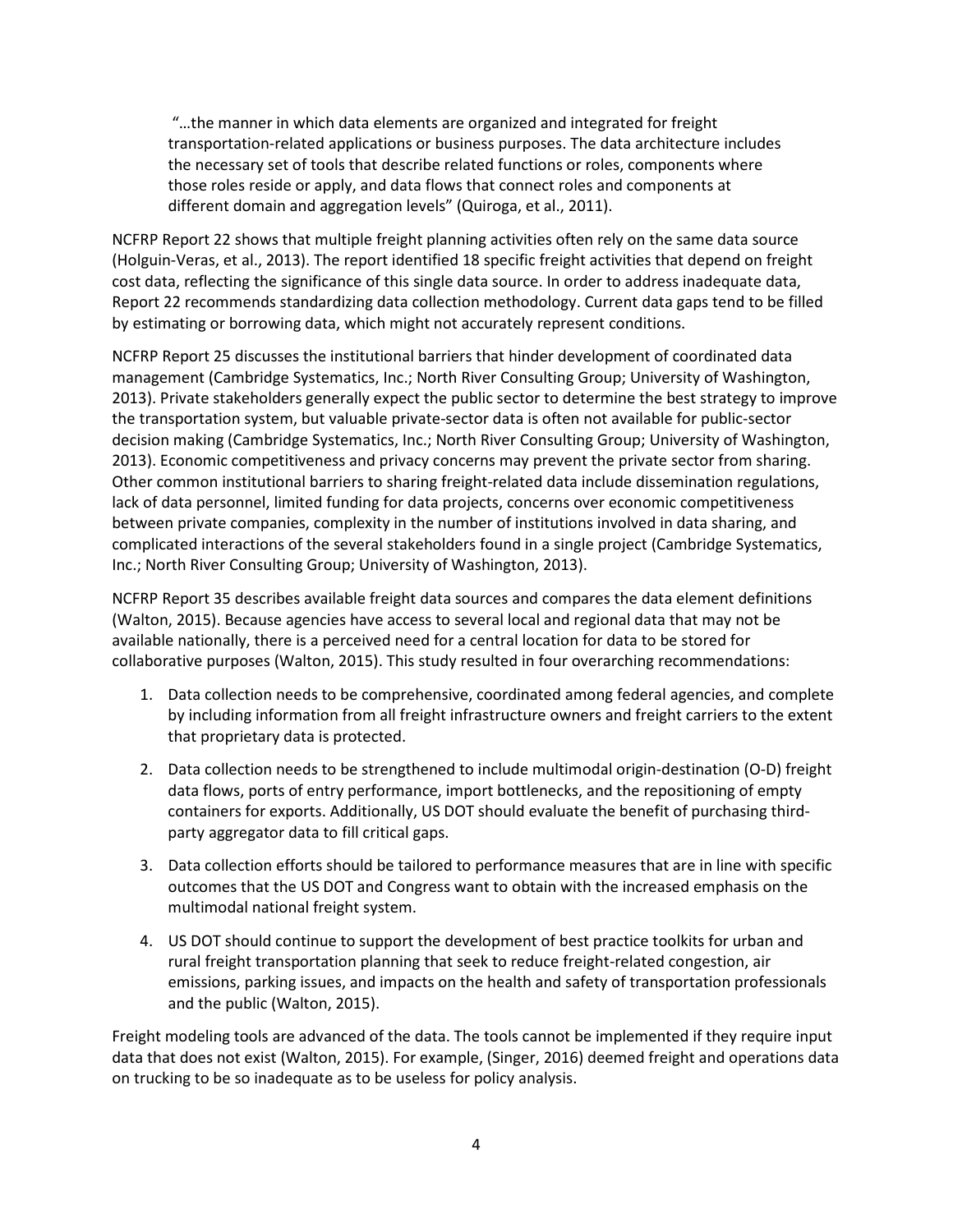"…the manner in which data elements are organized and integrated for freight transportation-related applications or business purposes. The data architecture includes the necessary set of tools that describe related functions or roles, components where those roles reside or apply, and data flows that connect roles and components at different domain and aggregation levels" (Quiroga, et al., 2011).

NCFRP Report 22 shows that multiple freight planning activities often rely on the same data source (Holguin-Veras, et al., 2013). The report identified 18 specific freight activities that depend on freight cost data, reflecting the significance of this single data source. In order to address inadequate data, Report 22 recommends standardizing data collection methodology. Current data gaps tend to be filled by estimating or borrowing data, which might not accurately represent conditions.

NCFRP Report 25 discusses the institutional barriers that hinder development of coordinated data management (Cambridge Systematics, Inc.; North River Consulting Group; University of Washington, 2013). Private stakeholders generally expect the public sector to determine the best strategy to improve the transportation system, but valuable private-sector data is often not available for public-sector decision making (Cambridge Systematics, Inc.; North River Consulting Group; University of Washington, 2013). Economic competitiveness and privacy concerns may prevent the private sector from sharing. Other common institutional barriers to sharing freight-related data include dissemination regulations, lack of data personnel, limited funding for data projects, concerns over economic competitiveness between private companies, complexity in the number of institutions involved in data sharing, and complicated interactions of the several stakeholders found in a single project (Cambridge Systematics, Inc.; North River Consulting Group; University of Washington, 2013).

NCFRP Report 35 describes available freight data sources and compares the data element definitions (Walton, 2015). Because agencies have access to several local and regional data that may not be available nationally, there is a perceived need for a central location for data to be stored for collaborative purposes (Walton, 2015). This study resulted in four overarching recommendations:

1. Data collection needs to be comprehensive, coordinated among federal agencies, and complete by including information from all freight infrastructure owners and freight carriers to the extent that proprietary data is protected.
2. Data collection needs to be strengthened to include multimodal origin-destination (O-D) freight data flows, ports of entry performance, import bottlenecks, and the repositioning of empty containers for exports. Additionally, US DOT should evaluate the benefit of purchasing third-party aggregator data to fill critical gaps.
3. Data collection efforts should be tailored to performance measures that are in line with specific outcomes that the US DOT and Congress want to obtain with the increased emphasis on the multimodal national freight system.
4. US DOT should continue to support the development of best practice toolkits for urban and rural freight transportation planning that seek to reduce freight-related congestion, air emissions, parking issues, and impacts on the health and safety of transportation professionals and the public (Walton, 2015).

Freight modeling tools are advanced of the data. The tools cannot be implemented if they require input data that does not exist (Walton, 2015). For example, (Singer, 2016) deemed freight and operations data on trucking to be so inadequate as to be useless for policy analysis.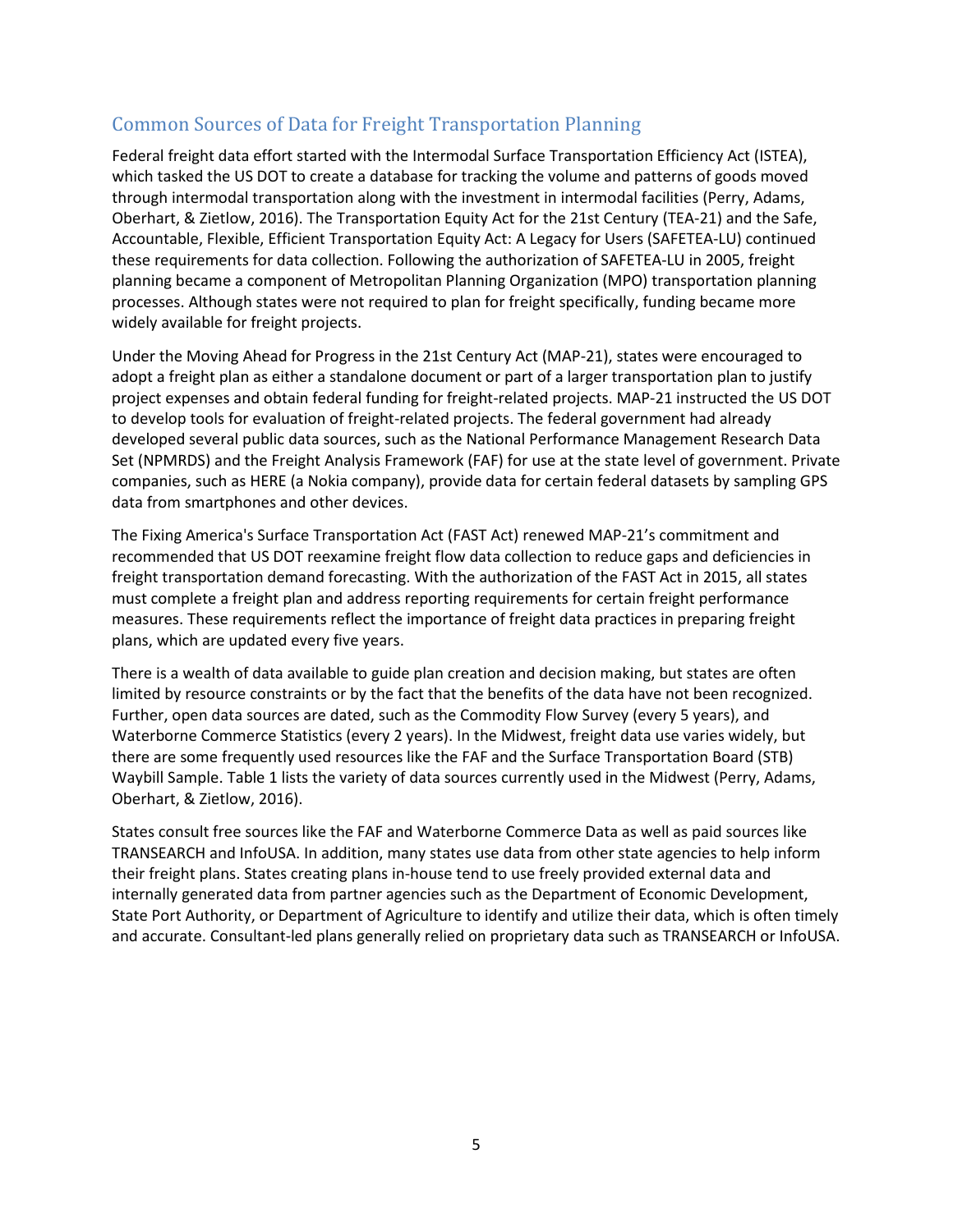## Common Sources of Data for Freight Transportation Planning

Federal freight data effort started with the Intermodal Surface Transportation Efficiency Act (ISTEA), which tasked the US DOT to create a database for tracking the volume and patterns of goods moved through intermodal transportation along with the investment in intermodal facilities (Perry, Adams, Oberhart, & Zietlow, 2016). The Transportation Equity Act for the 21st Century (TEA-21) and the Safe, Accountable, Flexible, Efficient Transportation Equity Act: A Legacy for Users (SAFETEA-LU) continued these requirements for data collection. Following the authorization of SAFETEA-LU in 2005, freight planning became a component of Metropolitan Planning Organization (MPO) transportation planning processes. Although states were not required to plan for freight specifically, funding became more widely available for freight projects.

Under the Moving Ahead for Progress in the 21st Century Act (MAP-21), states were encouraged to adopt a freight plan as either a standalone document or part of a larger transportation plan to justify project expenses and obtain federal funding for freight-related projects. MAP-21 instructed the US DOT to develop tools for evaluation of freight-related projects. The federal government had already developed several public data sources, such as the National Performance Management Research Data Set (NPMRDS) and the Freight Analysis Framework (FAF) for use at the state level of government. Private companies, such as HERE (a Nokia company), provide data for certain federal datasets by sampling GPS data from smartphones and other devices.

The Fixing America's Surface Transportation Act (FAST Act) renewed MAP-21's commitment and recommended that US DOT reexamine freight flow data collection to reduce gaps and deficiencies in freight transportation demand forecasting. With the authorization of the FAST Act in 2015, all states must complete a freight plan and address reporting requirements for certain freight performance measures. These requirements reflect the importance of freight data practices in preparing freight plans, which are updated every five years.

There is a wealth of data available to guide plan creation and decision making, but states are often limited by resource constraints or by the fact that the benefits of the data have not been recognized. Further, open data sources are dated, such as the Commodity Flow Survey (every 5 years), and Waterborne Commerce Statistics (every 2 years). In the Midwest, freight data use varies widely, but there are some frequently used resources like the FAF and the Surface Transportation Board (STB) Waybill Sample. Table 1 lists the variety of data sources currently used in the Midwest (Perry, Adams, Oberhart, & Zietlow, 2016).

States consult free sources like the FAF and Waterborne Commerce Data as well as paid sources like TRANSEARCH and InfoUSA. In addition, many states use data from other state agencies to help inform their freight plans. States creating plans in-house tend to use freely provided external data and internally generated data from partner agencies such as the Department of Economic Development, State Port Authority, or Department of Agriculture to identify and utilize their data, which is often timely and accurate. Consultant-led plans generally relied on proprietary data such as TRANSEARCH or InfoUSA.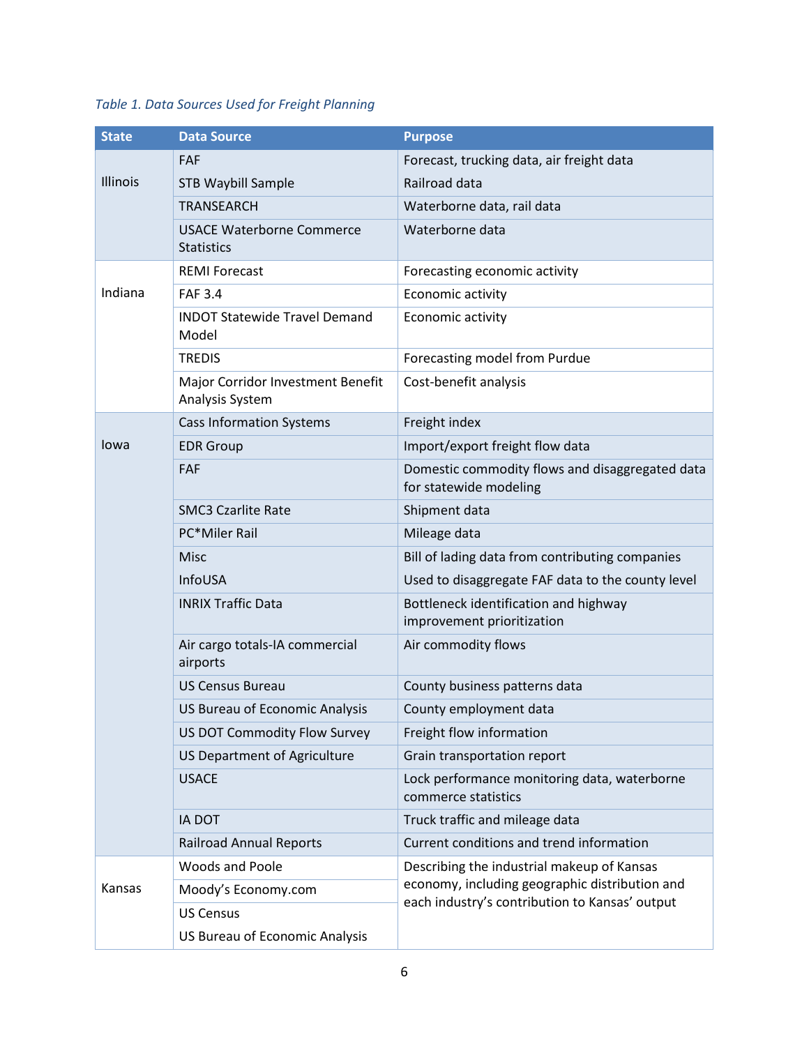*Table 1. Data Sources Used for Freight Planning*

| State | Data Source | Purpose |
|---|---|---|
| Illinois | FAF | Forecast, trucking data, air freight data |
| | STB Waybill Sample | Railroad data |
| | TRANSEARCH | Waterborne data, rail data |
| | USACE Waterborne Commerce Statistics | Waterborne data |
| Indiana | REMI Forecast | Forecasting economic activity |
| | FAF 3.4 | Economic activity |
| | INDOT Statewide Travel Demand Model | Economic activity |
| | TREDIS | Forecasting model from Purdue |
| | Major Corridor Investment Benefit Analysis System | Cost-benefit analysis |
| Iowa | Cass Information Systems | Freight index |
| | EDR Group | Import/export freight flow data |
| | FAF | Domestic commodity flows and disaggregated data for statewide modeling |
| | SMC3 Czarlite Rate | Shipment data |
| | PC*Miler Rail | Mileage data |
| | Misc | Bill of lading data from contributing companies |
| | InfoUSA | Used to disaggregate FAF data to the county level |
| | INRIX Traffic Data | Bottleneck identification and highway improvement prioritization |
| | Air cargo totals-IA commercial airports | Air commodity flows |
| | US Census Bureau | County business patterns data |
| | US Bureau of Economic Analysis | County employment data |
| | US DOT Commodity Flow Survey | Freight flow information |
| | US Department of Agriculture | Grain transportation report |
| | USACE | Lock performance monitoring data, waterborne commerce statistics |
| | IA DOT | Truck traffic and mileage data |
| | Railroad Annual Reports | Current conditions and trend information |
| Kansas | Woods and Poole | Describing the industrial makeup of Kansas economy, including geographic distribution and each industry's contribution to Kansas' output |
| | Moody's Economy.com | |
| | US Census | |
| | US Bureau of Economic Analysis | |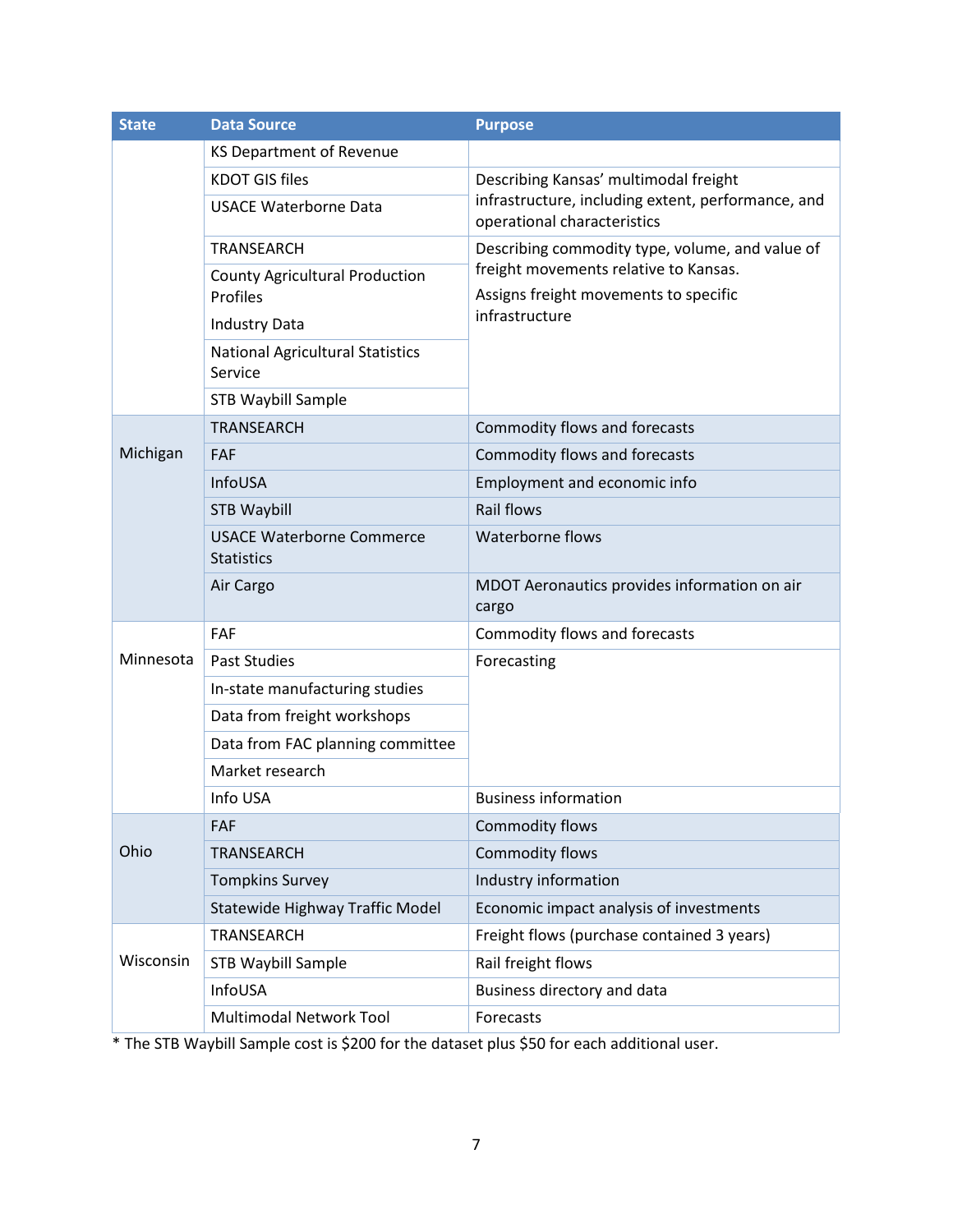| State | Data Source | Purpose |
| --- | --- | --- |
| | KS Department of Revenue | |
| | KDOT GIS files | Describing Kansas' multimodal freight infrastructure, including extent, performance, and operational characteristics |
| | USACE Waterborne Data | |
| | TRANSEARCH | Describing commodity type, volume, and value of freight movements relative to Kansas. Assigns freight movements to specific infrastructure |
| | County Agricultural Production Profiles Industry Data | |
| | National Agricultural Statistics Service | |
| | STB Waybill Sample | |
| Michigan | TRANSEARCH | Commodity flows and forecasts |
| | FAF | Commodity flows and forecasts |
| | InfoUSA | Employment and economic info |
| | STB Waybill | Rail flows |
| | USACE Waterborne Commerce Statistics | Waterborne flows |
| | Air Cargo | MDOT Aeronautics provides information on air cargo |
| Minnesota | FAF | Commodity flows and forecasts |
| | Past Studies | Forecasting |
| | In-state manufacturing studies | |
| | Data from freight workshops | |
| | Data from FAC planning committee | |
| | Market research | |
| | Info USA | Business information |
| Ohio | FAF | Commodity flows |
| | TRANSEARCH | Commodity flows |
| | Tompkins Survey | Industry information |
| | Statewide Highway Traffic Model | Economic impact analysis of investments |
| Wisconsin | TRANSEARCH | Freight flows (purchase contained 3 years) |
| | STB Waybill Sample | Rail freight flows |
| | InfoUSA | Business directory and data |
| | Multimodal Network Tool | Forecasts |

* The STB Waybill Sample cost is $200 for the dataset plus $50 for each additional user.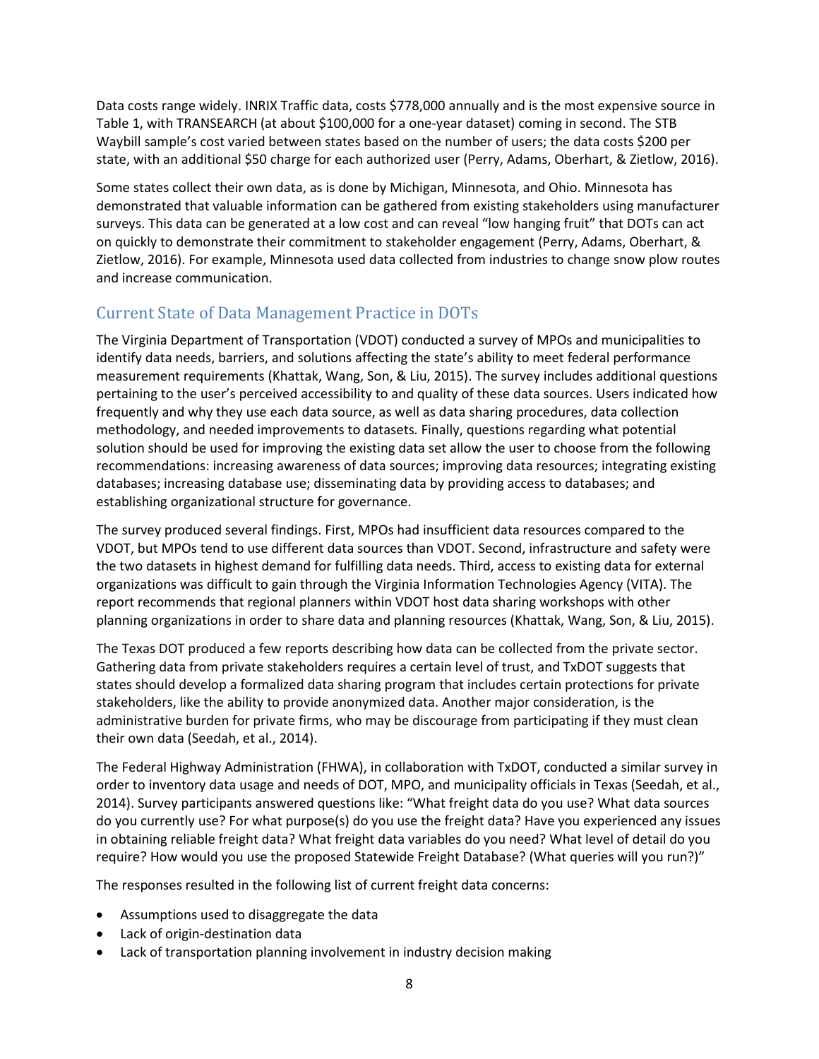Data costs range widely. INRIX Traffic data, costs $778,000 annually and is the most expensive source in Table 1, with TRANSEARCH (at about $100,000 for a one-year dataset) coming in second. The STB Waybill sample's cost varied between states based on the number of users; the data costs $200 per state, with an additional $50 charge for each authorized user (Perry, Adams, Oberhart, & Zietlow, 2016).

Some states collect their own data, as is done by Michigan, Minnesota, and Ohio. Minnesota has demonstrated that valuable information can be gathered from existing stakeholders using manufacturer surveys. This data can be generated at a low cost and can reveal "low hanging fruit" that DOTs can act on quickly to demonstrate their commitment to stakeholder engagement (Perry, Adams, Oberhart, & Zietlow, 2016). For example, Minnesota used data collected from industries to change snow plow routes and increase communication.

## Current State of Data Management Practice in DOTs

The Virginia Department of Transportation (VDOT) conducted a survey of MPOs and municipalities to identify data needs, barriers, and solutions affecting the state's ability to meet federal performance measurement requirements (Khattak, Wang, Son, & Liu, 2015). The survey includes additional questions pertaining to the user's perceived accessibility to and quality of these data sources. Users indicated how frequently and why they use each data source, as well as data sharing procedures, data collection methodology, and needed improvements to datasets. Finally, questions regarding what potential solution should be used for improving the existing data set allow the user to choose from the following recommendations: increasing awareness of data sources; improving data resources; integrating existing databases; increasing database use; disseminating data by providing access to databases; and establishing organizational structure for governance.

The survey produced several findings. First, MPOs had insufficient data resources compared to the VDOT, but MPOs tend to use different data sources than VDOT. Second, infrastructure and safety were the two datasets in highest demand for fulfilling data needs. Third, access to existing data for external organizations was difficult to gain through the Virginia Information Technologies Agency (VITA). The report recommends that regional planners within VDOT host data sharing workshops with other planning organizations in order to share data and planning resources (Khattak, Wang, Son, & Liu, 2015).

The Texas DOT produced a few reports describing how data can be collected from the private sector. Gathering data from private stakeholders requires a certain level of trust, and TxDOT suggests that states should develop a formalized data sharing program that includes certain protections for private stakeholders, like the ability to provide anonymized data. Another major consideration, is the administrative burden for private firms, who may be discourage from participating if they must clean their own data (Seedah, et al., 2014).

The Federal Highway Administration (FHWA), in collaboration with TxDOT, conducted a similar survey in order to inventory data usage and needs of DOT, MPO, and municipality officials in Texas (Seedah, et al., 2014). Survey participants answered questions like: "What freight data do you use? What data sources do you currently use? For what purpose(s) do you use the freight data? Have you experienced any issues in obtaining reliable freight data? What freight data variables do you need? What level of detail do you require? How would you use the proposed Statewide Freight Database? (What queries will you run?)"

The responses resulted in the following list of current freight data concerns:

- Assumptions used to disaggregate the data
- Lack of origin-destination data
- Lack of transportation planning involvement in industry decision making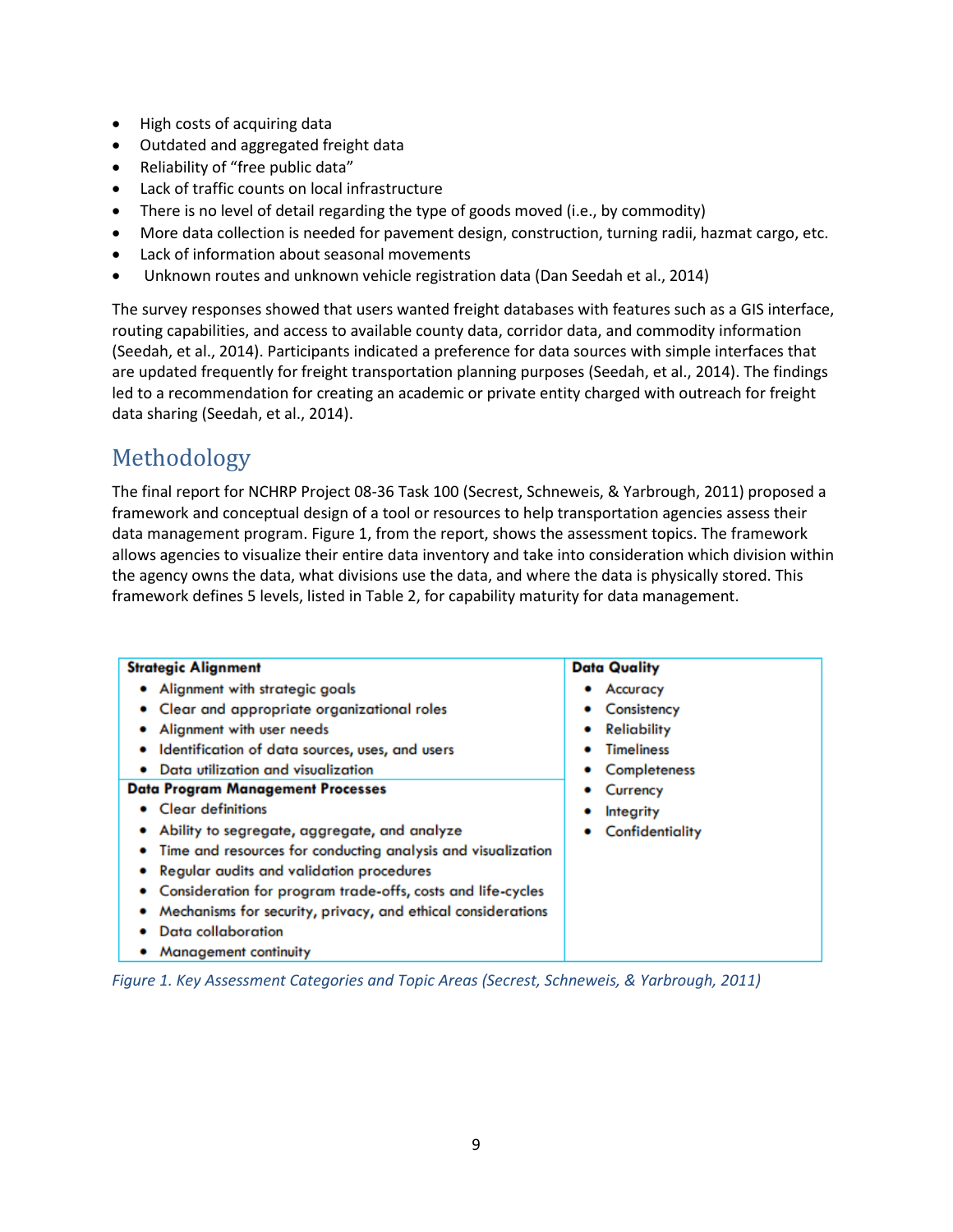- High costs of acquiring data
- Outdated and aggregated freight data
- Reliability of "free public data"
- Lack of traffic counts on local infrastructure
- There is no level of detail regarding the type of goods moved (i.e., by commodity)
- More data collection is needed for pavement design, construction, turning radii, hazmat cargo, etc.
- Lack of information about seasonal movements
- Unknown routes and unknown vehicle registration data (Dan Seedah et al., 2014)

The survey responses showed that users wanted freight databases with features such as a GIS interface, routing capabilities, and access to available county data, corridor data, and commodity information (Seedah, et al., 2014). Participants indicated a preference for data sources with simple interfaces that are updated frequently for freight transportation planning purposes (Seedah, et al., 2014). The findings led to a recommendation for creating an academic or private entity charged with outreach for freight data sharing (Seedah, et al., 2014).

## Methodology

The final report for NCHRP Project 08-36 Task 100 (Secrest, Schneweis, & Yarbrough, 2011) proposed a framework and conceptual design of a tool or resources to help transportation agencies assess their data management program. Figure 1, from the report, shows the assessment topics. The framework allows agencies to visualize their entire data inventory and take into consideration which division within the agency owns the data, what divisions use the data, and where the data is physically stored. This framework defines 5 levels, listed in Table 2, for capability maturity for data management.

| **Strategic Alignment** | **Data Quality** |
|---|---|
| • Alignment with strategic goals<br>• Clear and appropriate organizational roles<br>• Alignment with user needs<br>• Identification of data sources, uses, and users<br>• Data utilization and visualization | • Accuracy<br>• Consistency<br>• Reliability<br>• Timeliness<br>• Completeness<br>• Currency<br>• Integrity<br>• Confidentiality |
| **Data Program Management Processes** | |
| • Clear definitions<br>• Ability to segregate, aggregate, and analyze<br>• Time and resources for conducting analysis and visualization<br>• Regular audits and validation procedures<br>• Consideration for program trade-offs, costs and life-cycles<br>• Mechanisms for security, privacy, and ethical considerations<br>• Data collaboration<br>• Management continuity | |

*Figure 1. Key Assessment Categories and Topic Areas (Secrest, Schneweis, & Yarbrough, 2011)*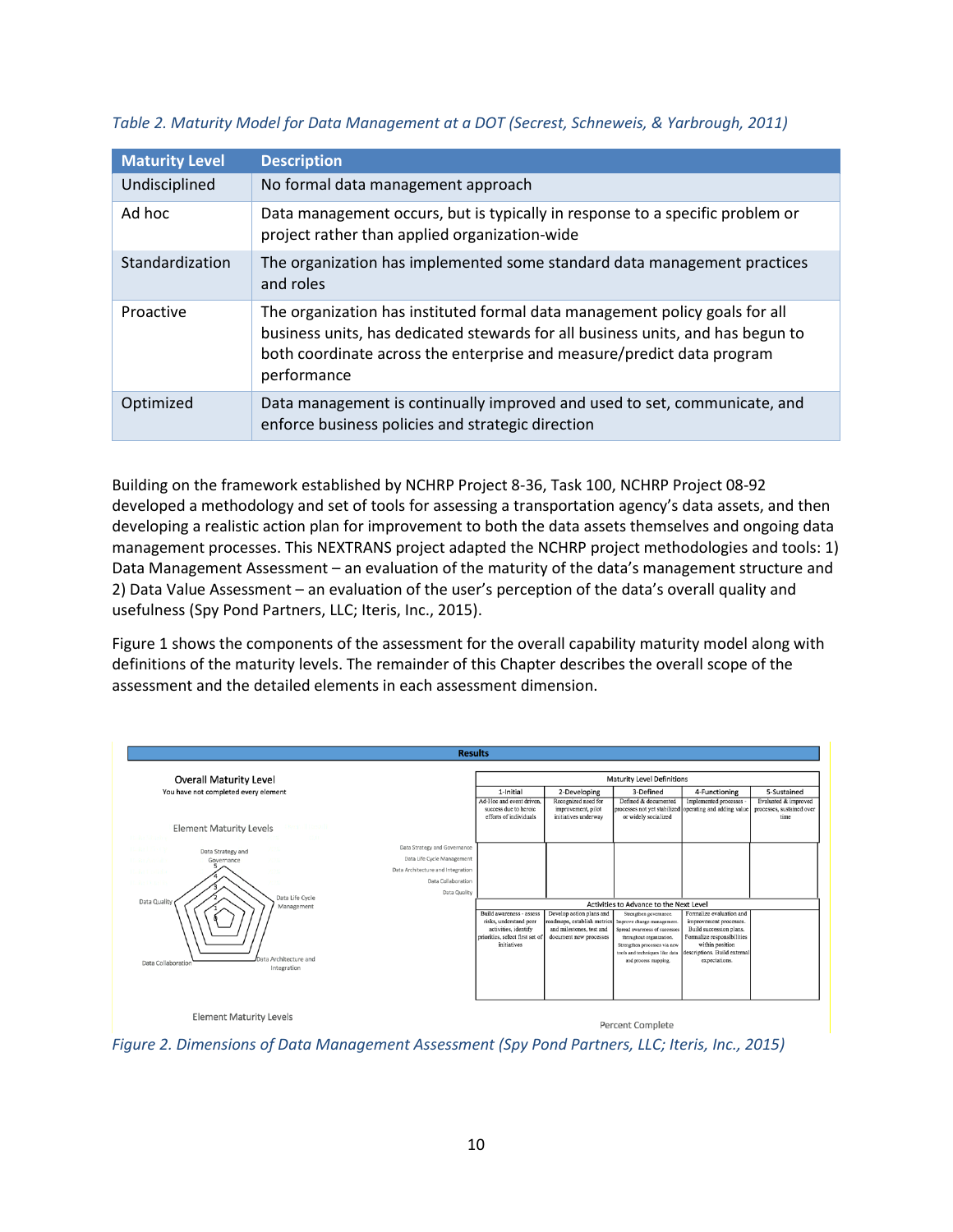*Table 2. Maturity Model for Data Management at a DOT (Secrest, Schneweis, & Yarbrough, 2011)*

| Maturity Level | Description |
|---|---|
| Undisciplined | No formal data management approach |
| Ad hoc | Data management occurs, but is typically in response to a specific problem or project rather than applied organization-wide |
| Standardization | The organization has implemented some standard data management practices and roles |
| Proactive | The organization has instituted formal data management policy goals for all business units, has dedicated stewards for all business units, and has begun to both coordinate across the enterprise and measure/predict data program performance |
| Optimized | Data management is continually improved and used to set, communicate, and enforce business policies and strategic direction |

Building on the framework established by NCHRP Project 8-36, Task 100, NCHRP Project 08-92 developed a methodology and set of tools for assessing a transportation agency's data assets, and then developing a realistic action plan for improvement to both the data assets themselves and ongoing data management processes. This NEXTRANS project adapted the NCHRP project methodologies and tools: 1) Data Management Assessment – an evaluation of the maturity of the data's management structure and 2) Data Value Assessment – an evaluation of the user's perception of the data's overall quality and usefulness (Spy Pond Partners, LLC; Iteris, Inc., 2015).

Figure 1 shows the components of the assessment for the overall capability maturity model along with definitions of the maturity levels. The remainder of this Chapter describes the overall scope of the assessment and the detailed elements in each assessment dimension.

**Results**

Overall Maturity Level

You have not completed every element

Element Maturity Levels

(Radar chart axes: Data Strategy and Governance; Data Life Cycle Management; Data Architecture and Integration; Data Collaboration; Data Quality)

| Maturity Level Definitions | | | | | |
|---|---|---|---|---|---|
| | 1-Initial | 2-Developing | 3-Defined | 4-Functioning | 5-Sustained |
| | Ad-Hoc and event driven, success due to heroic efforts of individuals | Recognized need for improvement, pilot initiatives underway | Defined & documented processes not yet stabilized or widely socialized | Implemented processes - operating and adding value | Evaluated & improved processes, sustained over time |
| Data Strategy and Governance | | | | | |
| Data Life Cycle Management | | | | | |
| Data Architecture and Integration | | | | | |
| Data Collaboration | | | | | |
| Data Quality | | | | | |
| **Activities to Advance to the Next Level** | | | | | |
| | Build awareness - assess risks, understand peer activities, identify priorities, select first set of initiatives | Develop action plans and roadmaps, establish metrics and milestones, test and document new processes | Strengthen governance. Improve change management. Spread awareness of successes throughout organization. Strengthen processes via new tools and techniques like data and process mapping. | Formalize evaluation and improvement processes. Build succession plans. Formalize responsibilities within position descriptions. Build external expectations. | |

Element Maturity Levels

Percent Complete

*Figure 2. Dimensions of Data Management Assessment (Spy Pond Partners, LLC; Iteris, Inc., 2015)*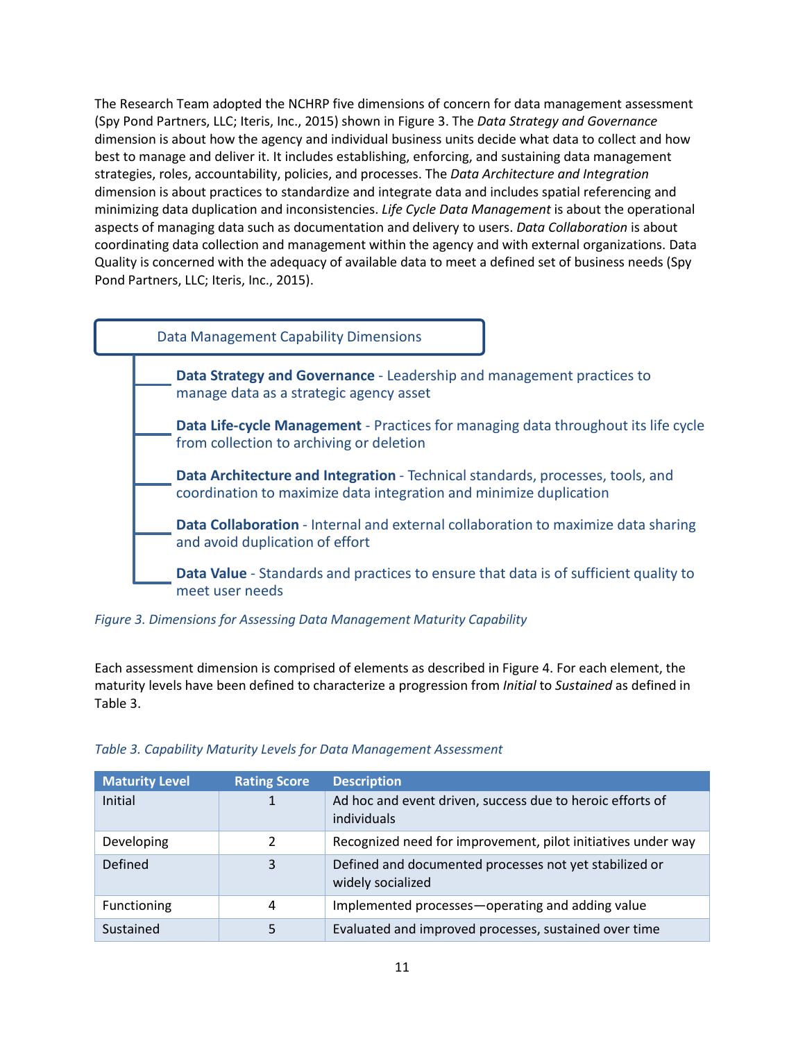The Research Team adopted the NCHRP five dimensions of concern for data management assessment (Spy Pond Partners, LLC; Iteris, Inc., 2015) shown in Figure 3. The *Data Strategy and Governance* dimension is about how the agency and individual business units decide what data to collect and how best to manage and deliver it. It includes establishing, enforcing, and sustaining data management strategies, roles, accountability, policies, and processes. The *Data Architecture and Integration* dimension is about practices to standardize and integrate data and includes spatial referencing and minimizing data duplication and inconsistencies. *Life Cycle Data Management* is about the operational aspects of managing data such as documentation and delivery to users. *Data Collaboration* is about coordinating data collection and management within the agency and with external organizations. Data Quality is concerned with the adequacy of available data to meet a defined set of business needs (Spy Pond Partners, LLC; Iteris, Inc., 2015).

Data Management Capability Dimensions

- **Data Strategy and Governance** - Leadership and management practices to manage data as a strategic agency asset
- **Data Life-cycle Management** - Practices for managing data throughout its life cycle from collection to archiving or deletion
- **Data Architecture and Integration** - Technical standards, processes, tools, and coordination to maximize data integration and minimize duplication
- **Data Collaboration** - Internal and external collaboration to maximize data sharing and avoid duplication of effort
- **Data Value** - Standards and practices to ensure that data is of sufficient quality to meet user needs

*Figure 3. Dimensions for Assessing Data Management Maturity Capability*

Each assessment dimension is comprised of elements as described in Figure 4. For each element, the maturity levels have been defined to characterize a progression from *Initial* to *Sustained* as defined in Table 3.

*Table 3. Capability Maturity Levels for Data Management Assessment*

| Maturity Level | Rating Score | Description |
|---|---|---|
| Initial | 1 | Ad hoc and event driven, success due to heroic efforts of individuals |
| Developing | 2 | Recognized need for improvement, pilot initiatives under way |
| Defined | 3 | Defined and documented processes not yet stabilized or widely socialized |
| Functioning | 4 | Implemented processes—operating and adding value |
| Sustained | 5 | Evaluated and improved processes, sustained over time |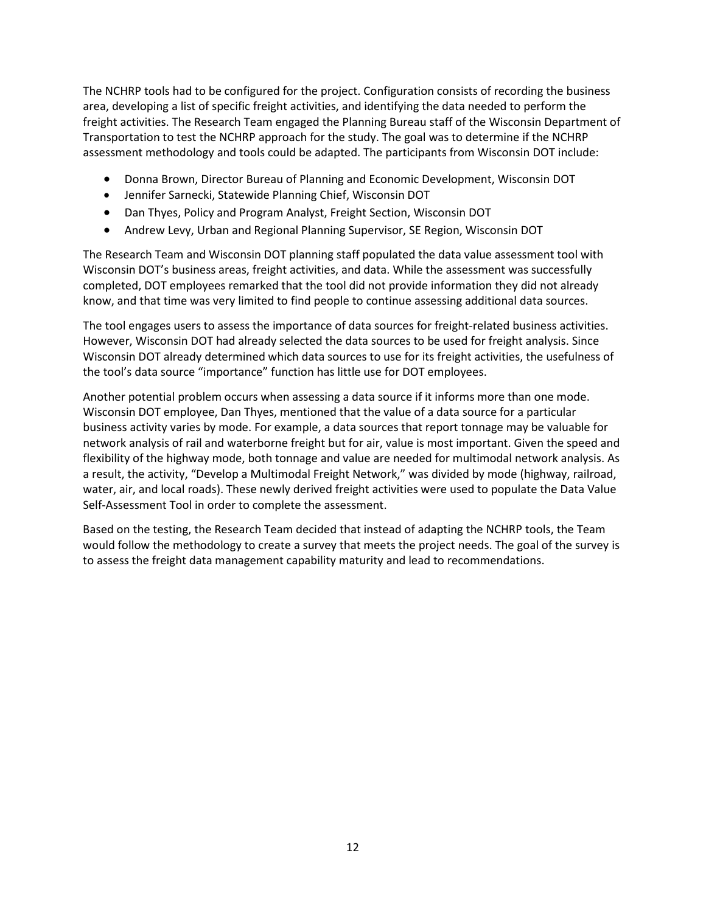The NCHRP tools had to be configured for the project. Configuration consists of recording the business area, developing a list of specific freight activities, and identifying the data needed to perform the freight activities. The Research Team engaged the Planning Bureau staff of the Wisconsin Department of Transportation to test the NCHRP approach for the study. The goal was to determine if the NCHRP assessment methodology and tools could be adapted. The participants from Wisconsin DOT include:

- Donna Brown, Director Bureau of Planning and Economic Development, Wisconsin DOT
- Jennifer Sarnecki, Statewide Planning Chief, Wisconsin DOT
- Dan Thyes, Policy and Program Analyst, Freight Section, Wisconsin DOT
- Andrew Levy, Urban and Regional Planning Supervisor, SE Region, Wisconsin DOT

The Research Team and Wisconsin DOT planning staff populated the data value assessment tool with Wisconsin DOT's business areas, freight activities, and data. While the assessment was successfully completed, DOT employees remarked that the tool did not provide information they did not already know, and that time was very limited to find people to continue assessing additional data sources.

The tool engages users to assess the importance of data sources for freight-related business activities. However, Wisconsin DOT had already selected the data sources to be used for freight analysis. Since Wisconsin DOT already determined which data sources to use for its freight activities, the usefulness of the tool's data source "importance" function has little use for DOT employees.

Another potential problem occurs when assessing a data source if it informs more than one mode. Wisconsin DOT employee, Dan Thyes, mentioned that the value of a data source for a particular business activity varies by mode. For example, a data sources that report tonnage may be valuable for network analysis of rail and waterborne freight but for air, value is most important. Given the speed and flexibility of the highway mode, both tonnage and value are needed for multimodal network analysis. As a result, the activity, "Develop a Multimodal Freight Network," was divided by mode (highway, railroad, water, air, and local roads). These newly derived freight activities were used to populate the Data Value Self-Assessment Tool in order to complete the assessment.

Based on the testing, the Research Team decided that instead of adapting the NCHRP tools, the Team would follow the methodology to create a survey that meets the project needs. The goal of the survey is to assess the freight data management capability maturity and lead to recommendations.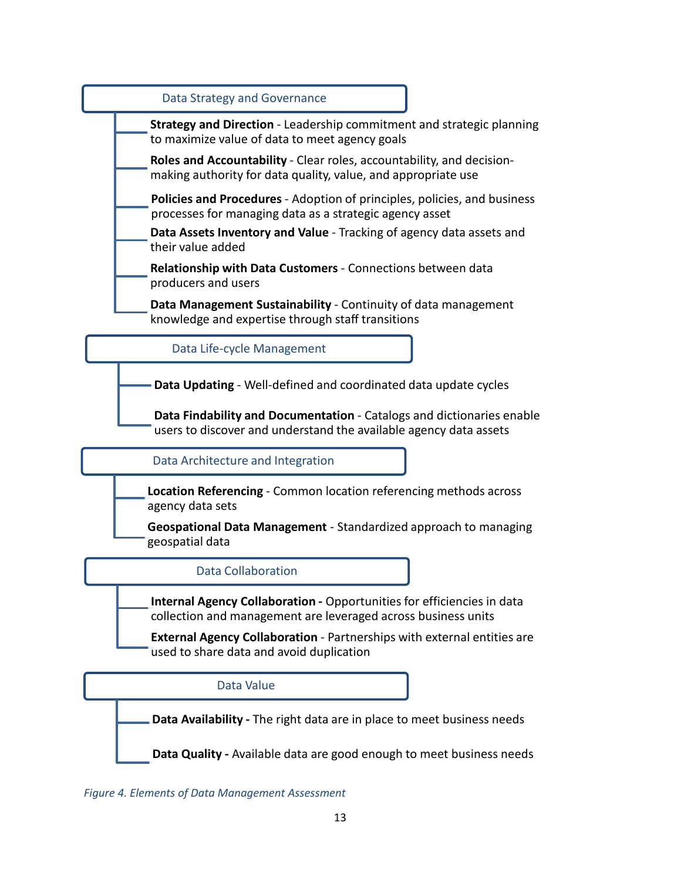**Data Strategy and Governance**

- **Strategy and Direction** - Leadership commitment and strategic planning to maximize value of data to meet agency goals
- **Roles and Accountability** - Clear roles, accountability, and decision-making authority for data quality, value, and appropriate use
- **Policies and Procedures** - Adoption of principles, policies, and business processes for managing data as a strategic agency asset
- **Data Assets Inventory and Value** - Tracking of agency data assets and their value added
- **Relationship with Data Customers** - Connections between data producers and users
- **Data Management Sustainability** - Continuity of data management knowledge and expertise through staff transitions

**Data Life-cycle Management**

- **Data Updating** - Well-defined and coordinated data update cycles
- **Data Findability and Documentation** - Catalogs and dictionaries enable users to discover and understand the available agency data assets

**Data Architecture and Integration**

- **Location Referencing** - Common location referencing methods across agency data sets
- **Geospatial Data Management** - Standardized approach to managing geospatial data

**Data Collaboration**

- **Internal Agency Collaboration -** Opportunities for efficiencies in data collection and management are leveraged across business units
- **External Agency Collaboration** - Partnerships with external entities are used to share data and avoid duplication

**Data Value**

- **Data Availability -** The right data are in place to meet business needs
- **Data Quality -** Available data are good enough to meet business needs

*Figure 4. Elements of Data Management Assessment*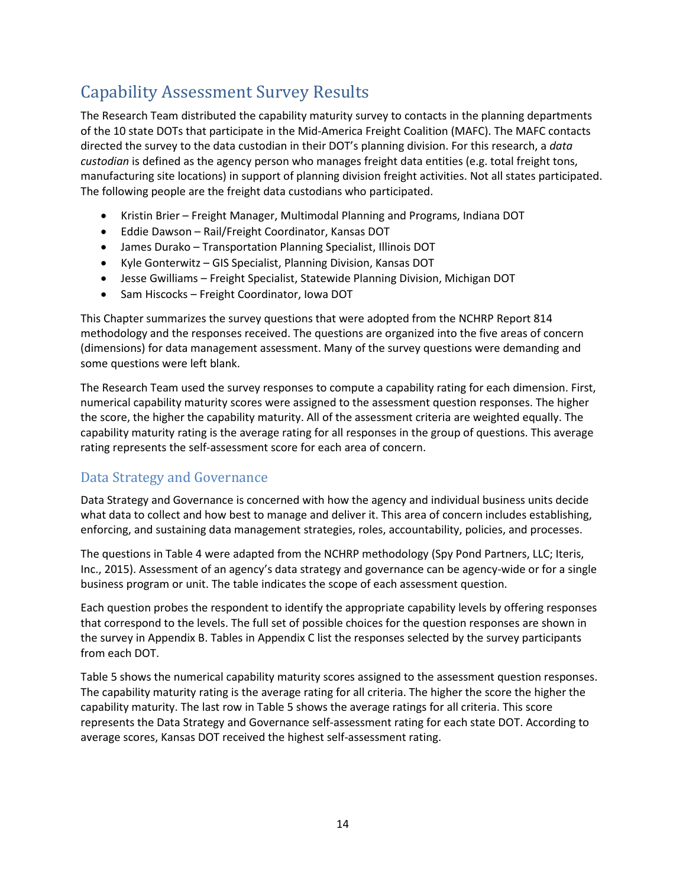## Capability Assessment Survey Results

The Research Team distributed the capability maturity survey to contacts in the planning departments of the 10 state DOTs that participate in the Mid-America Freight Coalition (MAFC). The MAFC contacts directed the survey to the data custodian in their DOT's planning division. For this research, a *data custodian* is defined as the agency person who manages freight data entities (e.g. total freight tons, manufacturing site locations) in support of planning division freight activities. Not all states participated. The following people are the freight data custodians who participated.

- Kristin Brier – Freight Manager, Multimodal Planning and Programs, Indiana DOT
- Eddie Dawson – Rail/Freight Coordinator, Kansas DOT
- James Durako – Transportation Planning Specialist, Illinois DOT
- Kyle Gonterwitz – GIS Specialist, Planning Division, Kansas DOT
- Jesse Gwilliams – Freight Specialist, Statewide Planning Division, Michigan DOT
- Sam Hiscocks – Freight Coordinator, Iowa DOT

This Chapter summarizes the survey questions that were adopted from the NCHRP Report 814 methodology and the responses received. The questions are organized into the five areas of concern (dimensions) for data management assessment. Many of the survey questions were demanding and some questions were left blank.

The Research Team used the survey responses to compute a capability rating for each dimension. First, numerical capability maturity scores were assigned to the assessment question responses. The higher the score, the higher the capability maturity. All of the assessment criteria are weighted equally. The capability maturity rating is the average rating for all responses in the group of questions. This average rating represents the self-assessment score for each area of concern.

### Data Strategy and Governance

Data Strategy and Governance is concerned with how the agency and individual business units decide what data to collect and how best to manage and deliver it. This area of concern includes establishing, enforcing, and sustaining data management strategies, roles, accountability, policies, and processes.

The questions in Table 4 were adapted from the NCHRP methodology (Spy Pond Partners, LLC; Iteris, Inc., 2015). Assessment of an agency's data strategy and governance can be agency-wide or for a single business program or unit. The table indicates the scope of each assessment question.

Each question probes the respondent to identify the appropriate capability levels by offering responses that correspond to the levels. The full set of possible choices for the question responses are shown in the survey in Appendix B. Tables in Appendix C list the responses selected by the survey participants from each DOT.

Table 5 shows the numerical capability maturity scores assigned to the assessment question responses. The capability maturity rating is the average rating for all criteria. The higher the score the higher the capability maturity. The last row in Table 5 shows the average ratings for all criteria. This score represents the Data Strategy and Governance self-assessment rating for each state DOT. According to average scores, Kansas DOT received the highest self-assessment rating.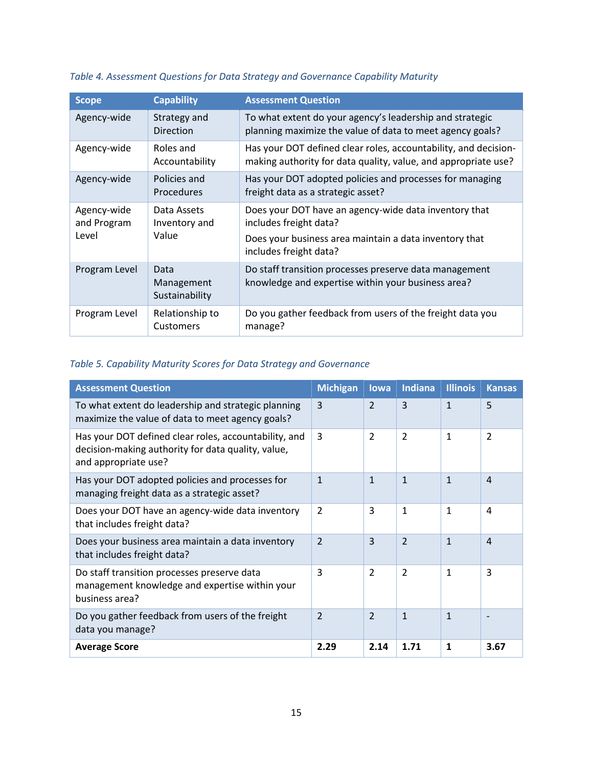*Table 4. Assessment Questions for Data Strategy and Governance Capability Maturity*

| Scope | Capability | Assessment Question |
|---|---|---|
| Agency-wide | Strategy and Direction | To what extent do your agency's leadership and strategic planning maximize the value of data to meet agency goals? |
| Agency-wide | Roles and Accountability | Has your DOT defined clear roles, accountability, and decision-making authority for data quality, value, and appropriate use? |
| Agency-wide | Policies and Procedures | Has your DOT adopted policies and processes for managing freight data as a strategic asset? |
| Agency-wide and Program Level | Data Assets Inventory and Value | Does your DOT have an agency-wide data inventory that includes freight data? Does your business area maintain a data inventory that includes freight data? |
| Program Level | Data Management Sustainability | Do staff transition processes preserve data management knowledge and expertise within your business area? |
| Program Level | Relationship to Customers | Do you gather feedback from users of the freight data you manage? |

*Table 5. Capability Maturity Scores for Data Strategy and Governance*

| Assessment Question | Michigan | Iowa | Indiana | Illinois | Kansas |
|---|---|---|---|---|---|
| To what extent do leadership and strategic planning maximize the value of data to meet agency goals? | 3 | 2 | 3 | 1 | 5 |
| Has your DOT defined clear roles, accountability, and decision-making authority for data quality, value, and appropriate use? | 3 | 2 | 2 | 1 | 2 |
| Has your DOT adopted policies and processes for managing freight data as a strategic asset? | 1 | 1 | 1 | 1 | 4 |
| Does your DOT have an agency-wide data inventory that includes freight data? | 2 | 3 | 1 | 1 | 4 |
| Does your business area maintain a data inventory that includes freight data? | 2 | 3 | 2 | 1 | 4 |
| Do staff transition processes preserve data management knowledge and expertise within your business area? | 3 | 2 | 2 | 1 | 3 |
| Do you gather feedback from users of the freight data you manage? | 2 | 2 | 1 | 1 | - |
| **Average Score** | **2.29** | **2.14** | **1.71** | **1** | **3.67** |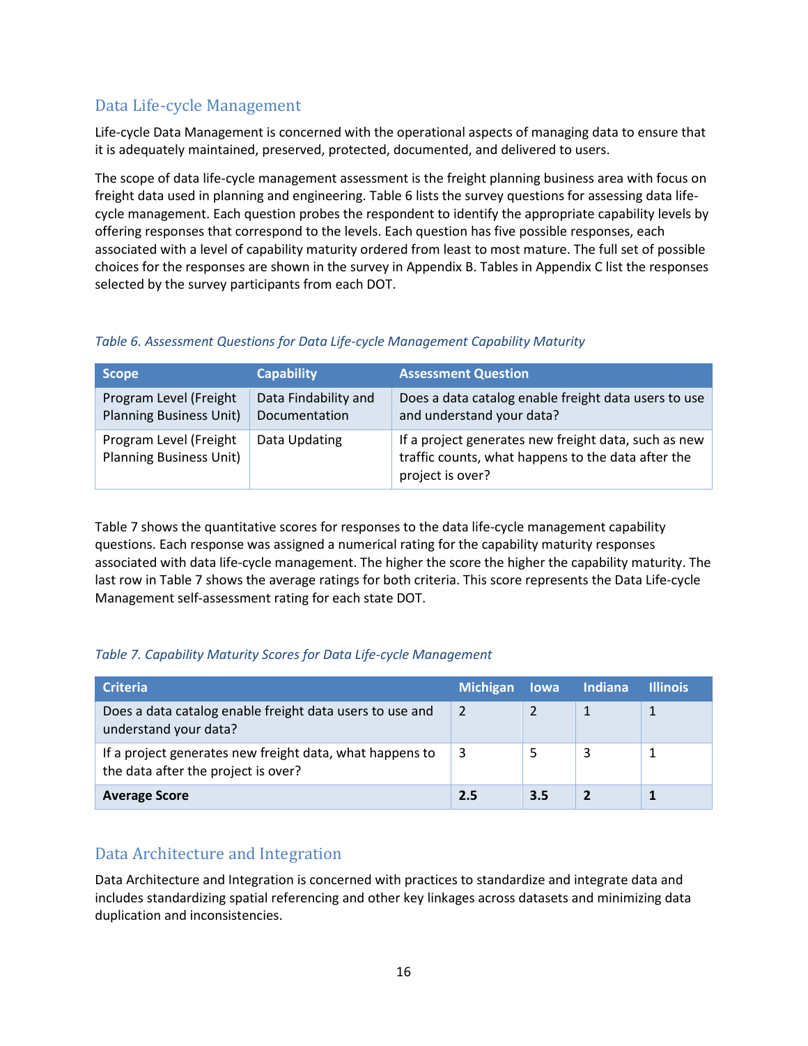## Data Life-cycle Management

Life-cycle Data Management is concerned with the operational aspects of managing data to ensure that it is adequately maintained, preserved, protected, documented, and delivered to users.

The scope of data life-cycle management assessment is the freight planning business area with focus on freight data used in planning and engineering. Table 6 lists the survey questions for assessing data life-cycle management. Each question probes the respondent to identify the appropriate capability levels by offering responses that correspond to the levels. Each question has five possible responses, each associated with a level of capability maturity ordered from least to most mature. The full set of possible choices for the responses are shown in the survey in Appendix B. Tables in Appendix C list the responses selected by the survey participants from each DOT.

*Table 6. Assessment Questions for Data Life-cycle Management Capability Maturity*

| Scope | Capability | Assessment Question |
|---|---|---|
| Program Level (Freight Planning Business Unit) | Data Findability and Documentation | Does a data catalog enable freight data users to use and understand your data? |
| Program Level (Freight Planning Business Unit) | Data Updating | If a project generates new freight data, such as new traffic counts, what happens to the data after the project is over? |

Table 7 shows the quantitative scores for responses to the data life-cycle management capability questions. Each response was assigned a numerical rating for the capability maturity responses associated with data life-cycle management. The higher the score the higher the capability maturity. The last row in Table 7 shows the average ratings for both criteria. This score represents the Data Life-cycle Management self-assessment rating for each state DOT.

*Table 7. Capability Maturity Scores for Data Life-cycle Management*

| Criteria | Michigan | Iowa | Indiana | Illinois |
|---|---|---|---|---|
| Does a data catalog enable freight data users to use and understand your data? | 2 | 2 | 1 | 1 |
| If a project generates new freight data, what happens to the data after the project is over? | 3 | 5 | 3 | 1 |
| **Average Score** | **2.5** | **3.5** | **2** | **1** |

## Data Architecture and Integration

Data Architecture and Integration is concerned with practices to standardize and integrate data and includes standardizing spatial referencing and other key linkages across datasets and minimizing data duplication and inconsistencies.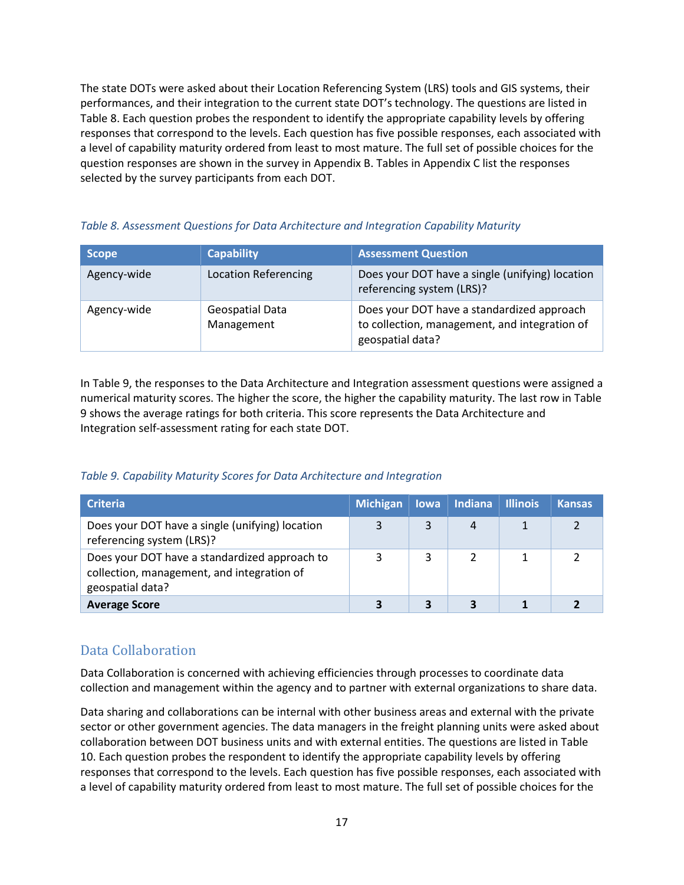The state DOTs were asked about their Location Referencing System (LRS) tools and GIS systems, their performances, and their integration to the current state DOT's technology. The questions are listed in Table 8. Each question probes the respondent to identify the appropriate capability levels by offering responses that correspond to the levels. Each question has five possible responses, each associated with a level of capability maturity ordered from least to most mature. The full set of possible choices for the question responses are shown in the survey in Appendix B. Tables in Appendix C list the responses selected by the survey participants from each DOT.

*Table 8. Assessment Questions for Data Architecture and Integration Capability Maturity*

| Scope | Capability | Assessment Question |
|---|---|---|
| Agency-wide | Location Referencing | Does your DOT have a single (unifying) location referencing system (LRS)? |
| Agency-wide | Geospatial Data Management | Does your DOT have a standardized approach to collection, management, and integration of geospatial data? |

In Table 9, the responses to the Data Architecture and Integration assessment questions were assigned a numerical maturity scores. The higher the score, the higher the capability maturity. The last row in Table 9 shows the average ratings for both criteria. This score represents the Data Architecture and Integration self-assessment rating for each state DOT.

*Table 9. Capability Maturity Scores for Data Architecture and Integration*

| Criteria | Michigan | Iowa | Indiana | Illinois | Kansas |
|---|---|---|---|---|---|
| Does your DOT have a single (unifying) location referencing system (LRS)? | 3 | 3 | 4 | 1 | 2 |
| Does your DOT have a standardized approach to collection, management, and integration of geospatial data? | 3 | 3 | 2 | 1 | 2 |
| **Average Score** | **3** | **3** | **3** | **1** | **2** |

## Data Collaboration

Data Collaboration is concerned with achieving efficiencies through processes to coordinate data collection and management within the agency and to partner with external organizations to share data.

Data sharing and collaborations can be internal with other business areas and external with the private sector or other government agencies. The data managers in the freight planning units were asked about collaboration between DOT business units and with external entities. The questions are listed in Table 10. Each question probes the respondent to identify the appropriate capability levels by offering responses that correspond to the levels. Each question has five possible responses, each associated with a level of capability maturity ordered from least to most mature. The full set of possible choices for the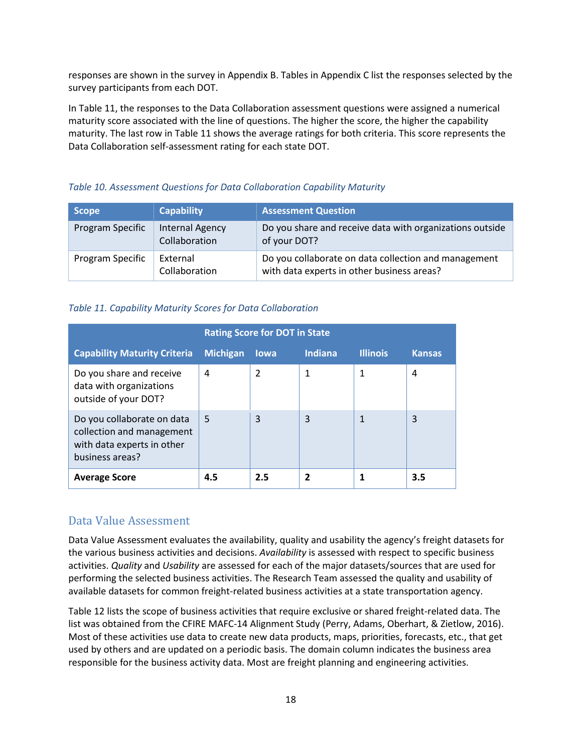responses are shown in the survey in Appendix B. Tables in Appendix C list the responses selected by the survey participants from each DOT.

In Table 11, the responses to the Data Collaboration assessment questions were assigned a numerical maturity score associated with the line of questions. The higher the score, the higher the capability maturity. The last row in Table 11 shows the average ratings for both criteria. This score represents the Data Collaboration self-assessment rating for each state DOT.

*Table 10. Assessment Questions for Data Collaboration Capability Maturity*

| Scope | Capability | Assessment Question |
|---|---|---|
| Program Specific | Internal Agency Collaboration | Do you share and receive data with organizations outside of your DOT? |
| Program Specific | External Collaboration | Do you collaborate on data collection and management with data experts in other business areas? |

*Table 11. Capability Maturity Scores for Data Collaboration*

| | Rating Score for DOT in State | | | | |
|---|---|---|---|---|---|
| **Capability Maturity Criteria** | **Michigan** | **Iowa** | **Indiana** | **Illinois** | **Kansas** |
| Do you share and receive data with organizations outside of your DOT? | 4 | 2 | 1 | 1 | 4 |
| Do you collaborate on data collection and management with data experts in other business areas? | 5 | 3 | 3 | 1 | 3 |
| **Average Score** | **4.5** | **2.5** | **2** | **1** | **3.5** |

## Data Value Assessment

Data Value Assessment evaluates the availability, quality and usability the agency's freight datasets for the various business activities and decisions. *Availability* is assessed with respect to specific business activities. *Quality* and *Usability* are assessed for each of the major datasets/sources that are used for performing the selected business activities. The Research Team assessed the quality and usability of available datasets for common freight-related business activities at a state transportation agency.

Table 12 lists the scope of business activities that require exclusive or shared freight-related data. The list was obtained from the CFIRE MAFC-14 Alignment Study (Perry, Adams, Oberhart, & Zietlow, 2016). Most of these activities use data to create new data products, maps, priorities, forecasts, etc., that get used by others and are updated on a periodic basis. The domain column indicates the business area responsible for the business activity data. Most are freight planning and engineering activities.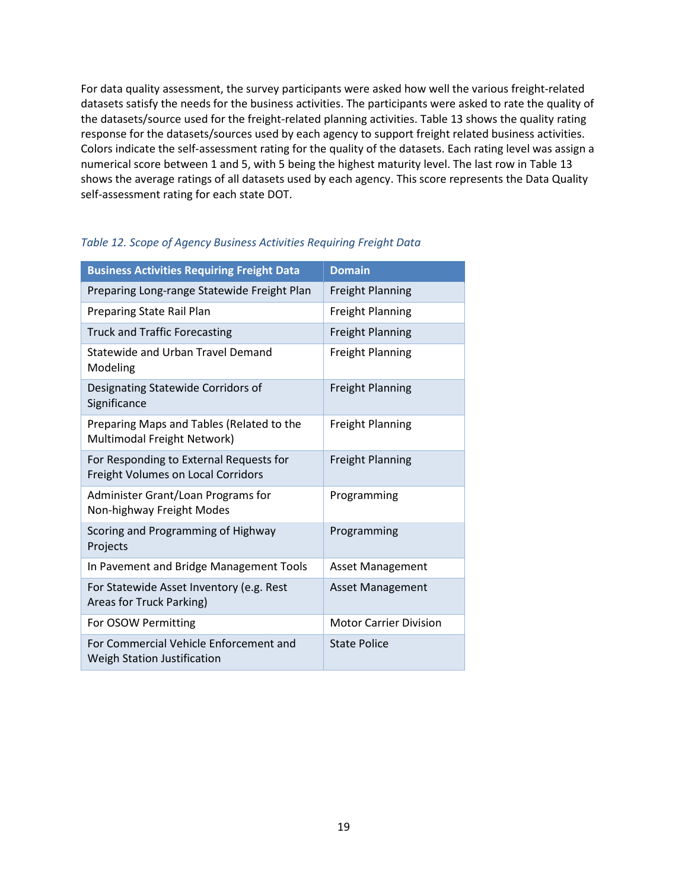For data quality assessment, the survey participants were asked how well the various freight-related datasets satisfy the needs for the business activities. The participants were asked to rate the quality of the datasets/source used for the freight-related planning activities. Table 13 shows the quality rating response for the datasets/sources used by each agency to support freight related business activities. Colors indicate the self-assessment rating for the quality of the datasets. Each rating level was assign a numerical score between 1 and 5, with 5 being the highest maturity level. The last row in Table 13 shows the average ratings of all datasets used by each agency. This score represents the Data Quality self-assessment rating for each state DOT.

*Table 12. Scope of Agency Business Activities Requiring Freight Data*

| Business Activities Requiring Freight Data | Domain |
| --- | --- |
| Preparing Long-range Statewide Freight Plan | Freight Planning |
| Preparing State Rail Plan | Freight Planning |
| Truck and Traffic Forecasting | Freight Planning |
| Statewide and Urban Travel Demand Modeling | Freight Planning |
| Designating Statewide Corridors of Significance | Freight Planning |
| Preparing Maps and Tables (Related to the Multimodal Freight Network) | Freight Planning |
| For Responding to External Requests for Freight Volumes on Local Corridors | Freight Planning |
| Administer Grant/Loan Programs for Non-highway Freight Modes | Programming |
| Scoring and Programming of Highway Projects | Programming |
| In Pavement and Bridge Management Tools | Asset Management |
| For Statewide Asset Inventory (e.g. Rest Areas for Truck Parking) | Asset Management |
| For OSOW Permitting | Motor Carrier Division |
| For Commercial Vehicle Enforcement and Weigh Station Justification | State Police |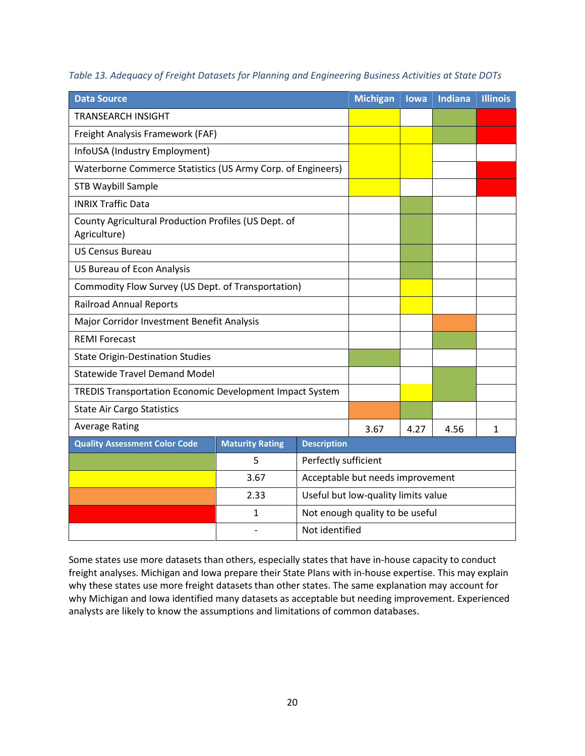*Table 13. Adequacy of Freight Datasets for Planning and Engineering Business Activities at State DOTs*

| Data Source | Michigan | Iowa | Indiana | Illinois |
|---|---|---|---|---|
| TRANSEARCH INSIGHT | Yellow | | Green | Red |
| Freight Analysis Framework (FAF) | Yellow | Yellow | Green | Red |
| InfoUSA (Industry Employment) | Yellow | Yellow | | |
| Waterborne Commerce Statistics (US Army Corp. of Engineers) | Yellow | Yellow | | Red |
| STB Waybill Sample | Yellow | | | Red |
| INRIX Traffic Data | | Green | | |
| County Agricultural Production Profiles (US Dept. of Agriculture) | | Green | | |
| US Census Bureau | | Green | | |
| US Bureau of Econ Analysis | | Green | | |
| Commodity Flow Survey (US Dept. of Transportation) | | Yellow | | |
| Railroad Annual Reports | | Yellow | | |
| Major Corridor Investment Benefit Analysis | | | Orange | |
| REMI Forecast | | | Green | |
| State Origin-Destination Studies | Green | | | |
| Statewide Travel Demand Model | | | Green | |
| TREDIS Transportation Economic Development Impact System | | Yellow | Green | |
| State Air Cargo Statistics | Orange | Green | | |
| Average Rating | 3.67 | 4.27 | 4.56 | 1 |

| Quality Assessment Color Code | Maturity Rating | Description |
|---|---|---|
| Green | 5 | Perfectly sufficient |
| Yellow | 3.67 | Acceptable but needs improvement |
| Orange | 2.33 | Useful but low-quality limits value |
| Red | 1 | Not enough quality to be useful |
| (blank) | - | Not identified |

Some states use more datasets than others, especially states that have in-house capacity to conduct freight analyses. Michigan and Iowa prepare their State Plans with in-house expertise. This may explain why these states use more freight datasets than other states. The same explanation may account for why Michigan and Iowa identified many datasets as acceptable but needing improvement. Experienced analysts are likely to know the assumptions and limitations of common databases.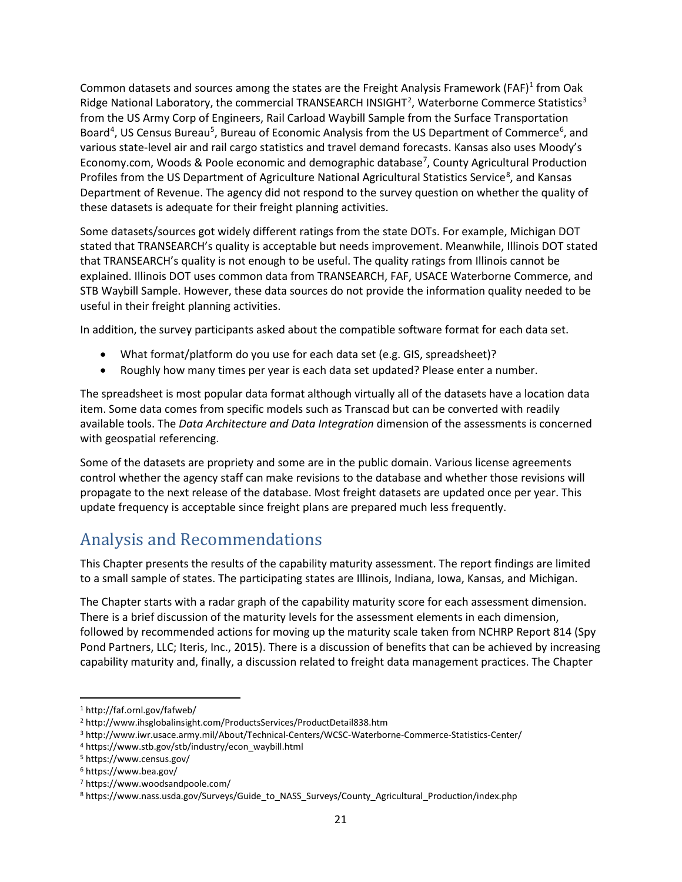Common datasets and sources among the states are the Freight Analysis Framework (FAF)[1] from Oak Ridge National Laboratory, the commercial TRANSEARCH INSIGHT[2], Waterborne Commerce Statistics[3] from the US Army Corp of Engineers, Rail Carload Waybill Sample from the Surface Transportation Board[4], US Census Bureau[5], Bureau of Economic Analysis from the US Department of Commerce[6], and various state-level air and rail cargo statistics and travel demand forecasts. Kansas also uses Moody's Economy.com, Woods & Poole economic and demographic database[7], County Agricultural Production Profiles from the US Department of Agriculture National Agricultural Statistics Service[8], and Kansas Department of Revenue. The agency did not respond to the survey question on whether the quality of these datasets is adequate for their freight planning activities.

Some datasets/sources got widely different ratings from the state DOTs. For example, Michigan DOT stated that TRANSEARCH's quality is acceptable but needs improvement. Meanwhile, Illinois DOT stated that TRANSEARCH's quality is not enough to be useful. The quality ratings from Illinois cannot be explained. Illinois DOT uses common data from TRANSEARCH, FAF, USACE Waterborne Commerce, and STB Waybill Sample. However, these data sources do not provide the information quality needed to be useful in their freight planning activities.

In addition, the survey participants asked about the compatible software format for each data set.

- What format/platform do you use for each data set (e.g. GIS, spreadsheet)?
- Roughly how many times per year is each data set updated? Please enter a number.

The spreadsheet is most popular data format although virtually all of the datasets have a location data item. Some data comes from specific models such as Transcad but can be converted with readily available tools. The *Data Architecture and Data Integration* dimension of the assessments is concerned with geospatial referencing.

Some of the datasets are propriety and some are in the public domain. Various license agreements control whether the agency staff can make revisions to the database and whether those revisions will propagate to the next release of the database. Most freight datasets are updated once per year. This update frequency is acceptable since freight plans are prepared much less frequently.

# Analysis and Recommendations

This Chapter presents the results of the capability maturity assessment. The report findings are limited to a small sample of states. The participating states are Illinois, Indiana, Iowa, Kansas, and Michigan.

The Chapter starts with a radar graph of the capability maturity score for each assessment dimension. There is a brief discussion of the maturity levels for the assessment elements in each dimension, followed by recommended actions for moving up the maturity scale taken from NCHRP Report 814 (Spy Pond Partners, LLC; Iteris, Inc., 2015). There is a discussion of benefits that can be achieved by increasing capability maturity and, finally, a discussion related to freight data management practices. The Chapter

[1] http://faf.ornl.gov/fafweb/

[2] http://www.ihsglobalinsight.com/ProductsServices/ProductDetail838.htm

[3] http://www.iwr.usace.army.mil/About/Technical-Centers/WCSC-Waterborne-Commerce-Statistics-Center/

[4] https://www.stb.gov/stb/industry/econ_waybill.html

[5] https://www.census.gov/

[6] https://www.bea.gov/

[7] https://www.woodsandpoole.com/

[8] https://www.nass.usda.gov/Surveys/Guide_to_NASS_Surveys/County_Agricultural_Production/index.php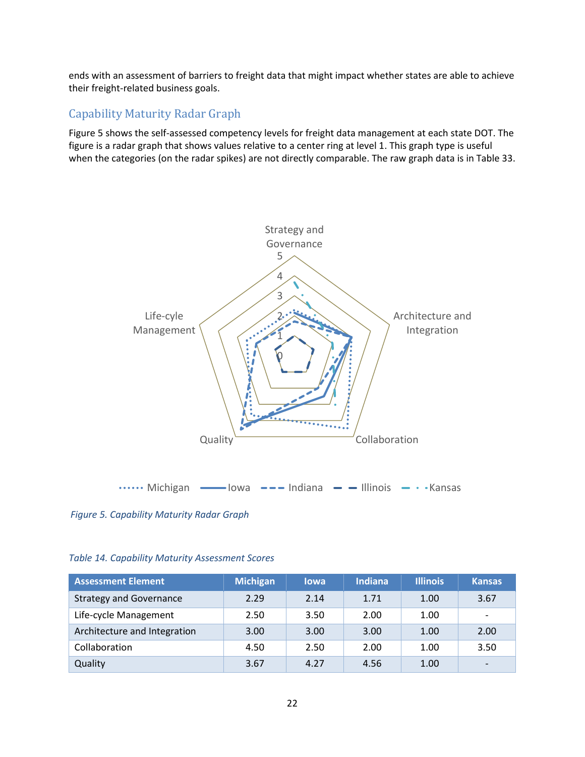ends with an assessment of barriers to freight data that might impact whether states are able to achieve their freight-related business goals.

## Capability Maturity Radar Graph

Figure 5 shows the self-assessed competency levels for freight data management at each state DOT. The figure is a radar graph that shows values relative to a center ring at level 1. This graph type is useful when the categories (on the radar spikes) are not directly comparable. The raw graph data is in Table 33.

*Figure 5. Capability Maturity Radar Graph*

*Table 14. Capability Maturity Assessment Scores*

| Assessment Element | Michigan | Iowa | Indiana | Illinois | Kansas |
|---|---|---|---|---|---|
| Strategy and Governance | 2.29 | 2.14 | 1.71 | 1.00 | 3.67 |
| Life-cycle Management | 2.50 | 3.50 | 2.00 | 1.00 | - |
| Architecture and Integration | 3.00 | 3.00 | 3.00 | 1.00 | 2.00 |
| Collaboration | 4.50 | 2.50 | 2.00 | 1.00 | 3.50 |
| Quality | 3.67 | 4.27 | 4.56 | 1.00 | - |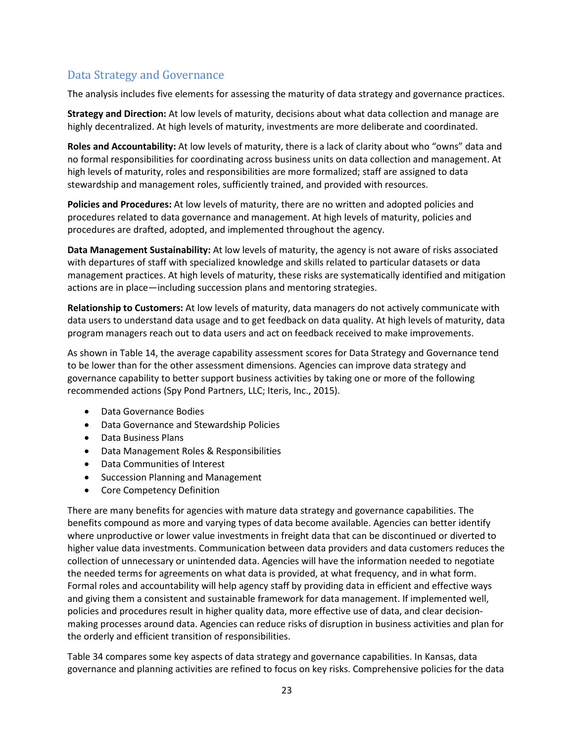## Data Strategy and Governance

The analysis includes five elements for assessing the maturity of data strategy and governance practices.

**Strategy and Direction:** At low levels of maturity, decisions about what data collection and manage are highly decentralized. At high levels of maturity, investments are more deliberate and coordinated.

**Roles and Accountability:** At low levels of maturity, there is a lack of clarity about who "owns" data and no formal responsibilities for coordinating across business units on data collection and management. At high levels of maturity, roles and responsibilities are more formalized; staff are assigned to data stewardship and management roles, sufficiently trained, and provided with resources.

**Policies and Procedures:** At low levels of maturity, there are no written and adopted policies and procedures related to data governance and management. At high levels of maturity, policies and procedures are drafted, adopted, and implemented throughout the agency.

**Data Management Sustainability:** At low levels of maturity, the agency is not aware of risks associated with departures of staff with specialized knowledge and skills related to particular datasets or data management practices. At high levels of maturity, these risks are systematically identified and mitigation actions are in place—including succession plans and mentoring strategies.

**Relationship to Customers:** At low levels of maturity, data managers do not actively communicate with data users to understand data usage and to get feedback on data quality. At high levels of maturity, data program managers reach out to data users and act on feedback received to make improvements.

As shown in Table 14, the average capability assessment scores for Data Strategy and Governance tend to be lower than for the other assessment dimensions. Agencies can improve data strategy and governance capability to better support business activities by taking one or more of the following recommended actions (Spy Pond Partners, LLC; Iteris, Inc., 2015).

- Data Governance Bodies
- Data Governance and Stewardship Policies
- Data Business Plans
- Data Management Roles & Responsibilities
- Data Communities of Interest
- Succession Planning and Management
- Core Competency Definition

There are many benefits for agencies with mature data strategy and governance capabilities. The benefits compound as more and varying types of data become available. Agencies can better identify where unproductive or lower value investments in freight data that can be discontinued or diverted to higher value data investments. Communication between data providers and data customers reduces the collection of unnecessary or unintended data. Agencies will have the information needed to negotiate the needed terms for agreements on what data is provided, at what frequency, and in what form. Formal roles and accountability will help agency staff by providing data in efficient and effective ways and giving them a consistent and sustainable framework for data management. If implemented well, policies and procedures result in higher quality data, more effective use of data, and clear decision-making processes around data. Agencies can reduce risks of disruption in business activities and plan for the orderly and efficient transition of responsibilities.

Table 34 compares some key aspects of data strategy and governance capabilities. In Kansas, data governance and planning activities are refined to focus on key risks. Comprehensive policies for the data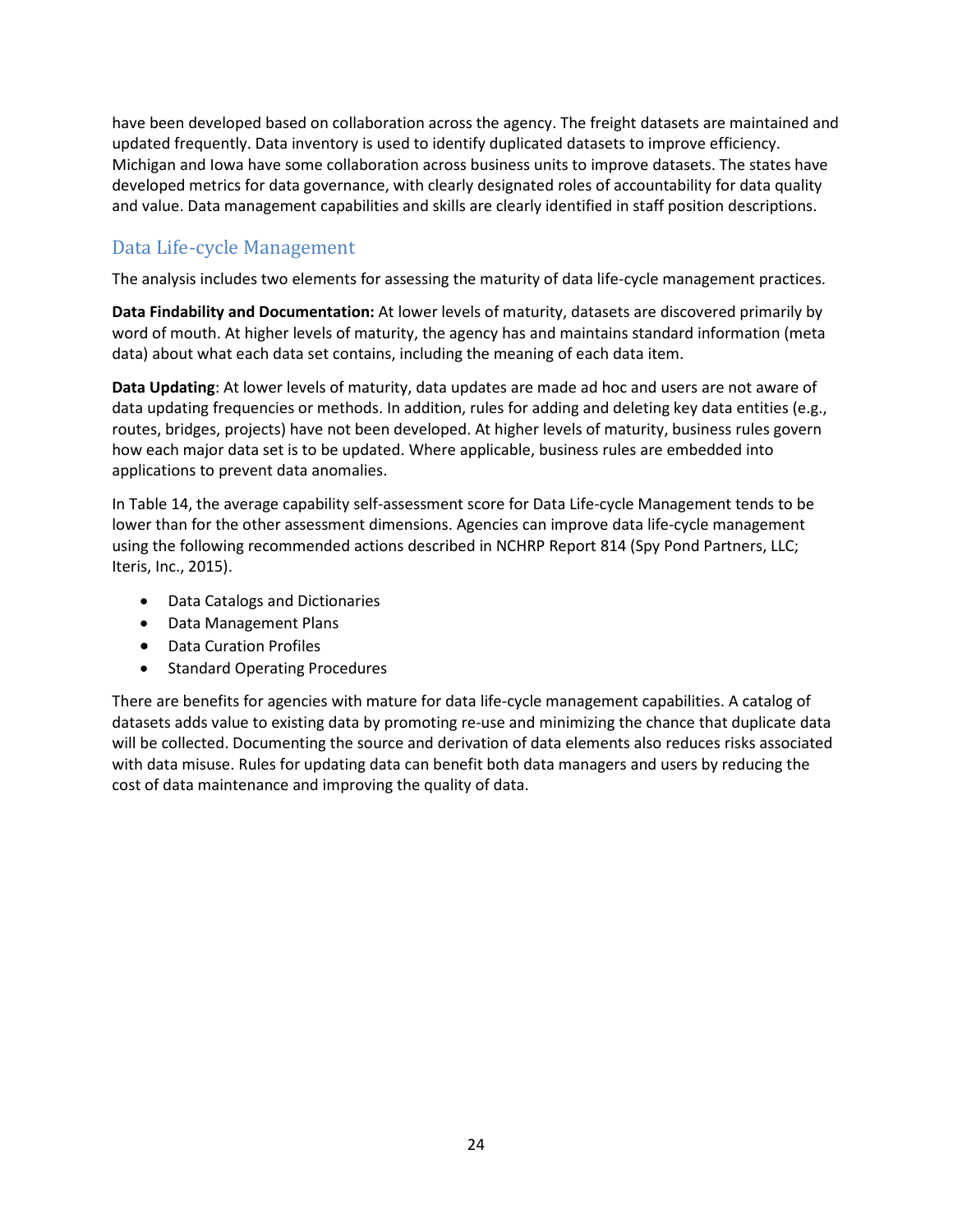have been developed based on collaboration across the agency. The freight datasets are maintained and updated frequently. Data inventory is used to identify duplicated datasets to improve efficiency. Michigan and Iowa have some collaboration across business units to improve datasets. The states have developed metrics for data governance, with clearly designated roles of accountability for data quality and value. Data management capabilities and skills are clearly identified in staff position descriptions.

## Data Life-cycle Management

The analysis includes two elements for assessing the maturity of data life-cycle management practices.

**Data Findability and Documentation:** At lower levels of maturity, datasets are discovered primarily by word of mouth. At higher levels of maturity, the agency has and maintains standard information (meta data) about what each data set contains, including the meaning of each data item.

**Data Updating**: At lower levels of maturity, data updates are made ad hoc and users are not aware of data updating frequencies or methods. In addition, rules for adding and deleting key data entities (e.g., routes, bridges, projects) have not been developed. At higher levels of maturity, business rules govern how each major data set is to be updated. Where applicable, business rules are embedded into applications to prevent data anomalies.

In Table 14, the average capability self-assessment score for Data Life-cycle Management tends to be lower than for the other assessment dimensions. Agencies can improve data life-cycle management using the following recommended actions described in NCHRP Report 814 (Spy Pond Partners, LLC; Iteris, Inc., 2015).

- Data Catalogs and Dictionaries
- Data Management Plans
- Data Curation Profiles
- Standard Operating Procedures

There are benefits for agencies with mature for data life-cycle management capabilities. A catalog of datasets adds value to existing data by promoting re-use and minimizing the chance that duplicate data will be collected. Documenting the source and derivation of data elements also reduces risks associated with data misuse. Rules for updating data can benefit both data managers and users by reducing the cost of data maintenance and improving the quality of data.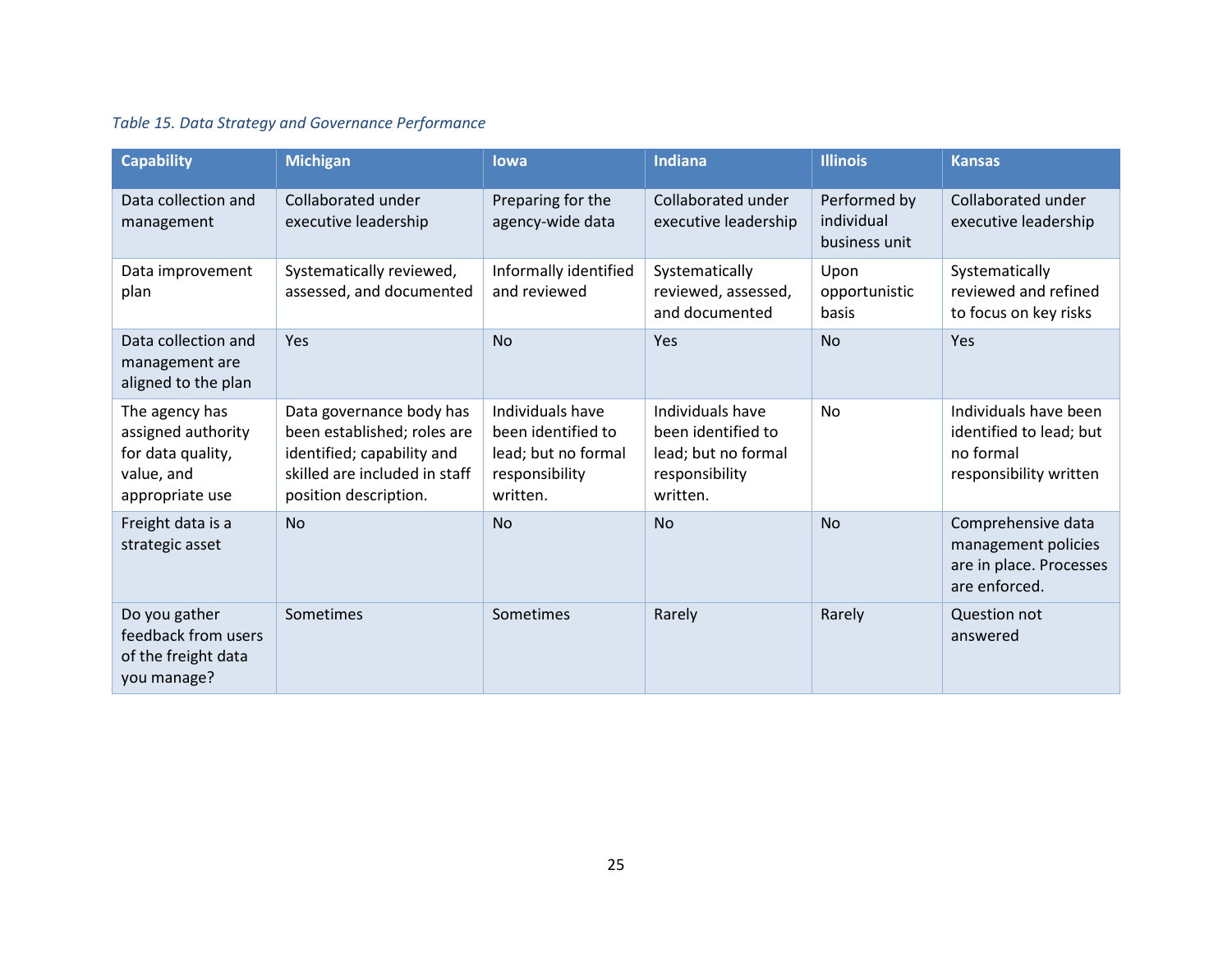*Table 15. Data Strategy and Governance Performance*

| Capability | Michigan | Iowa | Indiana | Illinois | Kansas |
|---|---|---|---|---|---|
| Data collection and management | Collaborated under executive leadership | Preparing for the agency-wide data | Collaborated under executive leadership | Performed by individual business unit | Collaborated under executive leadership |
| Data improvement plan | Systematically reviewed, assessed, and documented | Informally identified and reviewed | Systematically reviewed, assessed, and documented | Upon opportunistic basis | Systematically reviewed and refined to focus on key risks |
| Data collection and management are aligned to the plan | Yes | No | Yes | No | Yes |
| The agency has assigned authority for data quality, value, and appropriate use | Data governance body has been established; roles are identified; capability and skilled are included in staff position description. | Individuals have been identified to lead; but no formal responsibility written. | Individuals have been identified to lead; but no formal responsibility written. | No | Individuals have been identified to lead; but no formal responsibility written |
| Freight data is a strategic asset | No | No | No | No | Comprehensive data management policies are in place. Processes are enforced. |
| Do you gather feedback from users of the freight data you manage? | Sometimes | Sometimes | Rarely | Rarely | Question not answered |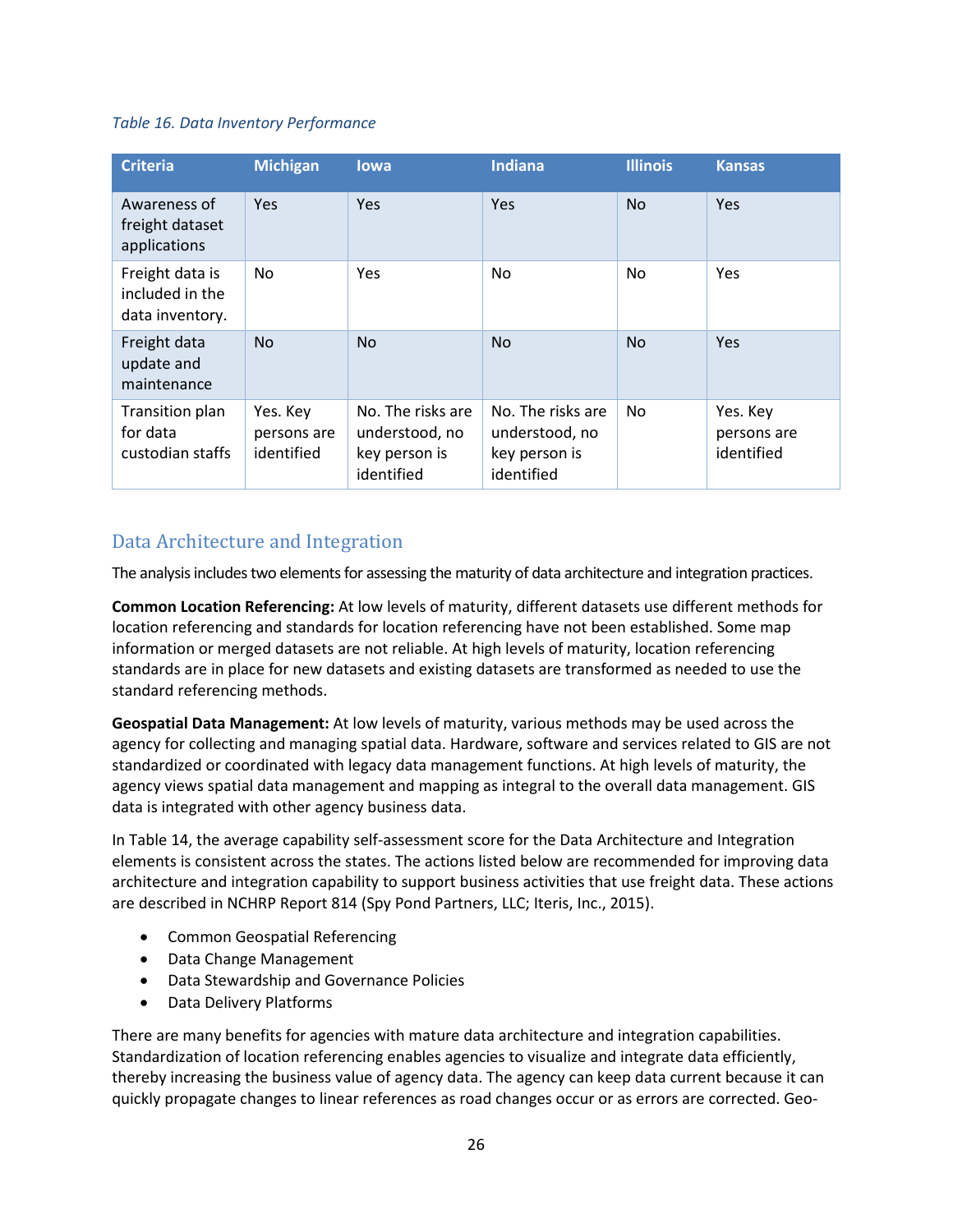*Table 16. Data Inventory Performance*

| Criteria | Michigan | Iowa | Indiana | Illinois | Kansas |
|---|---|---|---|---|---|
| Awareness of freight dataset applications | Yes | Yes | Yes | No | Yes |
| Freight data is included in the data inventory. | No | Yes | No | No | Yes |
| Freight data update and maintenance | No | No | No | No | Yes |
| Transition plan for data custodian staffs | Yes. Key persons are identified | No. The risks are understood, no key person is identified | No. The risks are understood, no key person is identified | No | Yes. Key persons are identified |

## Data Architecture and Integration

The analysis includes two elements for assessing the maturity of data architecture and integration practices.

**Common Location Referencing:** At low levels of maturity, different datasets use different methods for location referencing and standards for location referencing have not been established. Some map information or merged datasets are not reliable. At high levels of maturity, location referencing standards are in place for new datasets and existing datasets are transformed as needed to use the standard referencing methods.

**Geospatial Data Management:** At low levels of maturity, various methods may be used across the agency for collecting and managing spatial data. Hardware, software and services related to GIS are not standardized or coordinated with legacy data management functions. At high levels of maturity, the agency views spatial data management and mapping as integral to the overall data management. GIS data is integrated with other agency business data.

In Table 14, the average capability self-assessment score for the Data Architecture and Integration elements is consistent across the states. The actions listed below are recommended for improving data architecture and integration capability to support business activities that use freight data. These actions are described in NCHRP Report 814 (Spy Pond Partners, LLC; Iteris, Inc., 2015).

- Common Geospatial Referencing
- Data Change Management
- Data Stewardship and Governance Policies
- Data Delivery Platforms

There are many benefits for agencies with mature data architecture and integration capabilities. Standardization of location referencing enables agencies to visualize and integrate data efficiently, thereby increasing the business value of agency data. The agency can keep data current because it can quickly propagate changes to linear references as road changes occur or as errors are corrected. Geo-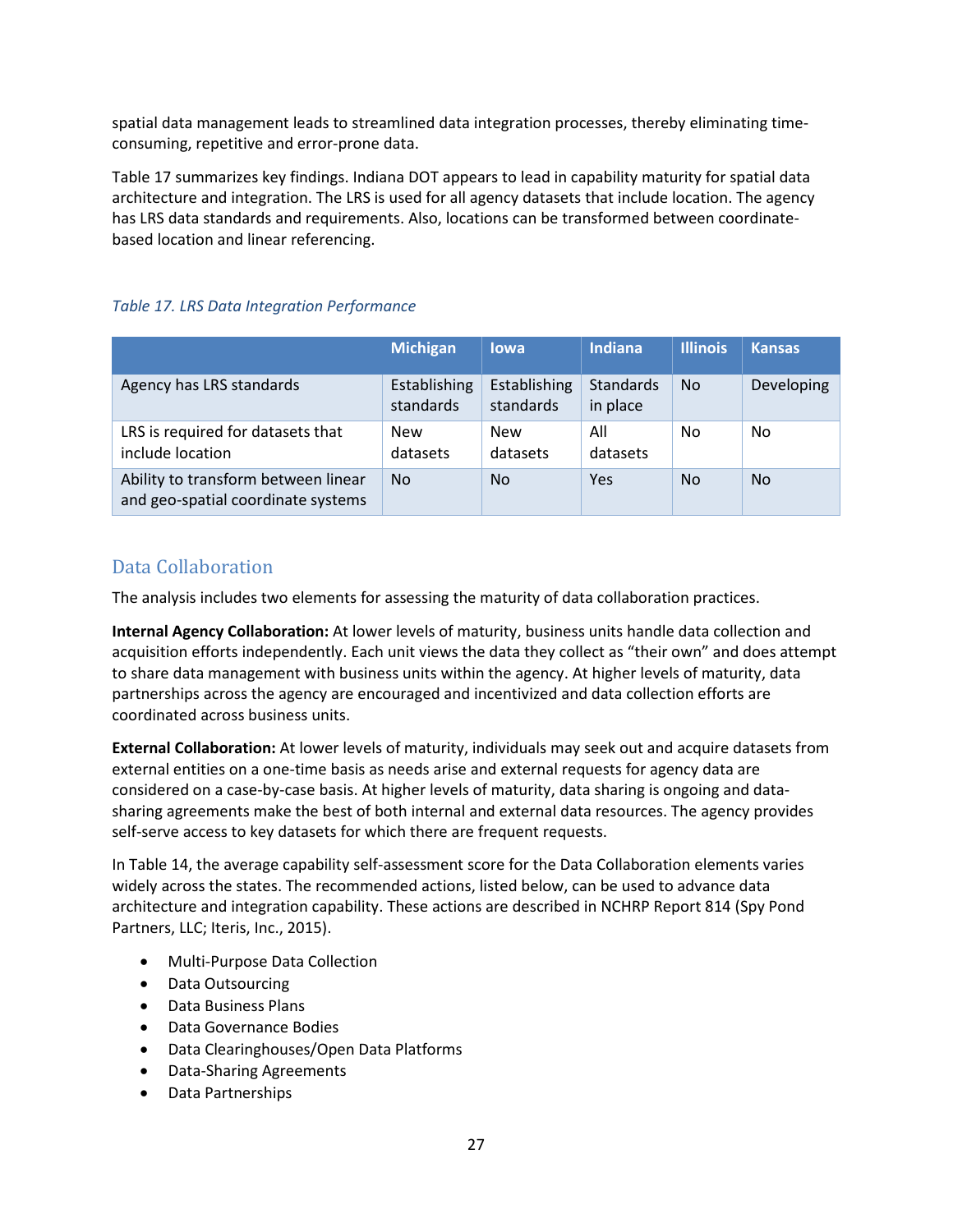spatial data management leads to streamlined data integration processes, thereby eliminating time-consuming, repetitive and error-prone data.

Table 17 summarizes key findings. Indiana DOT appears to lead in capability maturity for spatial data architecture and integration. The LRS is used for all agency datasets that include location. The agency has LRS data standards and requirements. Also, locations can be transformed between coordinate-based location and linear referencing.

*Table 17. LRS Data Integration Performance*

| | Michigan | Iowa | Indiana | Illinois | Kansas |
|---|---|---|---|---|---|
| Agency has LRS standards | Establishing standards | Establishing standards | Standards in place | No | Developing |
| LRS is required for datasets that include location | New datasets | New datasets | All datasets | No | No |
| Ability to transform between linear and geo-spatial coordinate systems | No | No | Yes | No | No |

## Data Collaboration

The analysis includes two elements for assessing the maturity of data collaboration practices.

**Internal Agency Collaboration:** At lower levels of maturity, business units handle data collection and acquisition efforts independently. Each unit views the data they collect as "their own" and does attempt to share data management with business units within the agency. At higher levels of maturity, data partnerships across the agency are encouraged and incentivized and data collection efforts are coordinated across business units.

**External Collaboration:** At lower levels of maturity, individuals may seek out and acquire datasets from external entities on a one-time basis as needs arise and external requests for agency data are considered on a case-by-case basis. At higher levels of maturity, data sharing is ongoing and data-sharing agreements make the best of both internal and external data resources. The agency provides self-serve access to key datasets for which there are frequent requests.

In Table 14, the average capability self-assessment score for the Data Collaboration elements varies widely across the states. The recommended actions, listed below, can be used to advance data architecture and integration capability. These actions are described in NCHRP Report 814 (Spy Pond Partners, LLC; Iteris, Inc., 2015).

- Multi-Purpose Data Collection
- Data Outsourcing
- Data Business Plans
- Data Governance Bodies
- Data Clearinghouses/Open Data Platforms
- Data-Sharing Agreements
- Data Partnerships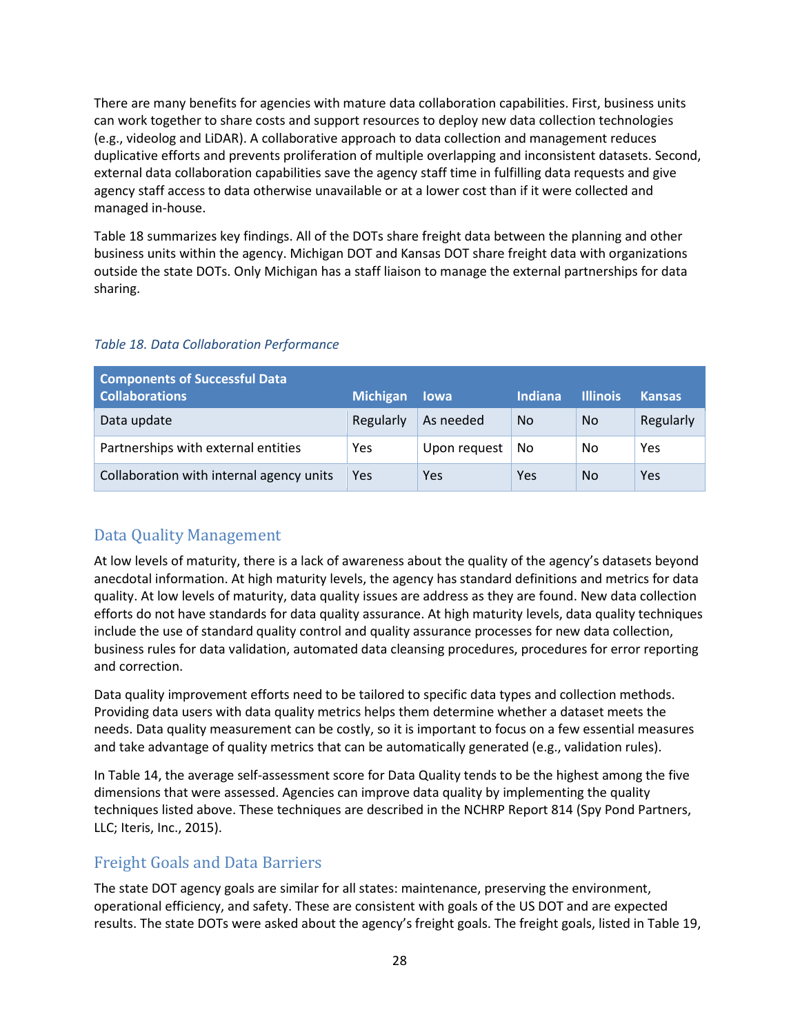There are many benefits for agencies with mature data collaboration capabilities. First, business units can work together to share costs and support resources to deploy new data collection technologies (e.g., videolog and LiDAR). A collaborative approach to data collection and management reduces duplicative efforts and prevents proliferation of multiple overlapping and inconsistent datasets. Second, external data collaboration capabilities save the agency staff time in fulfilling data requests and give agency staff access to data otherwise unavailable or at a lower cost than if it were collected and managed in-house.

Table 18 summarizes key findings. All of the DOTs share freight data between the planning and other business units within the agency. Michigan DOT and Kansas DOT share freight data with organizations outside the state DOTs. Only Michigan has a staff liaison to manage the external partnerships for data sharing.

*Table 18. Data Collaboration Performance*

| Components of Successful Data Collaborations | Michigan | Iowa | Indiana | Illinois | Kansas |
|---|---|---|---|---|---|
| Data update | Regularly | As needed | No | No | Regularly |
| Partnerships with external entities | Yes | Upon request | No | No | Yes |
| Collaboration with internal agency units | Yes | Yes | Yes | No | Yes |

## Data Quality Management

At low levels of maturity, there is a lack of awareness about the quality of the agency's datasets beyond anecdotal information. At high maturity levels, the agency has standard definitions and metrics for data quality. At low levels of maturity, data quality issues are address as they are found. New data collection efforts do not have standards for data quality assurance. At high maturity levels, data quality techniques include the use of standard quality control and quality assurance processes for new data collection, business rules for data validation, automated data cleansing procedures, procedures for error reporting and correction.

Data quality improvement efforts need to be tailored to specific data types and collection methods. Providing data users with data quality metrics helps them determine whether a dataset meets the needs. Data quality measurement can be costly, so it is important to focus on a few essential measures and take advantage of quality metrics that can be automatically generated (e.g., validation rules).

In Table 14, the average self-assessment score for Data Quality tends to be the highest among the five dimensions that were assessed. Agencies can improve data quality by implementing the quality techniques listed above. These techniques are described in the NCHRP Report 814 (Spy Pond Partners, LLC; Iteris, Inc., 2015).

## Freight Goals and Data Barriers

The state DOT agency goals are similar for all states: maintenance, preserving the environment, operational efficiency, and safety. These are consistent with goals of the US DOT and are expected results. The state DOTs were asked about the agency's freight goals. The freight goals, listed in Table 19,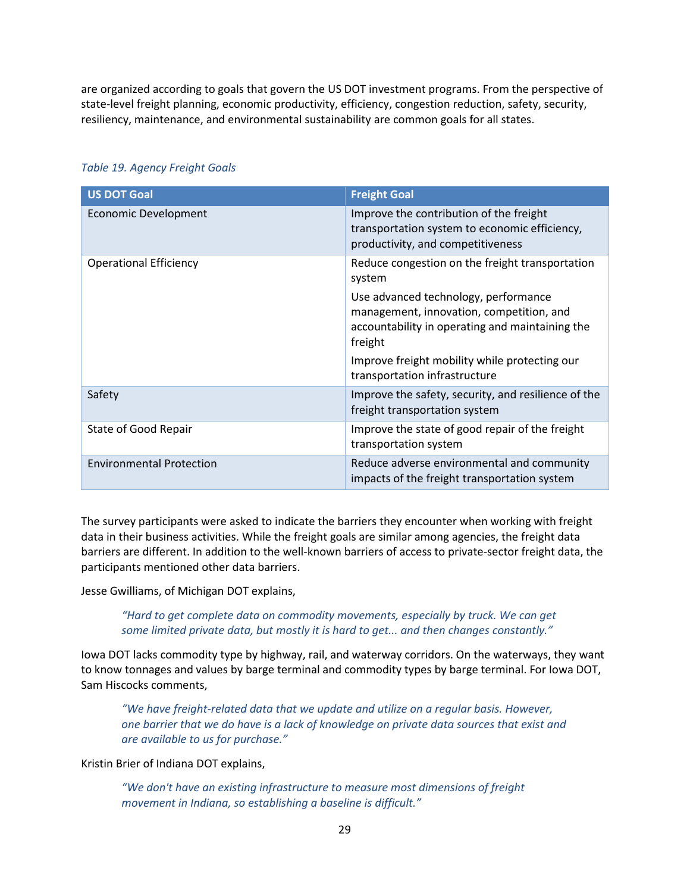are organized according to goals that govern the US DOT investment programs. From the perspective of state-level freight planning, economic productivity, efficiency, congestion reduction, safety, security, resiliency, maintenance, and environmental sustainability are common goals for all states.

*Table 19. Agency Freight Goals*

| US DOT Goal | Freight Goal |
|---|---|
| Economic Development | Improve the contribution of the freight transportation system to economic efficiency, productivity, and competitiveness |
| Operational Efficiency | Reduce congestion on the freight transportation system<br><br>Use advanced technology, performance management, innovation, competition, and accountability in operating and maintaining the freight<br><br>Improve freight mobility while protecting our transportation infrastructure |
| Safety | Improve the safety, security, and resilience of the freight transportation system |
| State of Good Repair | Improve the state of good repair of the freight transportation system |
| Environmental Protection | Reduce adverse environmental and community impacts of the freight transportation system |

The survey participants were asked to indicate the barriers they encounter when working with freight data in their business activities. While the freight goals are similar among agencies, the freight data barriers are different. In addition to the well-known barriers of access to private-sector freight data, the participants mentioned other data barriers.

Jesse Gwilliams, of Michigan DOT explains,

> *"Hard to get complete data on commodity movements, especially by truck. We can get some limited private data, but mostly it is hard to get... and then changes constantly."*

Iowa DOT lacks commodity type by highway, rail, and waterway corridors. On the waterways, they want to know tonnages and values by barge terminal and commodity types by barge terminal. For Iowa DOT, Sam Hiscocks comments,

> *"We have freight-related data that we update and utilize on a regular basis. However, one barrier that we do have is a lack of knowledge on private data sources that exist and are available to us for purchase."*

Kristin Brier of Indiana DOT explains,

> *"We don't have an existing infrastructure to measure most dimensions of freight movement in Indiana, so establishing a baseline is difficult."*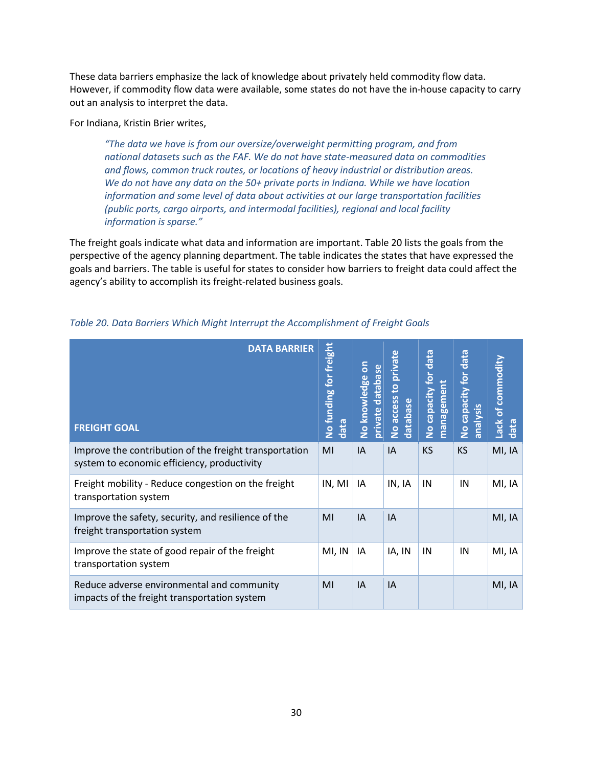These data barriers emphasize the lack of knowledge about privately held commodity flow data. However, if commodity flow data were available, some states do not have the in-house capacity to carry out an analysis to interpret the data.

For Indiana, Kristin Brier writes,

> *"The data we have is from our oversize/overweight permitting program, and from national datasets such as the FAF. We do not have state-measured data on commodities and flows, common truck routes, or locations of heavy industrial or distribution areas. We do not have any data on the 50+ private ports in Indiana. While we have location information and some level of data about activities at our large transportation facilities (public ports, cargo airports, and intermodal facilities), regional and local facility information is sparse."*

The freight goals indicate what data and information are important. Table 20 lists the goals from the perspective of the agency planning department. The table indicates the states that have expressed the goals and barriers. The table is useful for states to consider how barriers to freight data could affect the agency's ability to accomplish its freight-related business goals.

*Table 20. Data Barriers Which Might Interrupt the Accomplishment of Freight Goals*

| FREIGHT GOAL / DATA BARRIER | No funding for freight data | No knowledge on private database | No access to private database | No capacity for data management | No capacity for data analysis | Lack of commodity data |
|---|---|---|---|---|---|---|
| Improve the contribution of the freight transportation system to economic efficiency, productivity | MI | IA | IA | KS | KS | MI, IA |
| Freight mobility - Reduce congestion on the freight transportation system | IN, MI | IA | IN, IA | IN | IN | MI, IA |
| Improve the safety, security, and resilience of the freight transportation system | MI | IA | IA | | | MI, IA |
| Improve the state of good repair of the freight transportation system | MI, IN | IA | IA, IN | IN | IN | MI, IA |
| Reduce adverse environmental and community impacts of the freight transportation system | MI | IA | IA | | | MI, IA |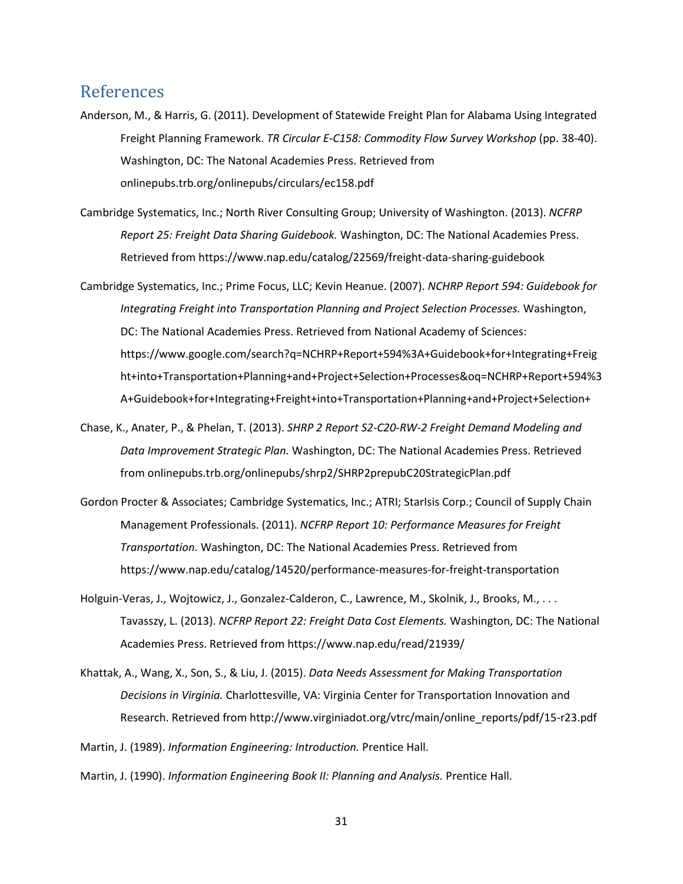## References

Anderson, M., & Harris, G. (2011). Development of Statewide Freight Plan for Alabama Using Integrated Freight Planning Framework. *TR Circular E-C158: Commodity Flow Survey Workshop* (pp. 38-40). Washington, DC: The Natonal Academies Press. Retrieved from onlinepubs.trb.org/onlinepubs/circulars/ec158.pdf

Cambridge Systematics, Inc.; North River Consulting Group; University of Washington. (2013). *NCFRP Report 25: Freight Data Sharing Guidebook.* Washington, DC: The National Academies Press. Retrieved from https://www.nap.edu/catalog/22569/freight-data-sharing-guidebook

Cambridge Systematics, Inc.; Prime Focus, LLC; Kevin Heanue. (2007). *NCHRP Report 594: Guidebook for Integrating Freight into Transportation Planning and Project Selection Processes.* Washington, DC: The National Academies Press. Retrieved from National Academy of Sciences: https://www.google.com/search?q=NCHRP+Report+594%3A+Guidebook+for+Integrating+Freight+into+Transportation+Planning+and+Project+Selection+Processes&oq=NCHRP+Report+594%3A+Guidebook+for+Integrating+Freight+into+Transportation+Planning+and+Project+Selection+

Chase, K., Anater, P., & Phelan, T. (2013). *SHRP 2 Report S2-C20-RW-2 Freight Demand Modeling and Data Improvement Strategic Plan.* Washington, DC: The National Academies Press. Retrieved from onlinepubs.trb.org/onlinepubs/shrp2/SHRP2prepubC20StrategicPlan.pdf

Gordon Procter & Associates; Cambridge Systematics, Inc.; ATRI; StarIsis Corp.; Council of Supply Chain Management Professionals. (2011). *NCFRP Report 10: Performance Measures for Freight Transportation.* Washington, DC: The National Academies Press. Retrieved from https://www.nap.edu/catalog/14520/performance-measures-for-freight-transportation

Holguin-Veras, J., Wojtowicz, J., Gonzalez-Calderon, C., Lawrence, M., Skolnik, J., Brooks, M., . . . Tavasszy, L. (2013). *NCFRP Report 22: Freight Data Cost Elements.* Washington, DC: The National Academies Press. Retrieved from https://www.nap.edu/read/21939/

Khattak, A., Wang, X., Son, S., & Liu, J. (2015). *Data Needs Assessment for Making Transportation Decisions in Virginia.* Charlottesville, VA: Virginia Center for Transportation Innovation and Research. Retrieved from http://www.virginiadot.org/vtrc/main/online_reports/pdf/15-r23.pdf

Martin, J. (1989). *Information Engineering: Introduction.* Prentice Hall.

Martin, J. (1990). *Information Engineering Book II: Planning and Analysis.* Prentice Hall.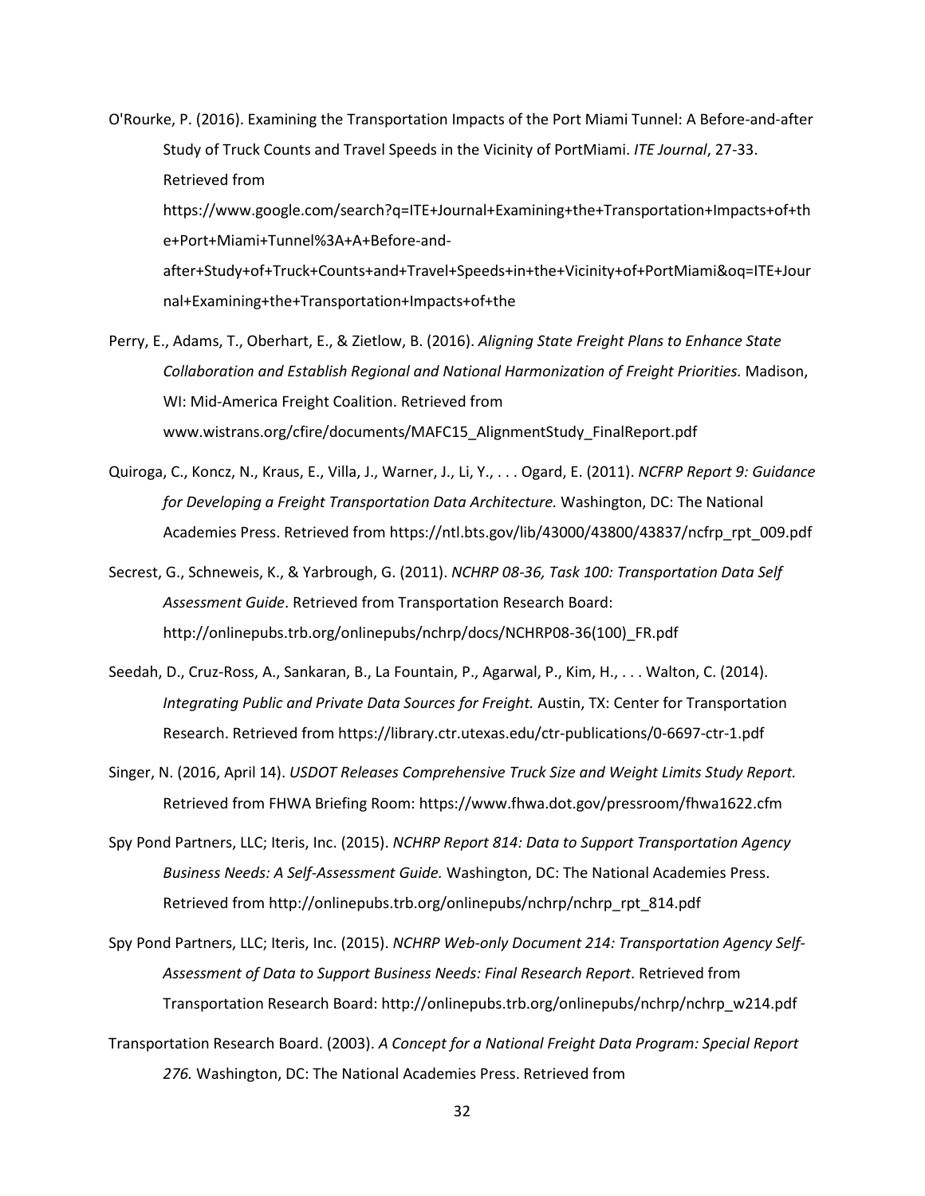O'Rourke, P. (2016). Examining the Transportation Impacts of the Port Miami Tunnel: A Before-and-after Study of Truck Counts and Travel Speeds in the Vicinity of PortMiami. *ITE Journal*, 27-33. Retrieved from https://www.google.com/search?q=ITE+Journal+Examining+the+Transportation+Impacts+of+the+Port+Miami+Tunnel%3A+A+Before-and-after+Study+of+Truck+Counts+and+Travel+Speeds+in+the+Vicinity+of+PortMiami&oq=ITE+Journal+Examining+the+Transportation+Impacts+of+the

Perry, E., Adams, T., Oberhart, E., & Zietlow, B. (2016). *Aligning State Freight Plans to Enhance State Collaboration and Establish Regional and National Harmonization of Freight Priorities.* Madison, WI: Mid-America Freight Coalition. Retrieved from www.wistrans.org/cfire/documents/MAFC15_AlignmentStudy_FinalReport.pdf

Quiroga, C., Koncz, N., Kraus, E., Villa, J., Warner, J., Li, Y., . . . Ogard, E. (2011). *NCFRP Report 9: Guidance for Developing a Freight Transportation Data Architecture.* Washington, DC: The National Academies Press. Retrieved from https://ntl.bts.gov/lib/43000/43800/43837/ncfrp_rpt_009.pdf

Secrest, G., Schneweis, K., & Yarbrough, G. (2011). *NCHRP 08-36, Task 100: Transportation Data Self Assessment Guide*. Retrieved from Transportation Research Board: http://onlinepubs.trb.org/onlinepubs/nchrp/docs/NCHRP08-36(100)_FR.pdf

Seedah, D., Cruz-Ross, A., Sankaran, B., La Fountain, P., Agarwal, P., Kim, H., . . . Walton, C. (2014). *Integrating Public and Private Data Sources for Freight.* Austin, TX: Center for Transportation Research. Retrieved from https://library.ctr.utexas.edu/ctr-publications/0-6697-ctr-1.pdf

Singer, N. (2016, April 14). *USDOT Releases Comprehensive Truck Size and Weight Limits Study Report.* Retrieved from FHWA Briefing Room: https://www.fhwa.dot.gov/pressroom/fhwa1622.cfm

Spy Pond Partners, LLC; Iteris, Inc. (2015). *NCHRP Report 814: Data to Support Transportation Agency Business Needs: A Self-Assessment Guide.* Washington, DC: The National Academies Press. Retrieved from http://onlinepubs.trb.org/onlinepubs/nchrp/nchrp_rpt_814.pdf

Spy Pond Partners, LLC; Iteris, Inc. (2015). *NCHRP Web-only Document 214: Transportation Agency Self-Assessment of Data to Support Business Needs: Final Research Report*. Retrieved from Transportation Research Board: http://onlinepubs.trb.org/onlinepubs/nchrp/nchrp_w214.pdf

Transportation Research Board. (2003). *A Concept for a National Freight Data Program: Special Report 276.* Washington, DC: The National Academies Press. Retrieved from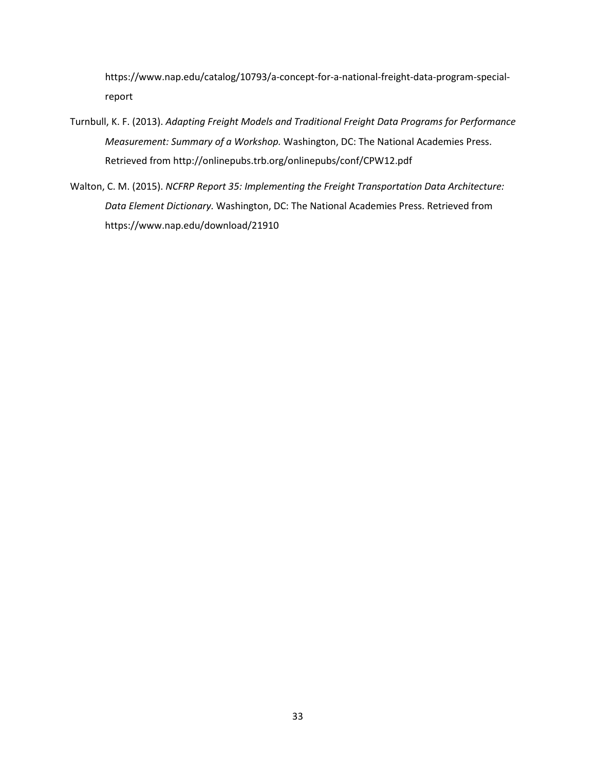https://www.nap.edu/catalog/10793/a-concept-for-a-national-freight-data-program-special-report

Turnbull, K. F. (2013). *Adapting Freight Models and Traditional Freight Data Programs for Performance Measurement: Summary of a Workshop.* Washington, DC: The National Academies Press. Retrieved from http://onlinepubs.trb.org/onlinepubs/conf/CPW12.pdf

Walton, C. M. (2015). *NCFRP Report 35: Implementing the Freight Transportation Data Architecture: Data Element Dictionary.* Washington, DC: The National Academies Press. Retrieved from https://www.nap.edu/download/21910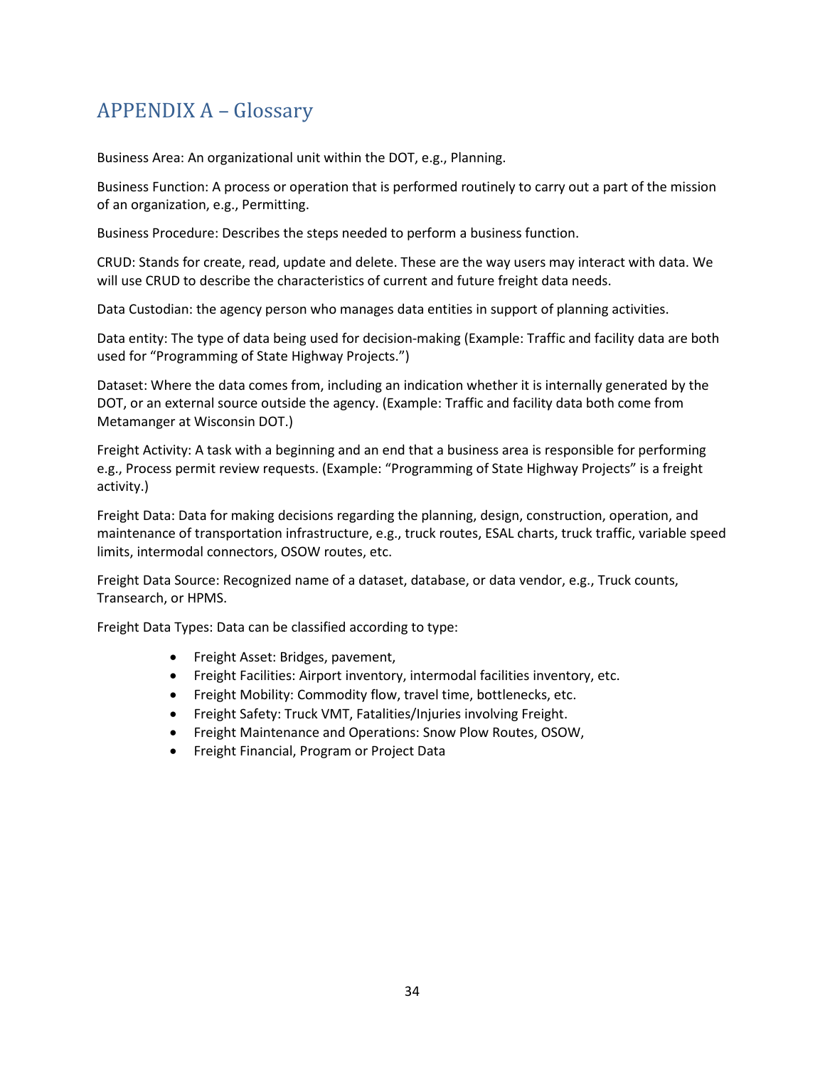# APPENDIX A – Glossary

Business Area: An organizational unit within the DOT, e.g., Planning.

Business Function: A process or operation that is performed routinely to carry out a part of the mission of an organization, e.g., Permitting.

Business Procedure: Describes the steps needed to perform a business function.

CRUD: Stands for create, read, update and delete. These are the way users may interact with data. We will use CRUD to describe the characteristics of current and future freight data needs.

Data Custodian: the agency person who manages data entities in support of planning activities.

Data entity: The type of data being used for decision-making (Example: Traffic and facility data are both used for "Programming of State Highway Projects.")

Dataset: Where the data comes from, including an indication whether it is internally generated by the DOT, or an external source outside the agency. (Example: Traffic and facility data both come from Metamanger at Wisconsin DOT.)

Freight Activity: A task with a beginning and an end that a business area is responsible for performing e.g., Process permit review requests. (Example: "Programming of State Highway Projects" is a freight activity.)

Freight Data: Data for making decisions regarding the planning, design, construction, operation, and maintenance of transportation infrastructure, e.g., truck routes, ESAL charts, truck traffic, variable speed limits, intermodal connectors, OSOW routes, etc.

Freight Data Source: Recognized name of a dataset, database, or data vendor, e.g., Truck counts, Transearch, or HPMS.

Freight Data Types: Data can be classified according to type:

- Freight Asset: Bridges, pavement,
- Freight Facilities: Airport inventory, intermodal facilities inventory, etc.
- Freight Mobility: Commodity flow, travel time, bottlenecks, etc.
- Freight Safety: Truck VMT, Fatalities/Injuries involving Freight.
- Freight Maintenance and Operations: Snow Plow Routes, OSOW,
- Freight Financial, Program or Project Data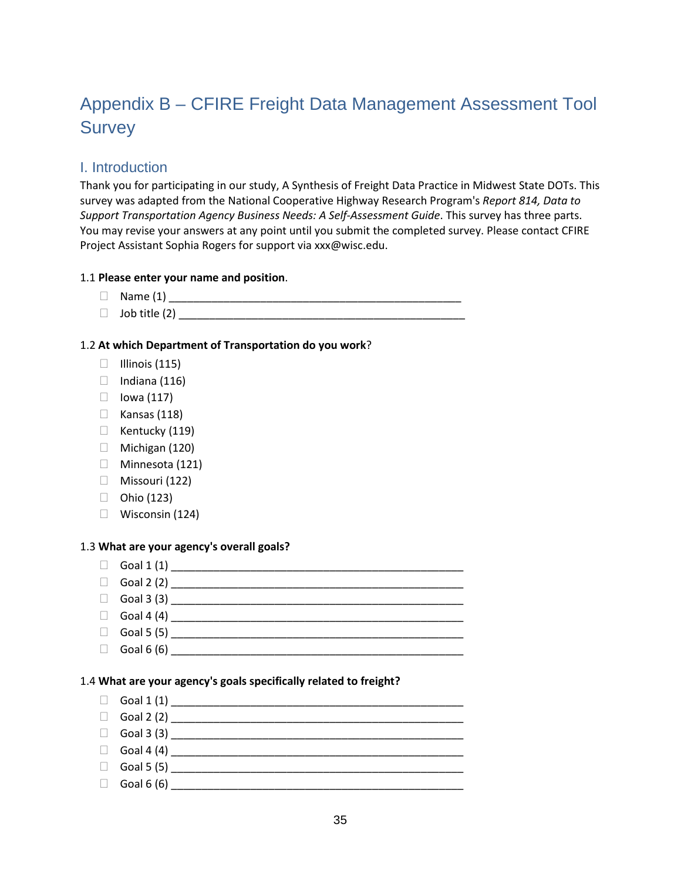# Appendix B – CFIRE Freight Data Management Assessment Tool Survey

## I. Introduction

Thank you for participating in our study, A Synthesis of Freight Data Practice in Midwest State DOTs. This survey was adapted from the National Cooperative Highway Research Program's *Report 814, Data to Support Transportation Agency Business Needs: A Self-Assessment Guide*. This survey has three parts. You may revise your answers at any point until you submit the completed survey. Please contact CFIRE Project Assistant Sophia Rogers for support via xxx@wisc.edu.

1.1 **Please enter your name and position**.

- ☐ Name (1) ________________________________________________
- ☐ Job title (2) ________________________________________________

1.2 **At which Department of Transportation do you work**?

- ☐ Illinois (115)
- ☐ Indiana (116)
- ☐ Iowa (117)
- ☐ Kansas (118)
- ☐ Kentucky (119)
- ☐ Michigan (120)
- ☐ Minnesota (121)
- ☐ Missouri (122)
- ☐ Ohio (123)
- ☐ Wisconsin (124)

1.3 **What are your agency's overall goals?**

- ☐ Goal 1 (1) ________________________________________________
- ☐ Goal 2 (2) ________________________________________________
- ☐ Goal 3 (3) ________________________________________________
- ☐ Goal 4 (4) ________________________________________________
- ☐ Goal 5 (5) ________________________________________________
- ☐ Goal 6 (6) ________________________________________________

1.4 **What are your agency's goals specifically related to freight?**

- ☐ Goal 1 (1) ________________________________________________
- ☐ Goal 2 (2) ________________________________________________
- ☐ Goal 3 (3) ________________________________________________
- ☐ Goal 4 (4) ________________________________________________
- ☐ Goal 5 (5) ________________________________________________
- ☐ Goal 6 (6) ________________________________________________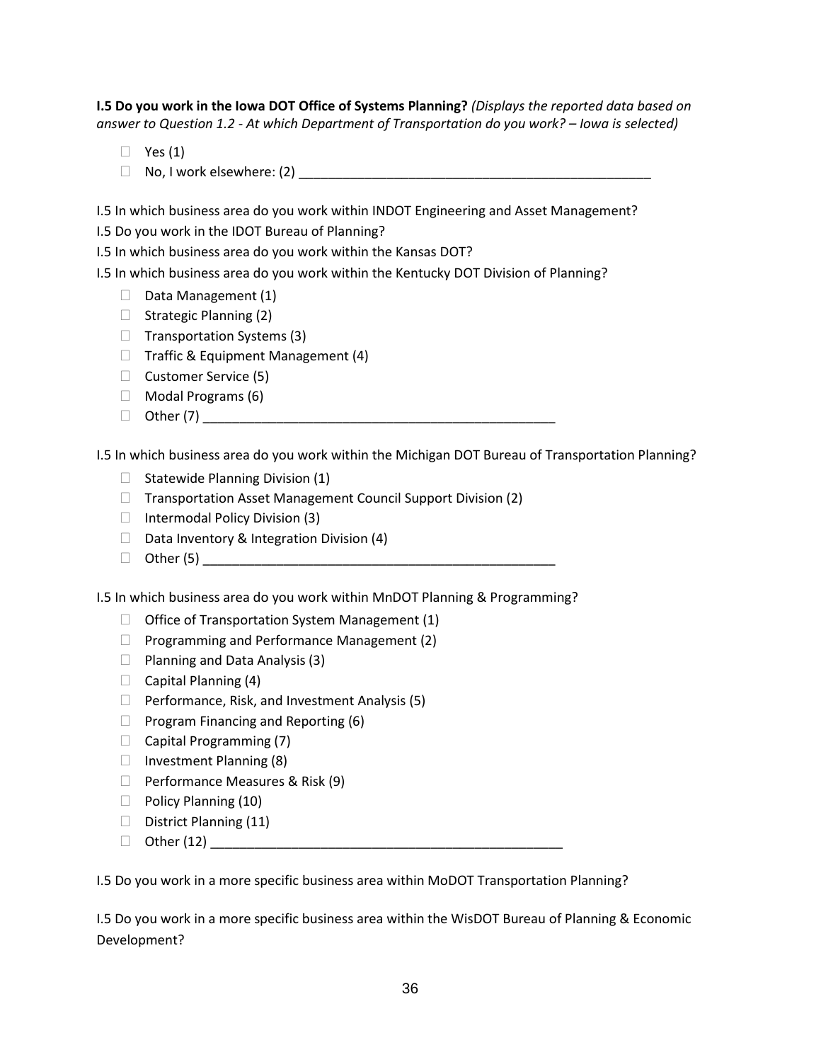**I.5 Do you work in the Iowa DOT Office of Systems Planning?** *(Displays the reported data based on answer to Question 1.2 - At which Department of Transportation do you work? – Iowa is selected)*

- ☐ Yes (1)
- ☐ No, I work elsewhere: (2) ________________________________________________

I.5 In which business area do you work within INDOT Engineering and Asset Management?

I.5 Do you work in the IDOT Bureau of Planning?

I.5 In which business area do you work within the Kansas DOT?

I.5 In which business area do you work within the Kentucky DOT Division of Planning?

- ☐ Data Management (1)
- ☐ Strategic Planning (2)
- ☐ Transportation Systems (3)
- ☐ Traffic & Equipment Management (4)
- ☐ Customer Service (5)
- ☐ Modal Programs (6)
- ☐ Other (7) ________________________________________________

I.5 In which business area do you work within the Michigan DOT Bureau of Transportation Planning?

- ☐ Statewide Planning Division (1)
- ☐ Transportation Asset Management Council Support Division (2)
- ☐ Intermodal Policy Division (3)
- ☐ Data Inventory & Integration Division (4)
- ☐ Other (5) ________________________________________________

I.5 In which business area do you work within MnDOT Planning & Programming?

- ☐ Office of Transportation System Management (1)
- ☐ Programming and Performance Management (2)
- ☐ Planning and Data Analysis (3)
- ☐ Capital Planning (4)
- ☐ Performance, Risk, and Investment Analysis (5)
- ☐ Program Financing and Reporting (6)
- ☐ Capital Programming (7)
- ☐ Investment Planning (8)
- ☐ Performance Measures & Risk (9)
- ☐ Policy Planning (10)
- ☐ District Planning (11)
- ☐ Other (12) ________________________________________________

I.5 Do you work in a more specific business area within MoDOT Transportation Planning?

I.5 Do you work in a more specific business area within the WisDOT Bureau of Planning & Economic Development?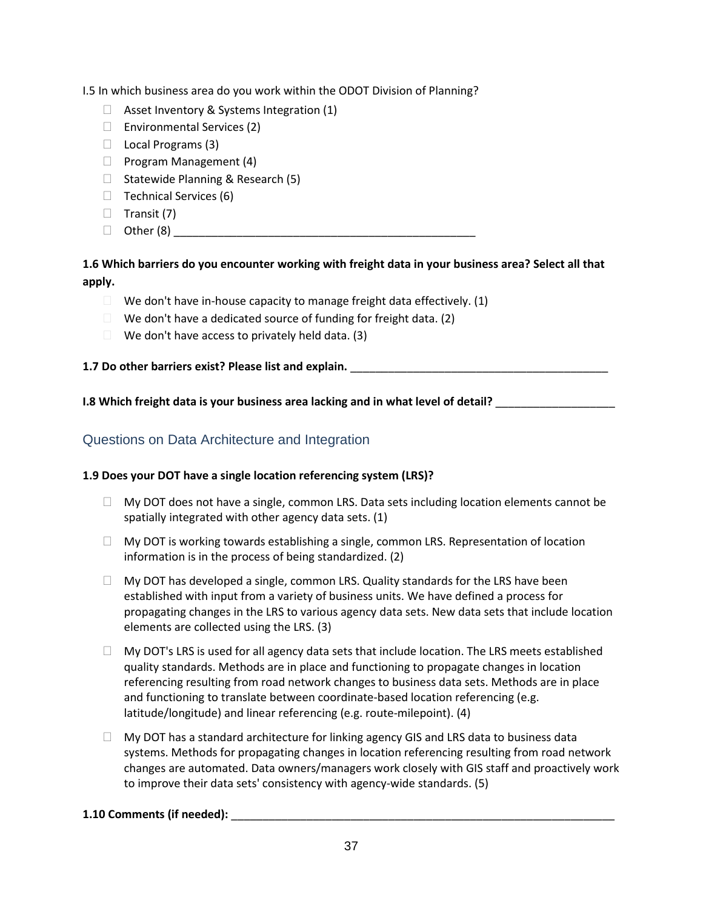I.5 In which business area do you work within the ODOT Division of Planning?

- ☐ Asset Inventory & Systems Integration (1)
- ☐ Environmental Services (2)
- ☐ Local Programs (3)
- ☐ Program Management (4)
- ☐ Statewide Planning & Research (5)
- ☐ Technical Services (6)
- ☐ Transit (7)
- ☐ Other (8) ________________________________________________

**1.6 Which barriers do you encounter working with freight data in your business area? Select all that apply.**

- ☐ We don't have in-house capacity to manage freight data effectively. (1)
- ☐ We don't have a dedicated source of funding for freight data. (2)
- ☐ We don't have access to privately held data. (3)

**1.7 Do other barriers exist? Please list and explain.** ________________________________________

**I.8 Which freight data is your business area lacking and in what level of detail?** __________________

## Questions on Data Architecture and Integration

**1.9 Does your DOT have a single location referencing system (LRS)?**

- ☐ My DOT does not have a single, common LRS. Data sets including location elements cannot be spatially integrated with other agency data sets. (1)
- ☐ My DOT is working towards establishing a single, common LRS. Representation of location information is in the process of being standardized. (2)
- ☐ My DOT has developed a single, common LRS. Quality standards for the LRS have been established with input from a variety of business units. We have defined a process for propagating changes in the LRS to various agency data sets. New data sets that include location elements are collected using the LRS. (3)
- ☐ My DOT's LRS is used for all agency data sets that include location. The LRS meets established quality standards. Methods are in place and functioning to propagate changes in location referencing resulting from road network changes to business data sets. Methods are in place and functioning to translate between coordinate-based location referencing (e.g. latitude/longitude) and linear referencing (e.g. route-milepoint). (4)
- ☐ My DOT has a standard architecture for linking agency GIS and LRS data to business data systems. Methods for propagating changes in location referencing resulting from road network changes are automated. Data owners/managers work closely with GIS staff and proactively work to improve their data sets' consistency with agency-wide standards. (5)

**1.10 Comments (if needed):** ____________________________________________________________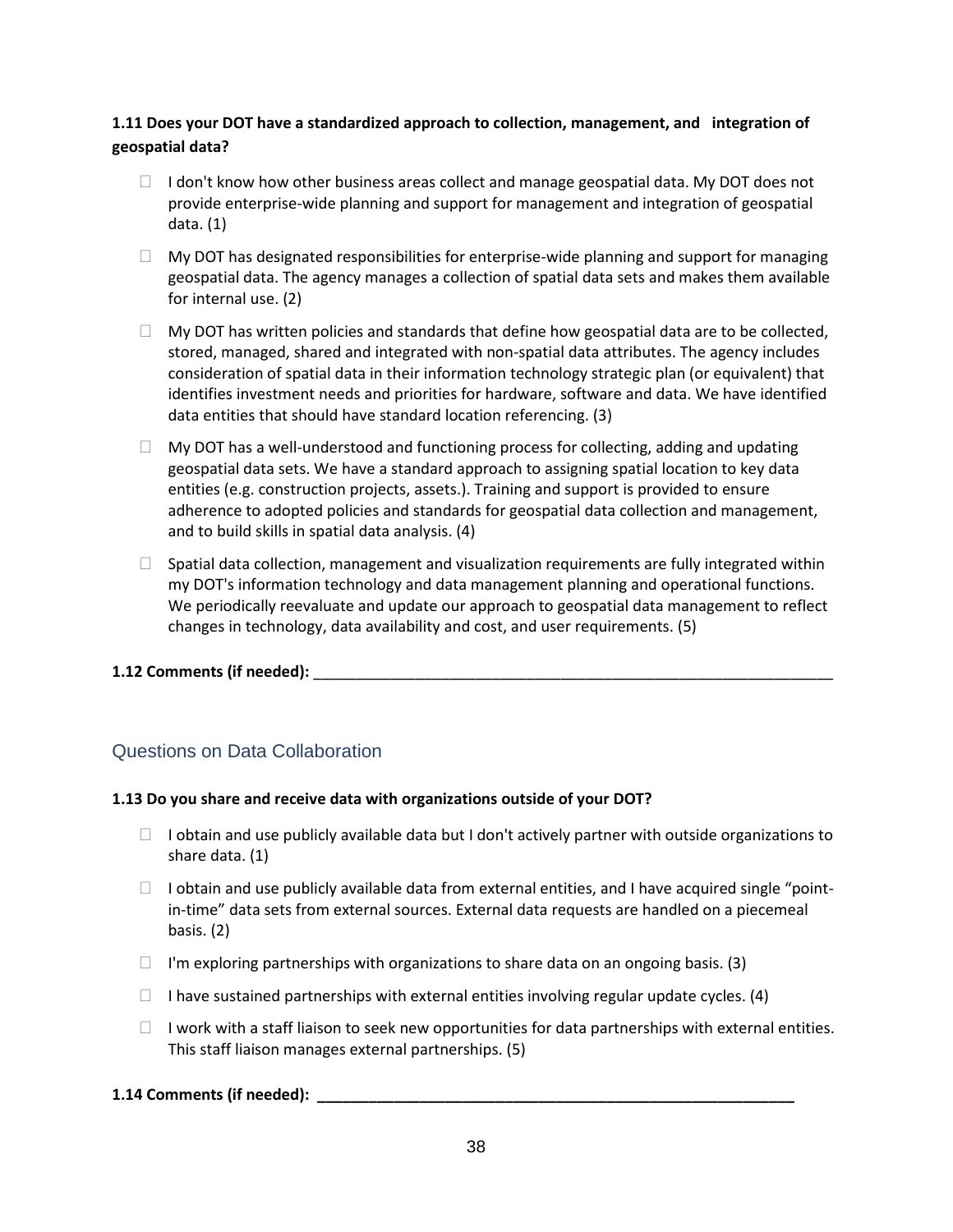**1.11 Does your DOT have a standardized approach to collection, management, and integration of geospatial data?**

- I don't know how other business areas collect and manage geospatial data. My DOT does not provide enterprise-wide planning and support for management and integration of geospatial data. (1)
- My DOT has designated responsibilities for enterprise-wide planning and support for managing geospatial data. The agency manages a collection of spatial data sets and makes them available for internal use. (2)
- My DOT has written policies and standards that define how geospatial data are to be collected, stored, managed, shared and integrated with non-spatial data attributes. The agency includes consideration of spatial data in their information technology strategic plan (or equivalent) that identifies investment needs and priorities for hardware, software and data. We have identified data entities that should have standard location referencing. (3)
- My DOT has a well-understood and functioning process for collecting, adding and updating geospatial data sets. We have a standard approach to assigning spatial location to key data entities (e.g. construction projects, assets.). Training and support is provided to ensure adherence to adopted policies and standards for geospatial data collection and management, and to build skills in spatial data analysis. (4)
- Spatial data collection, management and visualization requirements are fully integrated within my DOT's information technology and data management planning and operational functions. We periodically reevaluate and update our approach to geospatial data management to reflect changes in technology, data availability and cost, and user requirements. (5)

**1.12 Comments (if needed):** ________________________________________________________________

## Questions on Data Collaboration

**1.13 Do you share and receive data with organizations outside of your DOT?**

- I obtain and use publicly available data but I don't actively partner with outside organizations to share data. (1)
- I obtain and use publicly available data from external entities, and I have acquired single "point-in-time" data sets from external sources. External data requests are handled on a piecemeal basis. (2)
- I'm exploring partnerships with organizations to share data on an ongoing basis. (3)
- I have sustained partnerships with external entities involving regular update cycles. (4)
- I work with a staff liaison to seek new opportunities for data partnerships with external entities. This staff liaison manages external partnerships. (5)

**1.14 Comments (if needed): ____________________________________________________________**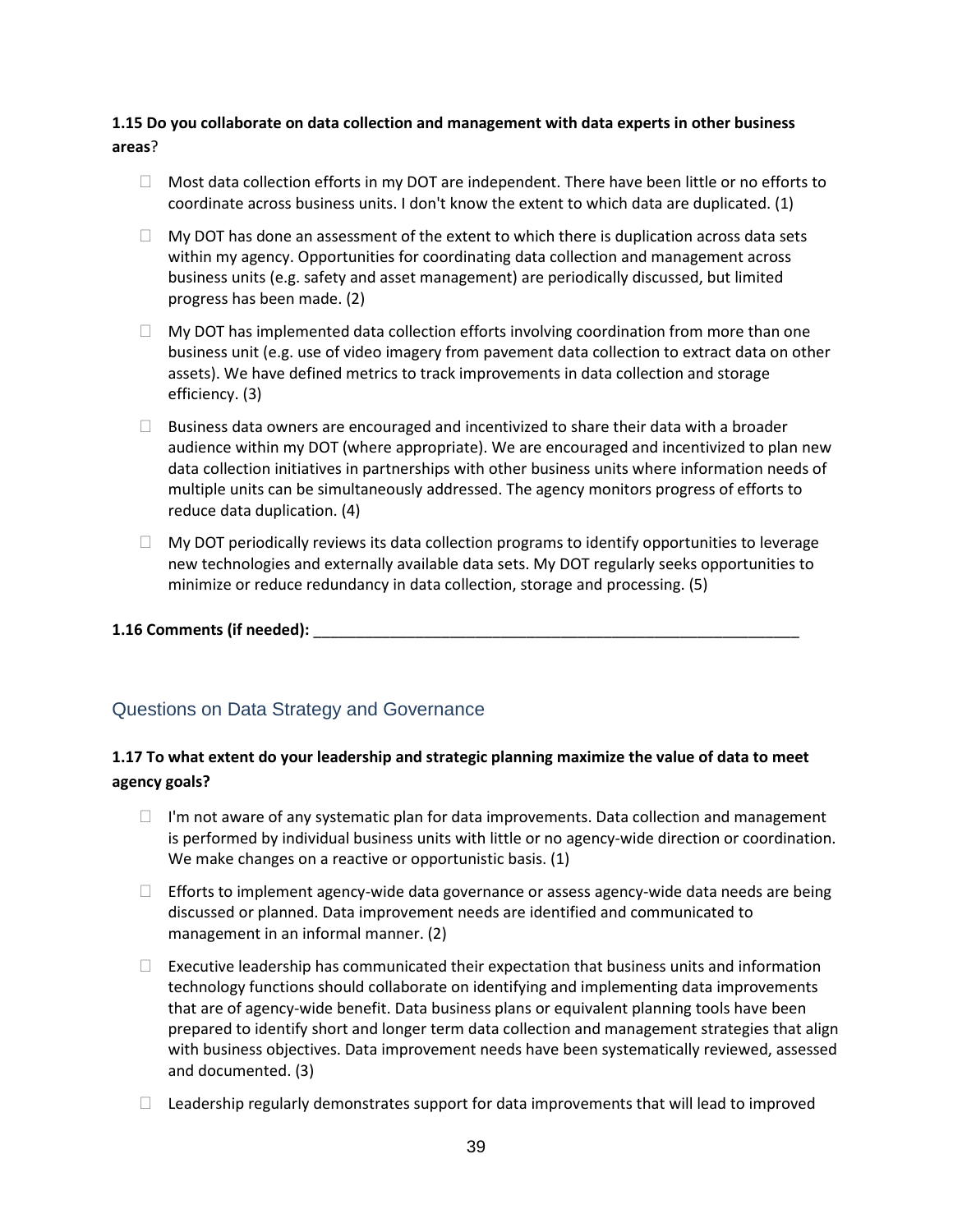**1.15 Do you collaborate on data collection and management with data experts in other business areas**?

-  Most data collection efforts in my DOT are independent. There have been little or no efforts to coordinate across business units. I don't know the extent to which data are duplicated. (1)
-  My DOT has done an assessment of the extent to which there is duplication across data sets within my agency. Opportunities for coordinating data collection and management across business units (e.g. safety and asset management) are periodically discussed, but limited progress has been made. (2)
-  My DOT has implemented data collection efforts involving coordination from more than one business unit (e.g. use of video imagery from pavement data collection to extract data on other assets). We have defined metrics to track improvements in data collection and storage efficiency. (3)
-  Business data owners are encouraged and incentivized to share their data with a broader audience within my DOT (where appropriate). We are encouraged and incentivized to plan new data collection initiatives in partnerships with other business units where information needs of multiple units can be simultaneously addressed. The agency monitors progress of efforts to reduce data duplication. (4)
-  My DOT periodically reviews its data collection programs to identify opportunities to leverage new technologies and externally available data sets. My DOT regularly seeks opportunities to minimize or reduce redundancy in data collection, storage and processing. (5)

**1.16 Comments (if needed):** ____________________________________________________________

## Questions on Data Strategy and Governance

**1.17 To what extent do your leadership and strategic planning maximize the value of data to meet agency goals?**

-  I'm not aware of any systematic plan for data improvements. Data collection and management is performed by individual business units with little or no agency-wide direction or coordination. We make changes on a reactive or opportunistic basis. (1)
-  Efforts to implement agency-wide data governance or assess agency-wide data needs are being discussed or planned. Data improvement needs are identified and communicated to management in an informal manner. (2)
-  Executive leadership has communicated their expectation that business units and information technology functions should collaborate on identifying and implementing data improvements that are of agency-wide benefit. Data business plans or equivalent planning tools have been prepared to identify short and longer term data collection and management strategies that align with business objectives. Data improvement needs have been systematically reviewed, assessed and documented. (3)
-  Leadership regularly demonstrates support for data improvements that will lead to improved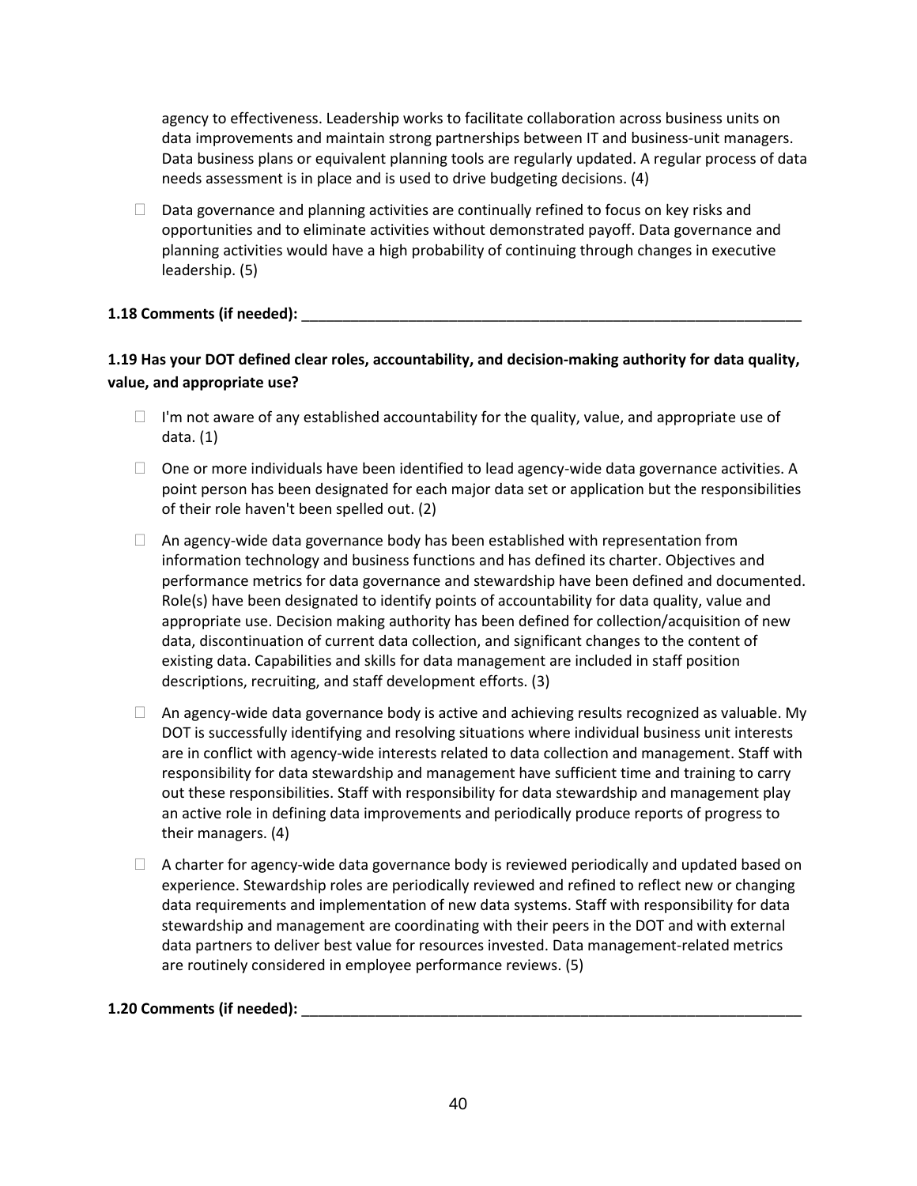agency to effectiveness. Leadership works to facilitate collaboration across business units on data improvements and maintain strong partnerships between IT and business-unit managers. Data business plans or equivalent planning tools are regularly updated. A regular process of data needs assessment is in place and is used to drive budgeting decisions. (4)

- ☐ Data governance and planning activities are continually refined to focus on key risks and opportunities and to eliminate activities without demonstrated payoff. Data governance and planning activities would have a high probability of continuing through changes in executive leadership. (5)

**1.18 Comments (if needed):** ___________________________________________________________

**1.19 Has your DOT defined clear roles, accountability, and decision-making authority for data quality, value, and appropriate use?**

- ☐ I'm not aware of any established accountability for the quality, value, and appropriate use of data. (1)
- ☐ One or more individuals have been identified to lead agency-wide data governance activities. A point person has been designated for each major data set or application but the responsibilities of their role haven't been spelled out. (2)
- ☐ An agency-wide data governance body has been established with representation from information technology and business functions and has defined its charter. Objectives and performance metrics for data governance and stewardship have been defined and documented. Role(s) have been designated to identify points of accountability for data quality, value and appropriate use. Decision making authority has been defined for collection/acquisition of new data, discontinuation of current data collection, and significant changes to the content of existing data. Capabilities and skills for data management are included in staff position descriptions, recruiting, and staff development efforts. (3)
- ☐ An agency-wide data governance body is active and achieving results recognized as valuable. My DOT is successfully identifying and resolving situations where individual business unit interests are in conflict with agency-wide interests related to data collection and management. Staff with responsibility for data stewardship and management have sufficient time and training to carry out these responsibilities. Staff with responsibility for data stewardship and management play an active role in defining data improvements and periodically produce reports of progress to their managers. (4)
- ☐ A charter for agency-wide data governance body is reviewed periodically and updated based on experience. Stewardship roles are periodically reviewed and refined to reflect new or changing data requirements and implementation of new data systems. Staff with responsibility for data stewardship and management are coordinating with their peers in the DOT and with external data partners to deliver best value for resources invested. Data management-related metrics are routinely considered in employee performance reviews. (5)

**1.20 Comments (if needed):** ___________________________________________________________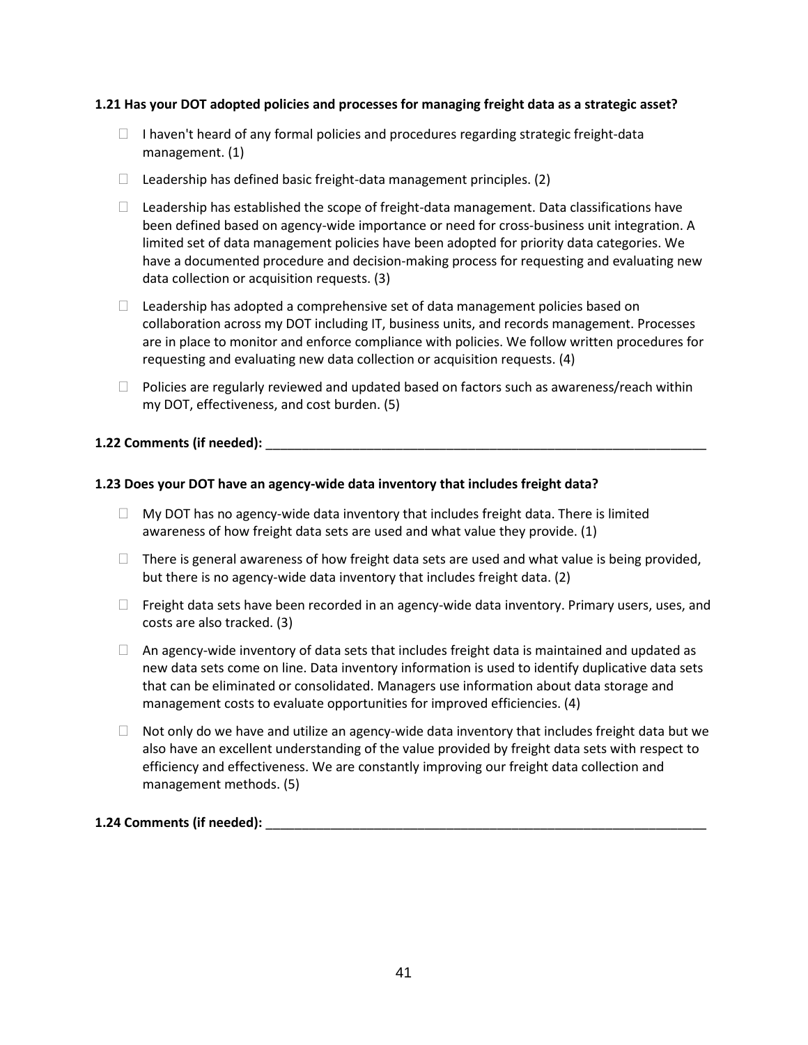**1.21 Has your DOT adopted policies and processes for managing freight data as a strategic asset?**

- ☐ I haven't heard of any formal policies and procedures regarding strategic freight-data management. (1)
- ☐ Leadership has defined basic freight-data management principles. (2)
- ☐ Leadership has established the scope of freight-data management. Data classifications have been defined based on agency-wide importance or need for cross-business unit integration. A limited set of data management policies have been adopted for priority data categories. We have a documented procedure and decision-making process for requesting and evaluating new data collection or acquisition requests. (3)
- ☐ Leadership has adopted a comprehensive set of data management policies based on collaboration across my DOT including IT, business units, and records management. Processes are in place to monitor and enforce compliance with policies. We follow written procedures for requesting and evaluating new data collection or acquisition requests. (4)
- ☐ Policies are regularly reviewed and updated based on factors such as awareness/reach within my DOT, effectiveness, and cost burden. (5)

**1.22 Comments (if needed):** ______________________________________________________________

**1.23 Does your DOT have an agency-wide data inventory that includes freight data?**

- ☐ My DOT has no agency-wide data inventory that includes freight data. There is limited awareness of how freight data sets are used and what value they provide. (1)
- ☐ There is general awareness of how freight data sets are used and what value is being provided, but there is no agency-wide data inventory that includes freight data. (2)
- ☐ Freight data sets have been recorded in an agency-wide data inventory. Primary users, uses, and costs are also tracked. (3)
- ☐ An agency-wide inventory of data sets that includes freight data is maintained and updated as new data sets come on line. Data inventory information is used to identify duplicative data sets that can be eliminated or consolidated. Managers use information about data storage and management costs to evaluate opportunities for improved efficiencies. (4)
- ☐ Not only do we have and utilize an agency-wide data inventory that includes freight data but we also have an excellent understanding of the value provided by freight data sets with respect to efficiency and effectiveness. We are constantly improving our freight data collection and management methods. (5)

**1.24 Comments (if needed):** ______________________________________________________________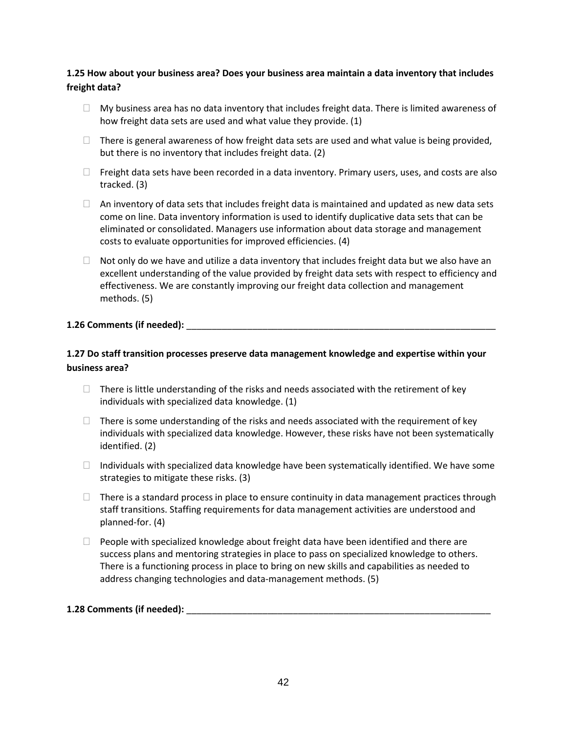**1.25 How about your business area? Does your business area maintain a data inventory that includes freight data?**

-  My business area has no data inventory that includes freight data. There is limited awareness of how freight data sets are used and what value they provide. (1)
-  There is general awareness of how freight data sets are used and what value is being provided, but there is no inventory that includes freight data. (2)
-  Freight data sets have been recorded in a data inventory. Primary users, uses, and costs are also tracked. (3)
-  An inventory of data sets that includes freight data is maintained and updated as new data sets come on line. Data inventory information is used to identify duplicative data sets that can be eliminated or consolidated. Managers use information about data storage and management costs to evaluate opportunities for improved efficiencies. (4)
-  Not only do we have and utilize a data inventory that includes freight data but we also have an excellent understanding of the value provided by freight data sets with respect to efficiency and effectiveness. We are constantly improving our freight data collection and management methods. (5)

**1.26 Comments (if needed):** ______________________________________________________________

**1.27 Do staff transition processes preserve data management knowledge and expertise within your business area?**

-  There is little understanding of the risks and needs associated with the retirement of key individuals with specialized data knowledge. (1)
-  There is some understanding of the risks and needs associated with the requirement of key individuals with specialized data knowledge. However, these risks have not been systematically identified. (2)
-  Individuals with specialized data knowledge have been systematically identified. We have some strategies to mitigate these risks. (3)
-  There is a standard process in place to ensure continuity in data management practices through staff transitions. Staffing requirements for data management activities are understood and planned-for. (4)
-  People with specialized knowledge about freight data have been identified and there are success plans and mentoring strategies in place to pass on specialized knowledge to others. There is a functioning process in place to bring on new skills and capabilities as needed to address changing technologies and data-management methods. (5)

**1.28 Comments (if needed):** ______________________________________________________________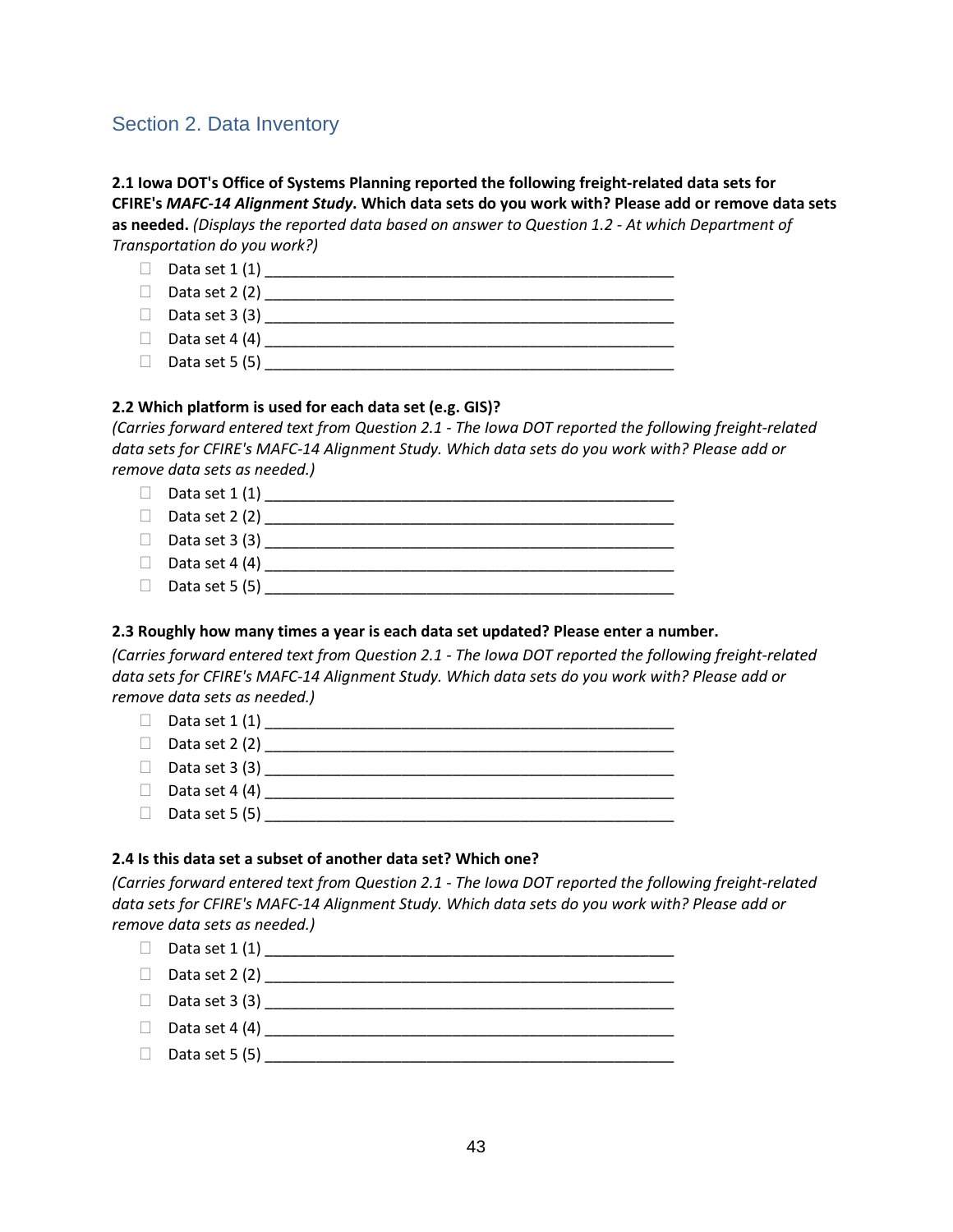## Section 2. Data Inventory

**2.1 Iowa DOT's Office of Systems Planning reported the following freight-related data sets for CFIRE's *MAFC-14 Alignment Study*. Which data sets do you work with? Please add or remove data sets as needed.** *(Displays the reported data based on answer to Question 1.2 - At which Department of Transportation do you work?)*

- ☐ Data set 1 (1) ________________________________________________
- ☐ Data set 2 (2) ________________________________________________
- ☐ Data set 3 (3) ________________________________________________
- ☐ Data set 4 (4) ________________________________________________
- ☐ Data set 5 (5) ________________________________________________

**2.2 Which platform is used for each data set (e.g. GIS)?**
*(Carries forward entered text from Question 2.1 - The Iowa DOT reported the following freight-related data sets for CFIRE's MAFC-14 Alignment Study. Which data sets do you work with? Please add or remove data sets as needed.)*

- ☐ Data set 1 (1) ________________________________________________
- ☐ Data set 2 (2) ________________________________________________
- ☐ Data set 3 (3) ________________________________________________
- ☐ Data set 4 (4) ________________________________________________
- ☐ Data set 5 (5) ________________________________________________

**2.3 Roughly how many times a year is each data set updated? Please enter a number.**
*(Carries forward entered text from Question 2.1 - The Iowa DOT reported the following freight-related data sets for CFIRE's MAFC-14 Alignment Study. Which data sets do you work with? Please add or remove data sets as needed.)*

- ☐ Data set 1 (1) ________________________________________________
- ☐ Data set 2 (2) ________________________________________________
- ☐ Data set 3 (3) ________________________________________________
- ☐ Data set 4 (4) ________________________________________________
- ☐ Data set 5 (5) ________________________________________________

**2.4 Is this data set a subset of another data set? Which one?**
*(Carries forward entered text from Question 2.1 - The Iowa DOT reported the following freight-related data sets for CFIRE's MAFC-14 Alignment Study. Which data sets do you work with? Please add or remove data sets as needed.)*

- ☐ Data set 1 (1) ________________________________________________
- ☐ Data set 2 (2) ________________________________________________
- ☐ Data set 3 (3) ________________________________________________
- ☐ Data set 4 (4) ________________________________________________
- ☐ Data set 5 (5) ________________________________________________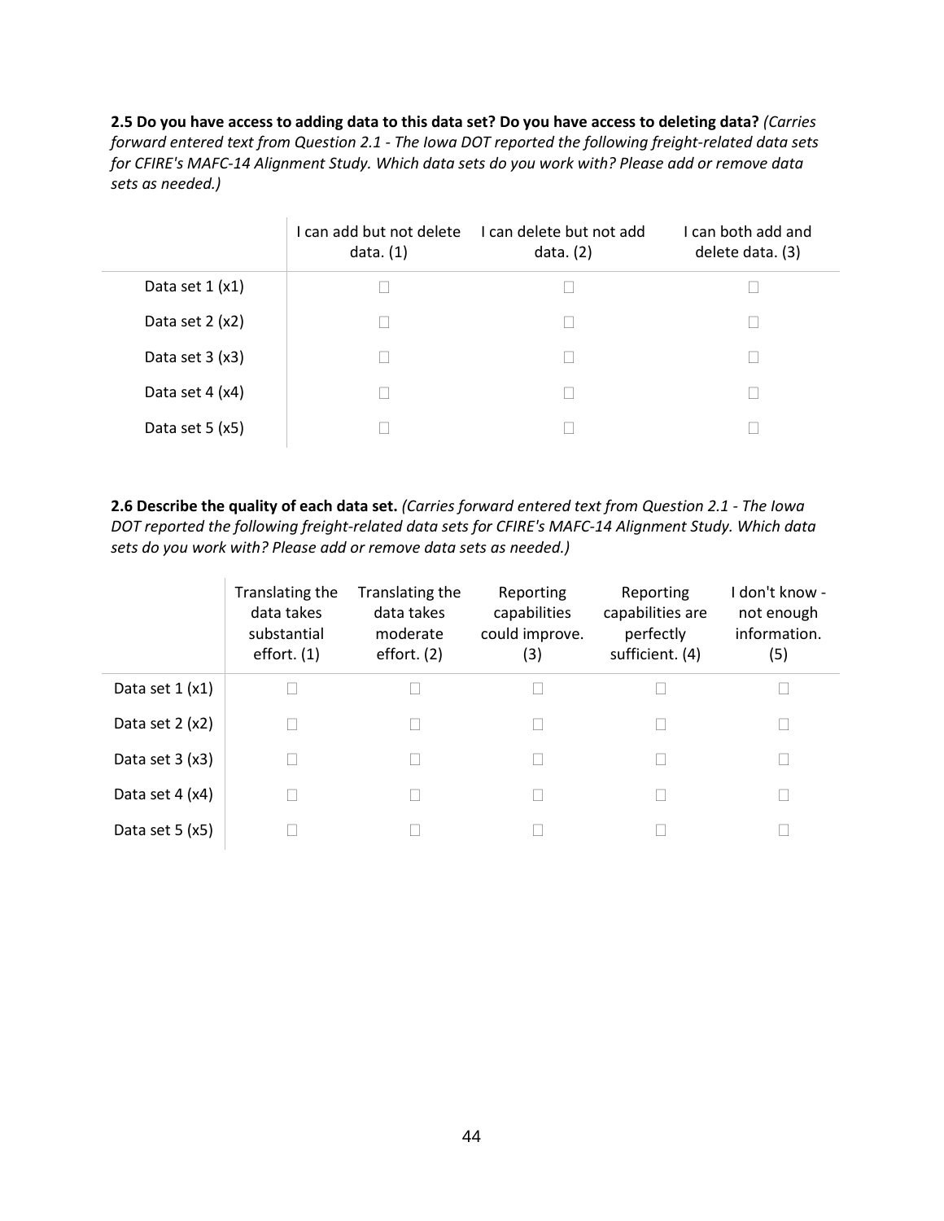**2.5 Do you have access to adding data to this data set? Do you have access to deleting data?** *(Carries forward entered text from Question 2.1 - The Iowa DOT reported the following freight-related data sets for CFIRE's MAFC-14 Alignment Study. Which data sets do you work with? Please add or remove data sets as needed.)*

| | I can add but not delete data. (1) | I can delete but not add data. (2) | I can both add and delete data. (3) |
|---|---|---|---|
| Data set 1 (x1) | ☐ | ☐ | ☐ |
| Data set 2 (x2) | ☐ | ☐ | ☐ |
| Data set 3 (x3) | ☐ | ☐ | ☐ |
| Data set 4 (x4) | ☐ | ☐ | ☐ |
| Data set 5 (x5) | ☐ | ☐ | ☐ |

**2.6 Describe the quality of each data set.** *(Carries forward entered text from Question 2.1 - The Iowa DOT reported the following freight-related data sets for CFIRE's MAFC-14 Alignment Study. Which data sets do you work with? Please add or remove data sets as needed.)*

| | Translating the data takes substantial effort. (1) | Translating the data takes moderate effort. (2) | Reporting capabilities could improve. (3) | Reporting capabilities are perfectly sufficient. (4) | I don't know - not enough information. (5) |
|---|---|---|---|---|---|
| Data set 1 (x1) | ☐ | ☐ | ☐ | ☐ | ☐ |
| Data set 2 (x2) | ☐ | ☐ | ☐ | ☐ | ☐ |
| Data set 3 (x3) | ☐ | ☐ | ☐ | ☐ | ☐ |
| Data set 4 (x4) | ☐ | ☐ | ☐ | ☐ | ☐ |
| Data set 5 (x5) | ☐ | ☐ | ☐ | ☐ | ☐ |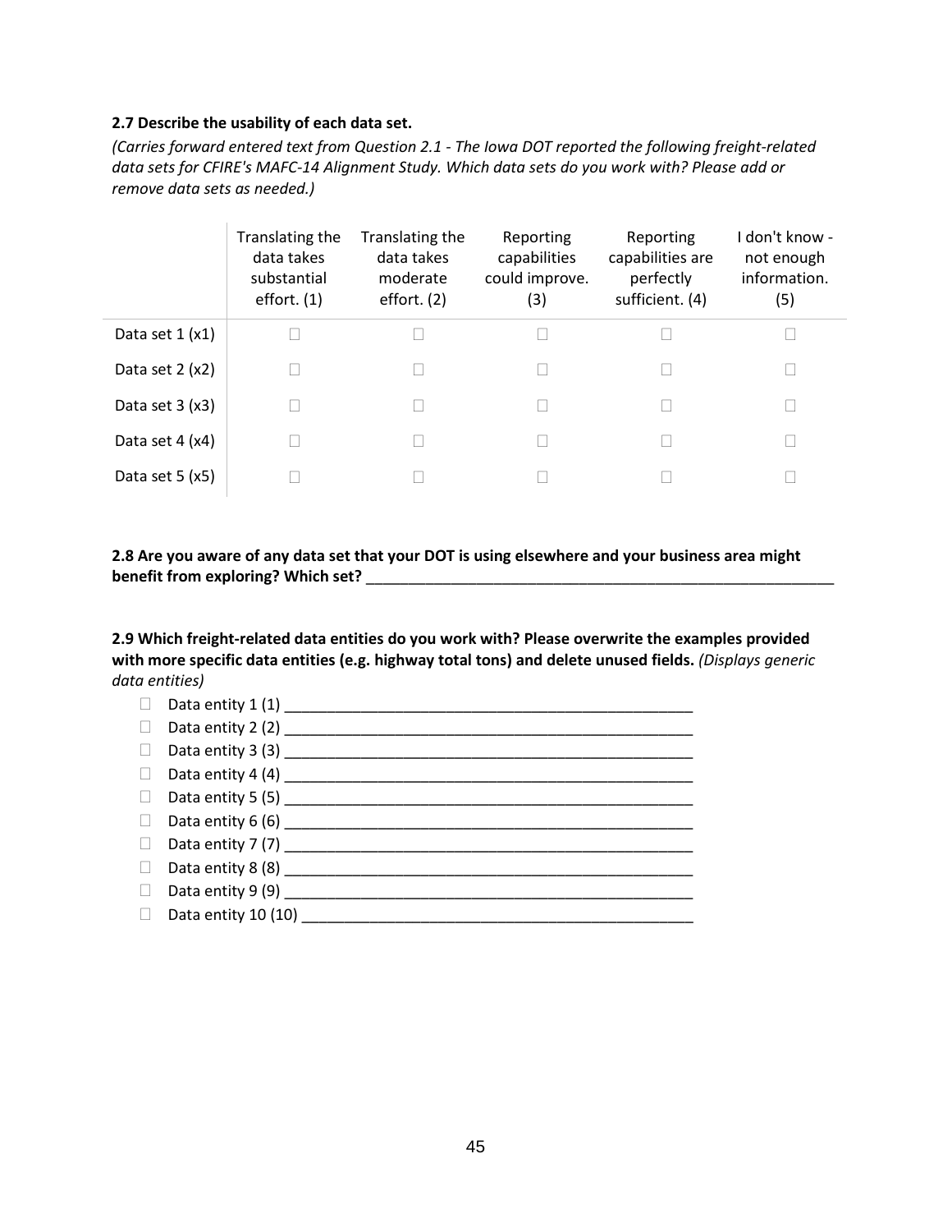**2.7 Describe the usability of each data set.**

*(Carries forward entered text from Question 2.1 - The Iowa DOT reported the following freight-related data sets for CFIRE's MAFC-14 Alignment Study. Which data sets do you work with? Please add or remove data sets as needed.)*

| | Translating the data takes substantial effort. (1) | Translating the data takes moderate effort. (2) | Reporting capabilities could improve. (3) | Reporting capabilities are perfectly sufficient. (4) | I don't know - not enough information. (5) |
|---|---|---|---|---|---|
| Data set 1 (x1) | ☐ | ☐ | ☐ | ☐ | ☐ |
| Data set 2 (x2) | ☐ | ☐ | ☐ | ☐ | ☐ |
| Data set 3 (x3) | ☐ | ☐ | ☐ | ☐ | ☐ |
| Data set 4 (x4) | ☐ | ☐ | ☐ | ☐ | ☐ |
| Data set 5 (x5) | ☐ | ☐ | ☐ | ☐ | ☐ |

**2.8 Are you aware of any data set that your DOT is using elsewhere and your business area might benefit from exploring? Which set?** ____________________________________________

**2.9 Which freight-related data entities do you work with? Please overwrite the examples provided with more specific data entities (e.g. highway total tons) and delete unused fields.** *(Displays generic data entities)*

- ☐ Data entity 1 (1) ________________________________________
- ☐ Data entity 2 (2) ________________________________________
- ☐ Data entity 3 (3) ________________________________________
- ☐ Data entity 4 (4) ________________________________________
- ☐ Data entity 5 (5) ________________________________________
- ☐ Data entity 6 (6) ________________________________________
- ☐ Data entity 7 (7) ________________________________________
- ☐ Data entity 8 (8) ________________________________________
- ☐ Data entity 9 (9) ________________________________________
- ☐ Data entity 10 (10) ______________________________________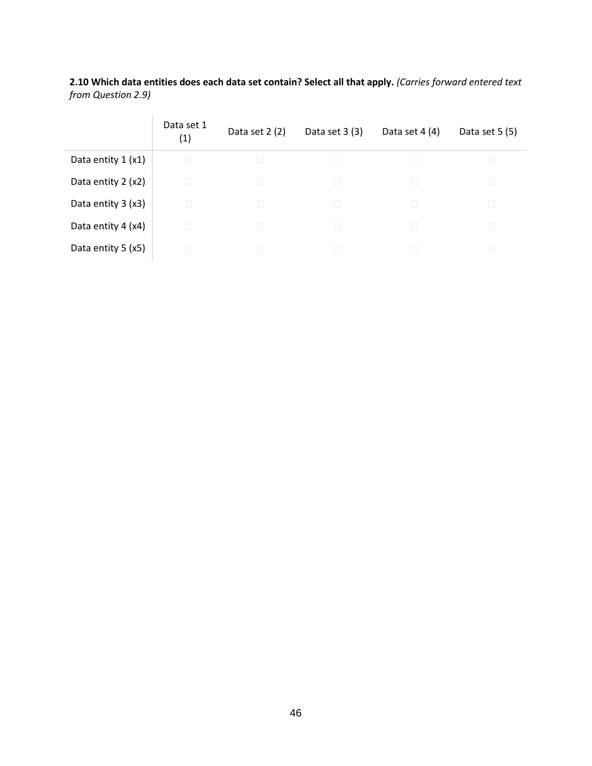**2.10 Which data entities does each data set contain? Select all that apply.** *(Carries forward entered text from Question 2.9)*

| | Data set 1 (1) | Data set 2 (2) | Data set 3 (3) | Data set 4 (4) | Data set 5 (5) |
|---|---|---|---|---|---|
| Data entity 1 (x1) | ☐ | ☐ | ☐ | ☐ | ☐ |
| Data entity 2 (x2) | ☐ | ☐ | ☐ | ☐ | ☐ |
| Data entity 3 (x3) | ☐ | ☐ | ☐ | ☐ | ☐ |
| Data entity 4 (x4) | ☐ | ☐ | ☐ | ☐ | ☐ |
| Data entity 5 (x5) | ☐ | ☐ | ☐ | ☐ | ☐ |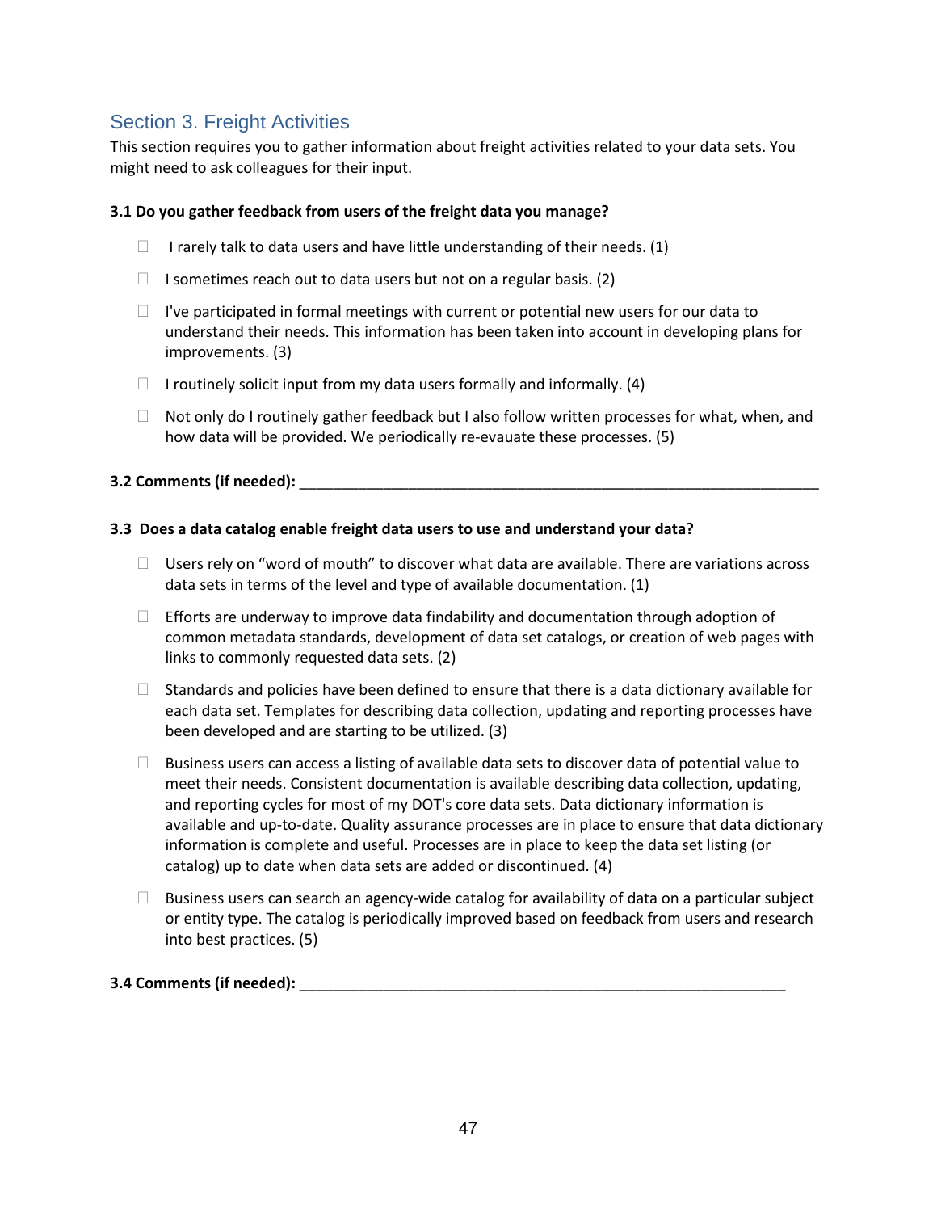## Section 3. Freight Activities

This section requires you to gather information about freight activities related to your data sets. You might need to ask colleagues for their input.

**3.1 Do you gather feedback from users of the freight data you manage?**

- ☐ I rarely talk to data users and have little understanding of their needs. (1)
- ☐ I sometimes reach out to data users but not on a regular basis. (2)
- ☐ I've participated in formal meetings with current or potential new users for our data to understand their needs. This information has been taken into account in developing plans for improvements. (3)
- ☐ I routinely solicit input from my data users formally and informally. (4)
- ☐ Not only do I routinely gather feedback but I also follow written processes for what, when, and how data will be provided. We periodically re-evauate these processes. (5)

**3.2 Comments (if needed):** ___________________________________________________________

**3.3 Does a data catalog enable freight data users to use and understand your data?**

- ☐ Users rely on "word of mouth" to discover what data are available. There are variations across data sets in terms of the level and type of available documentation. (1)
- ☐ Efforts are underway to improve data findability and documentation through adoption of common metadata standards, development of data set catalogs, or creation of web pages with links to commonly requested data sets. (2)
- ☐ Standards and policies have been defined to ensure that there is a data dictionary available for each data set. Templates for describing data collection, updating and reporting processes have been developed and are starting to be utilized. (3)
- ☐ Business users can access a listing of available data sets to discover data of potential value to meet their needs. Consistent documentation is available describing data collection, updating, and reporting cycles for most of my DOT's core data sets. Data dictionary information is available and up-to-date. Quality assurance processes are in place to ensure that data dictionary information is complete and useful. Processes are in place to keep the data set listing (or catalog) up to date when data sets are added or discontinued. (4)
- ☐ Business users can search an agency-wide catalog for availability of data on a particular subject or entity type. The catalog is periodically improved based on feedback from users and research into best practices. (5)

**3.4 Comments (if needed):** _______________________________________________________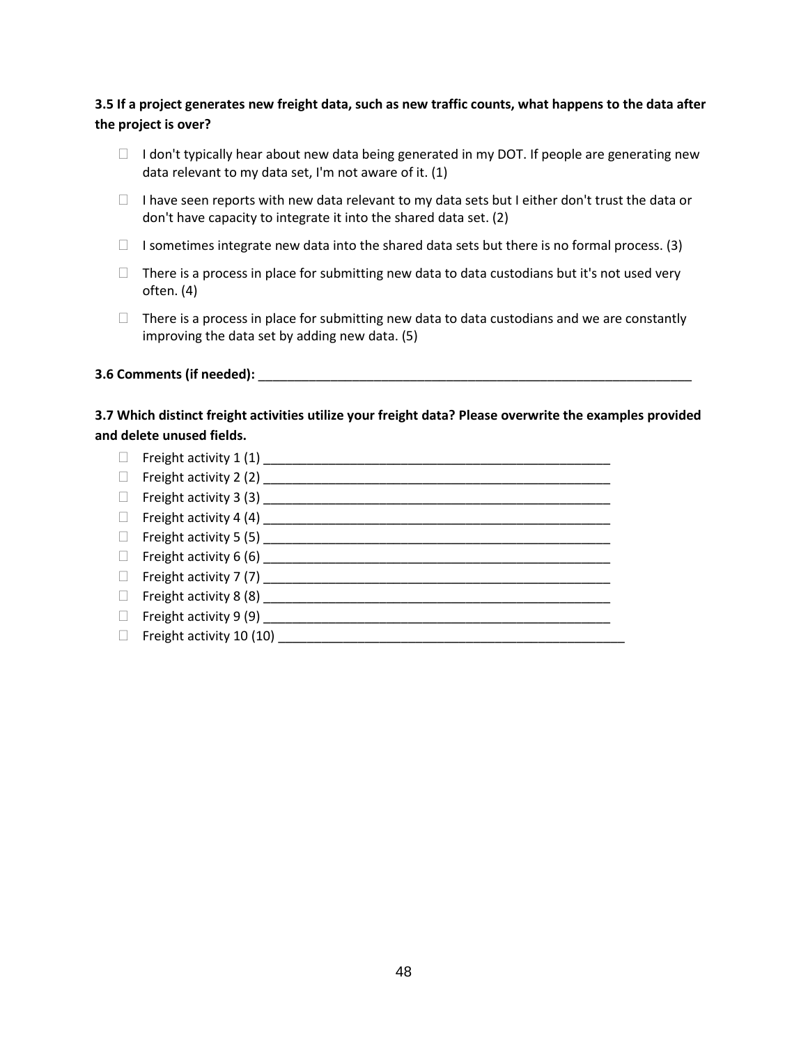**3.5 If a project generates new freight data, such as new traffic counts, what happens to the data after the project is over?**

- ☐ I don't typically hear about new data being generated in my DOT. If people are generating new data relevant to my data set, I'm not aware of it. (1)
- ☐ I have seen reports with new data relevant to my data sets but I either don't trust the data or don't have capacity to integrate it into the shared data set. (2)
- ☐ I sometimes integrate new data into the shared data sets but there is no formal process. (3)
- ☐ There is a process in place for submitting new data to data custodians but it's not used very often. (4)
- ☐ There is a process in place for submitting new data to data custodians and we are constantly improving the data set by adding new data. (5)

**3.6 Comments (if needed):** ________________________________________________________________

**3.7 Which distinct freight activities utilize your freight data? Please overwrite the examples provided and delete unused fields.**

- ☐ Freight activity 1 (1) ________________________________________________
- ☐ Freight activity 2 (2) ________________________________________________
- ☐ Freight activity 3 (3) ________________________________________________
- ☐ Freight activity 4 (4) ________________________________________________
- ☐ Freight activity 5 (5) ________________________________________________
- ☐ Freight activity 6 (6) ________________________________________________
- ☐ Freight activity 7 (7) ________________________________________________
- ☐ Freight activity 8 (8) ________________________________________________
- ☐ Freight activity 9 (9) ________________________________________________
- ☐ Freight activity 10 (10) ________________________________________________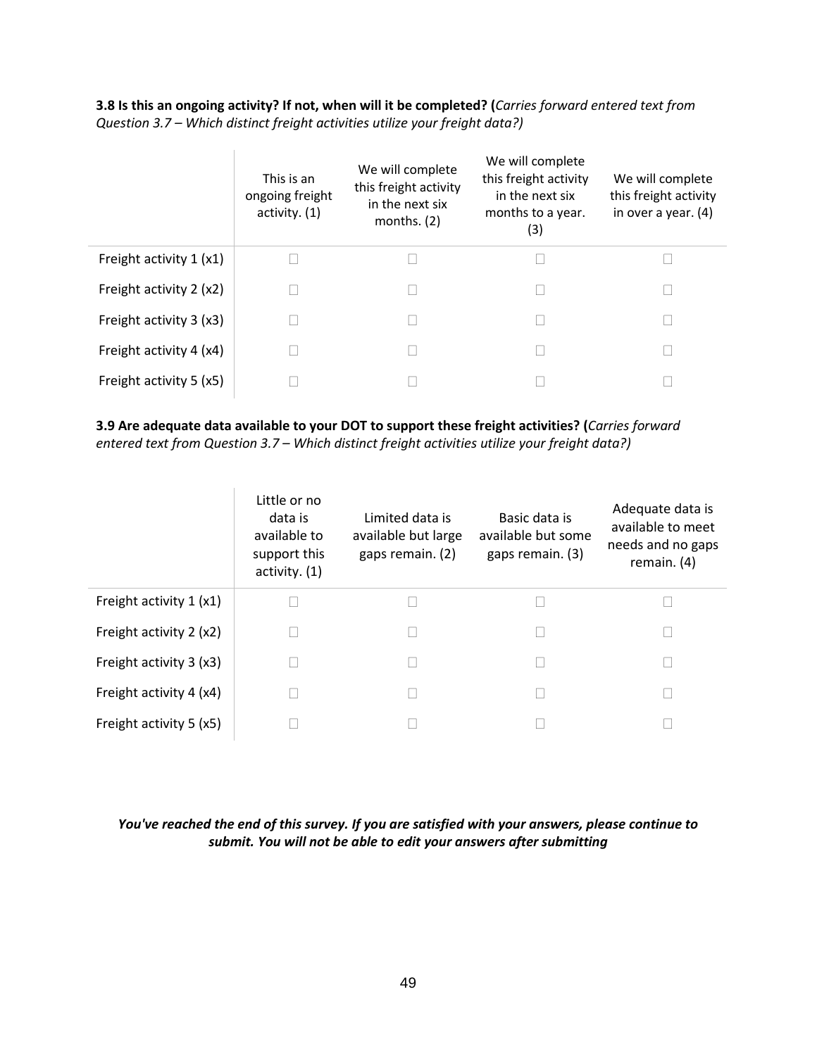**3.8 Is this an ongoing activity? If not, when will it be completed? (***Carries forward entered text from Question 3.7 – Which distinct freight activities utilize your freight data?)*

| | This is an ongoing freight activity. (1) | We will complete this freight activity in the next six months. (2) | We will complete this freight activity in the next six months to a year. (3) | We will complete this freight activity in over a year. (4) |
|---|---|---|---|---|
| Freight activity 1 (x1) | ☐ | ☐ | ☐ | ☐ |
| Freight activity 2 (x2) | ☐ | ☐ | ☐ | ☐ |
| Freight activity 3 (x3) | ☐ | ☐ | ☐ | ☐ |
| Freight activity 4 (x4) | ☐ | ☐ | ☐ | ☐ |
| Freight activity 5 (x5) | ☐ | ☐ | ☐ | ☐ |

**3.9 Are adequate data available to your DOT to support these freight activities? (***Carries forward entered text from Question 3.7 – Which distinct freight activities utilize your freight data?)*

| | Little or no data is available to support this activity. (1) | Limited data is available but large gaps remain. (2) | Basic data is available but some gaps remain. (3) | Adequate data is available to meet needs and no gaps remain. (4) |
|---|---|---|---|---|
| Freight activity 1 (x1) | ☐ | ☐ | ☐ | ☐ |
| Freight activity 2 (x2) | ☐ | ☐ | ☐ | ☐ |
| Freight activity 3 (x3) | ☐ | ☐ | ☐ | ☐ |
| Freight activity 4 (x4) | ☐ | ☐ | ☐ | ☐ |
| Freight activity 5 (x5) | ☐ | ☐ | ☐ | ☐ |

***You've reached the end of this survey. If you are satisfied with your answers, please continue to submit. You will not be able to edit your answers after submitting***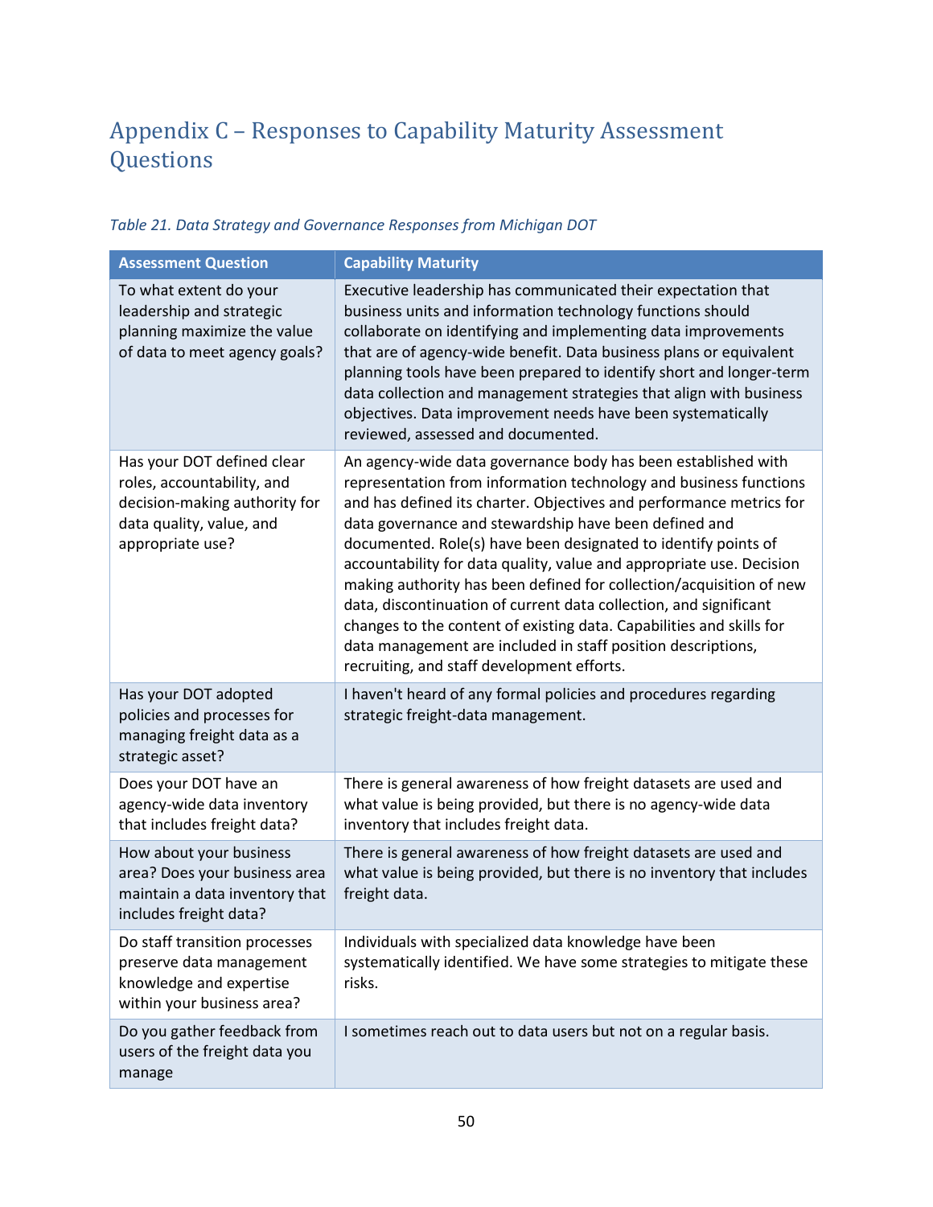# Appendix C – Responses to Capability Maturity Assessment Questions

*Table 21. Data Strategy and Governance Responses from Michigan DOT*

| Assessment Question | Capability Maturity |
|---|---|
| To what extent do your leadership and strategic planning maximize the value of data to meet agency goals? | Executive leadership has communicated their expectation that business units and information technology functions should collaborate on identifying and implementing data improvements that are of agency-wide benefit. Data business plans or equivalent planning tools have been prepared to identify short and longer-term data collection and management strategies that align with business objectives. Data improvement needs have been systematically reviewed, assessed and documented. |
| Has your DOT defined clear roles, accountability, and decision-making authority for data quality, value, and appropriate use? | An agency-wide data governance body has been established with representation from information technology and business functions and has defined its charter. Objectives and performance metrics for data governance and stewardship have been defined and documented. Role(s) have been designated to identify points of accountability for data quality, value and appropriate use. Decision making authority has been defined for collection/acquisition of new data, discontinuation of current data collection, and significant changes to the content of existing data. Capabilities and skills for data management are included in staff position descriptions, recruiting, and staff development efforts. |
| Has your DOT adopted policies and processes for managing freight data as a strategic asset? | I haven't heard of any formal policies and procedures regarding strategic freight-data management. |
| Does your DOT have an agency-wide data inventory that includes freight data? | There is general awareness of how freight datasets are used and what value is being provided, but there is no agency-wide data inventory that includes freight data. |
| How about your business area? Does your business area maintain a data inventory that includes freight data? | There is general awareness of how freight datasets are used and what value is being provided, but there is no inventory that includes freight data. |
| Do staff transition processes preserve data management knowledge and expertise within your business area? | Individuals with specialized data knowledge have been systematically identified. We have some strategies to mitigate these risks. |
| Do you gather feedback from users of the freight data you manage | I sometimes reach out to data users but not on a regular basis. |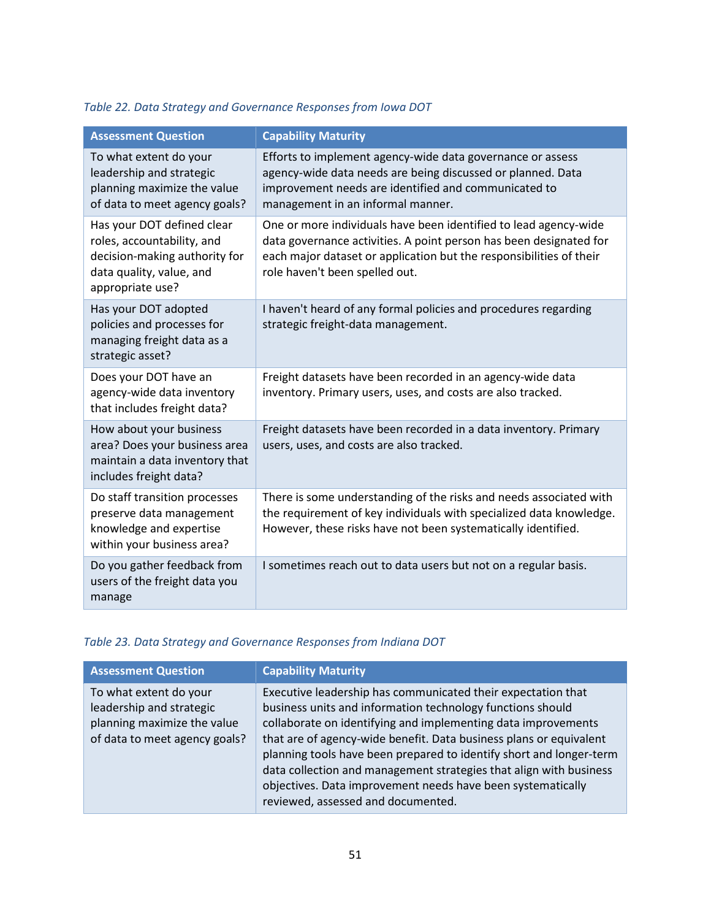*Table 22. Data Strategy and Governance Responses from Iowa DOT*

| Assessment Question | Capability Maturity |
| --- | --- |
| To what extent do your leadership and strategic planning maximize the value of data to meet agency goals? | Efforts to implement agency-wide data governance or assess agency-wide data needs are being discussed or planned. Data improvement needs are identified and communicated to management in an informal manner. |
| Has your DOT defined clear roles, accountability, and decision-making authority for data quality, value, and appropriate use? | One or more individuals have been identified to lead agency-wide data governance activities. A point person has been designated for each major dataset or application but the responsibilities of their role haven't been spelled out. |
| Has your DOT adopted policies and processes for managing freight data as a strategic asset? | I haven't heard of any formal policies and procedures regarding strategic freight-data management. |
| Does your DOT have an agency-wide data inventory that includes freight data? | Freight datasets have been recorded in an agency-wide data inventory. Primary users, uses, and costs are also tracked. |
| How about your business area? Does your business area maintain a data inventory that includes freight data? | Freight datasets have been recorded in a data inventory. Primary users, uses, and costs are also tracked. |
| Do staff transition processes preserve data management knowledge and expertise within your business area? | There is some understanding of the risks and needs associated with the requirement of key individuals with specialized data knowledge. However, these risks have not been systematically identified. |
| Do you gather feedback from users of the freight data you manage | I sometimes reach out to data users but not on a regular basis. |

*Table 23. Data Strategy and Governance Responses from Indiana DOT*

| Assessment Question | Capability Maturity |
| --- | --- |
| To what extent do your leadership and strategic planning maximize the value of data to meet agency goals? | Executive leadership has communicated their expectation that business units and information technology functions should collaborate on identifying and implementing data improvements that are of agency-wide benefit. Data business plans or equivalent planning tools have been prepared to identify short and longer-term data collection and management strategies that align with business objectives. Data improvement needs have been systematically reviewed, assessed and documented. |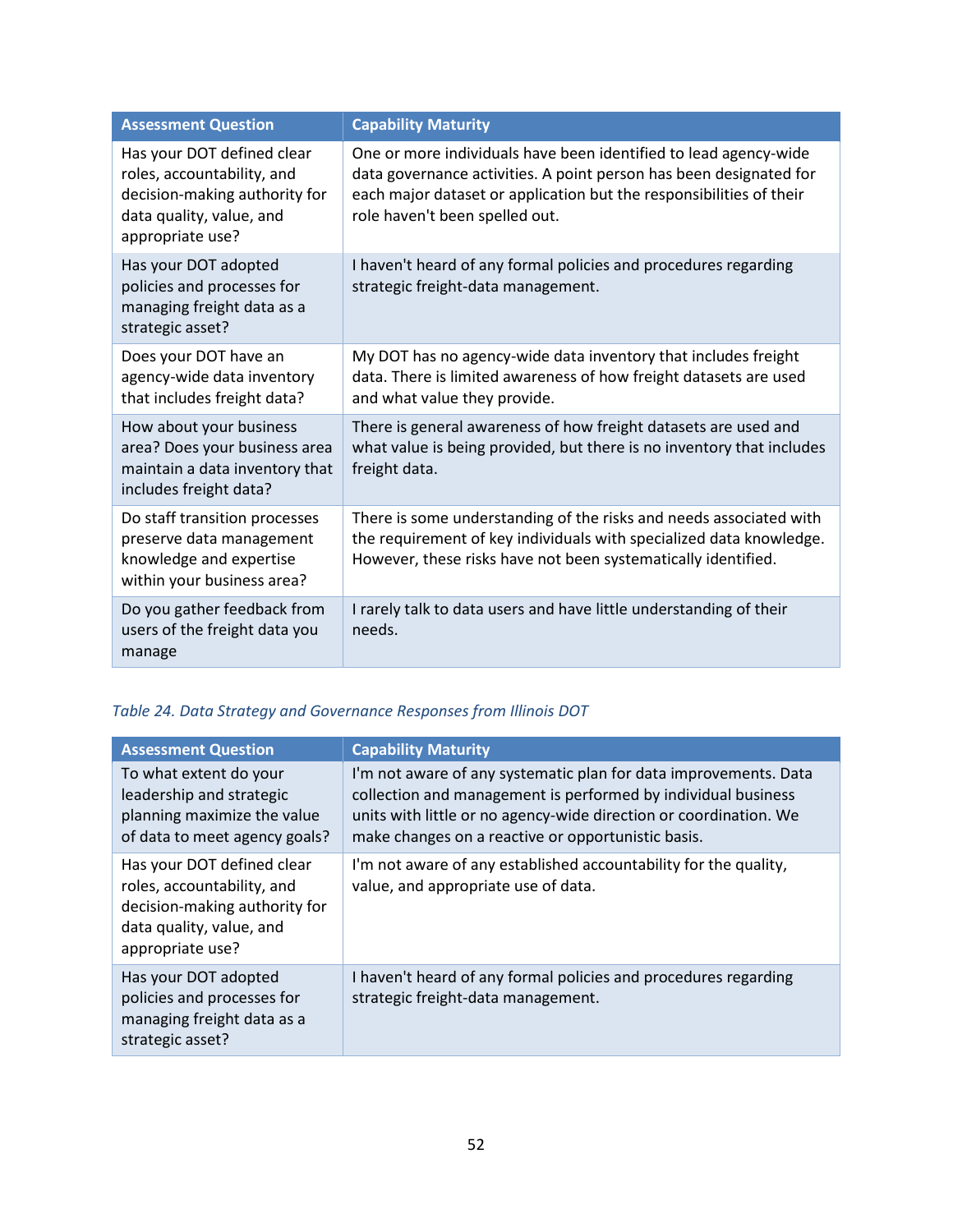| Assessment Question | Capability Maturity |
|---|---|
| Has your DOT defined clear roles, accountability, and decision-making authority for data quality, value, and appropriate use? | One or more individuals have been identified to lead agency-wide data governance activities. A point person has been designated for each major dataset or application but the responsibilities of their role haven't been spelled out. |
| Has your DOT adopted policies and processes for managing freight data as a strategic asset? | I haven't heard of any formal policies and procedures regarding strategic freight-data management. |
| Does your DOT have an agency-wide data inventory that includes freight data? | My DOT has no agency-wide data inventory that includes freight data. There is limited awareness of how freight datasets are used and what value they provide. |
| How about your business area? Does your business area maintain a data inventory that includes freight data? | There is general awareness of how freight datasets are used and what value is being provided, but there is no inventory that includes freight data. |
| Do staff transition processes preserve data management knowledge and expertise within your business area? | There is some understanding of the risks and needs associated with the requirement of key individuals with specialized data knowledge. However, these risks have not been systematically identified. |
| Do you gather feedback from users of the freight data you manage | I rarely talk to data users and have little understanding of their needs. |

*Table 24. Data Strategy and Governance Responses from Illinois DOT*

| Assessment Question | Capability Maturity |
|---|---|
| To what extent do your leadership and strategic planning maximize the value of data to meet agency goals? | I'm not aware of any systematic plan for data improvements. Data collection and management is performed by individual business units with little or no agency-wide direction or coordination. We make changes on a reactive or opportunistic basis. |
| Has your DOT defined clear roles, accountability, and decision-making authority for data quality, value, and appropriate use? | I'm not aware of any established accountability for the quality, value, and appropriate use of data. |
| Has your DOT adopted policies and processes for managing freight data as a strategic asset? | I haven't heard of any formal policies and procedures regarding strategic freight-data management. |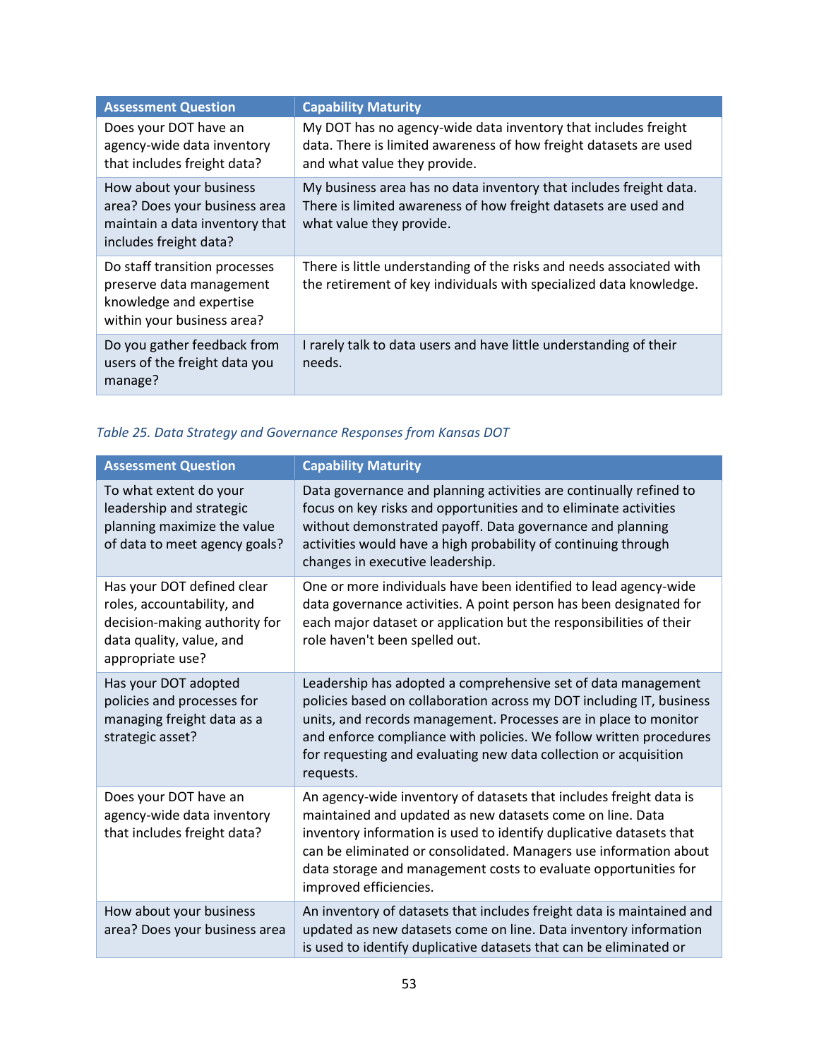| Assessment Question | Capability Maturity |
|---|---|
| Does your DOT have an agency-wide data inventory that includes freight data? | My DOT has no agency-wide data inventory that includes freight data. There is limited awareness of how freight datasets are used and what value they provide. |
| How about your business area? Does your business area maintain a data inventory that includes freight data? | My business area has no data inventory that includes freight data. There is limited awareness of how freight datasets are used and what value they provide. |
| Do staff transition processes preserve data management knowledge and expertise within your business area? | There is little understanding of the risks and needs associated with the retirement of key individuals with specialized data knowledge. |
| Do you gather feedback from users of the freight data you manage? | I rarely talk to data users and have little understanding of their needs. |

*Table 25. Data Strategy and Governance Responses from Kansas DOT*

| Assessment Question | Capability Maturity |
|---|---|
| To what extent do your leadership and strategic planning maximize the value of data to meet agency goals? | Data governance and planning activities are continually refined to focus on key risks and opportunities and to eliminate activities without demonstrated payoff. Data governance and planning activities would have a high probability of continuing through changes in executive leadership. |
| Has your DOT defined clear roles, accountability, and decision-making authority for data quality, value, and appropriate use? | One or more individuals have been identified to lead agency-wide data governance activities. A point person has been designated for each major dataset or application but the responsibilities of their role haven't been spelled out. |
| Has your DOT adopted policies and processes for managing freight data as a strategic asset? | Leadership has adopted a comprehensive set of data management policies based on collaboration across my DOT including IT, business units, and records management. Processes are in place to monitor and enforce compliance with policies. We follow written procedures for requesting and evaluating new data collection or acquisition requests. |
| Does your DOT have an agency-wide data inventory that includes freight data? | An agency-wide inventory of datasets that includes freight data is maintained and updated as new datasets come on line. Data inventory information is used to identify duplicative datasets that can be eliminated or consolidated. Managers use information about data storage and management costs to evaluate opportunities for improved efficiencies. |
| How about your business area? Does your business area | An inventory of datasets that includes freight data is maintained and updated as new datasets come on line. Data inventory information is used to identify duplicative datasets that can be eliminated or |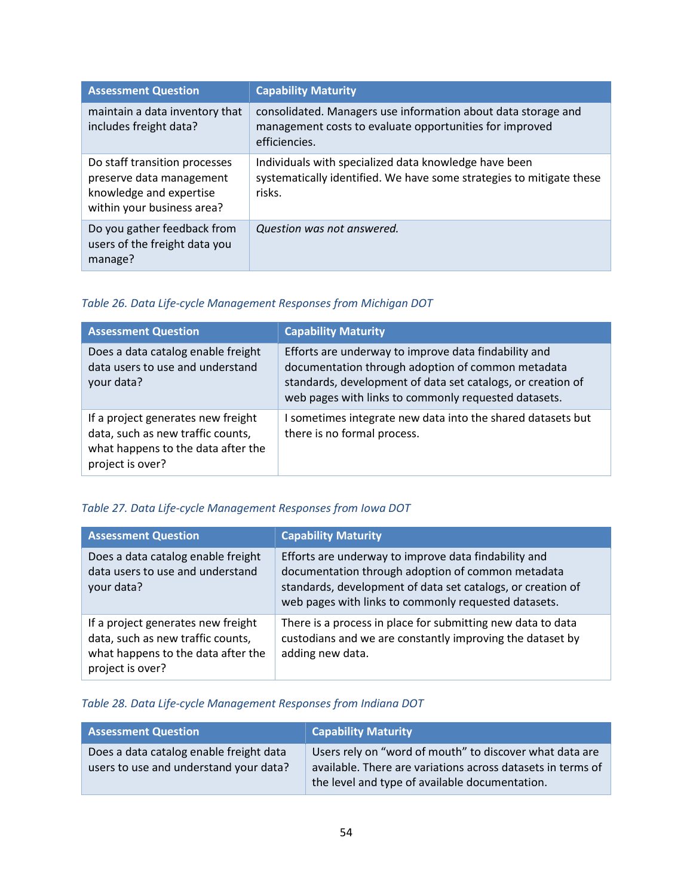| Assessment Question | Capability Maturity |
|---|---|
| maintain a data inventory that includes freight data? | consolidated. Managers use information about data storage and management costs to evaluate opportunities for improved efficiencies. |
| Do staff transition processes preserve data management knowledge and expertise within your business area? | Individuals with specialized data knowledge have been systematically identified. We have some strategies to mitigate these risks. |
| Do you gather feedback from users of the freight data you manage? | *Question was not answered.* |

*Table 26. Data Life-cycle Management Responses from Michigan DOT*

| Assessment Question | Capability Maturity |
|---|---|
| Does a data catalog enable freight data users to use and understand your data? | Efforts are underway to improve data findability and documentation through adoption of common metadata standards, development of data set catalogs, or creation of web pages with links to commonly requested datasets. |
| If a project generates new freight data, such as new traffic counts, what happens to the data after the project is over? | I sometimes integrate new data into the shared datasets but there is no formal process. |

*Table 27. Data Life-cycle Management Responses from Iowa DOT*

| Assessment Question | Capability Maturity |
|---|---|
| Does a data catalog enable freight data users to use and understand your data? | Efforts are underway to improve data findability and documentation through adoption of common metadata standards, development of data set catalogs, or creation of web pages with links to commonly requested datasets. |
| If a project generates new freight data, such as new traffic counts, what happens to the data after the project is over? | There is a process in place for submitting new data to data custodians and we are constantly improving the dataset by adding new data. |

*Table 28. Data Life-cycle Management Responses from Indiana DOT*

| Assessment Question | Capability Maturity |
|---|---|
| Does a data catalog enable freight data users to use and understand your data? | Users rely on "word of mouth" to discover what data are available. There are variations across datasets in terms of the level and type of available documentation. |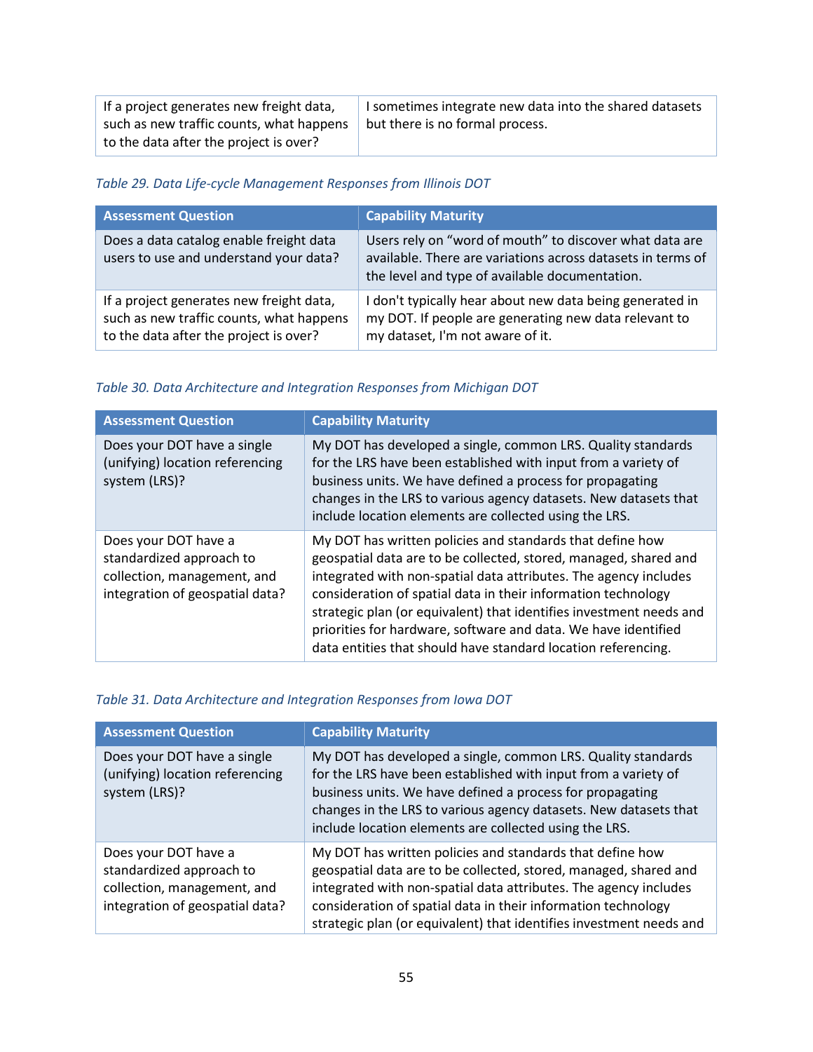| If a project generates new freight data, such as new traffic counts, what happens to the data after the project is over? | I sometimes integrate new data into the shared datasets but there is no formal process. |
|---|---|

*Table 29. Data Life-cycle Management Responses from Illinois DOT*

| Assessment Question | Capability Maturity |
|---|---|
| Does a data catalog enable freight data users to use and understand your data? | Users rely on "word of mouth" to discover what data are available. There are variations across datasets in terms of the level and type of available documentation. |
| If a project generates new freight data, such as new traffic counts, what happens to the data after the project is over? | I don't typically hear about new data being generated in my DOT. If people are generating new data relevant to my dataset, I'm not aware of it. |

*Table 30. Data Architecture and Integration Responses from Michigan DOT*

| Assessment Question | Capability Maturity |
|---|---|
| Does your DOT have a single (unifying) location referencing system (LRS)? | My DOT has developed a single, common LRS. Quality standards for the LRS have been established with input from a variety of business units. We have defined a process for propagating changes in the LRS to various agency datasets. New datasets that include location elements are collected using the LRS. |
| Does your DOT have a standardized approach to collection, management, and integration of geospatial data? | My DOT has written policies and standards that define how geospatial data are to be collected, stored, managed, shared and integrated with non-spatial data attributes. The agency includes consideration of spatial data in their information technology strategic plan (or equivalent) that identifies investment needs and priorities for hardware, software and data. We have identified data entities that should have standard location referencing. |

*Table 31. Data Architecture and Integration Responses from Iowa DOT*

| Assessment Question | Capability Maturity |
|---|---|
| Does your DOT have a single (unifying) location referencing system (LRS)? | My DOT has developed a single, common LRS. Quality standards for the LRS have been established with input from a variety of business units. We have defined a process for propagating changes in the LRS to various agency datasets. New datasets that include location elements are collected using the LRS. |
| Does your DOT have a standardized approach to collection, management, and integration of geospatial data? | My DOT has written policies and standards that define how geospatial data are to be collected, stored, managed, shared and integrated with non-spatial data attributes. The agency includes consideration of spatial data in their information technology strategic plan (or equivalent) that identifies investment needs and |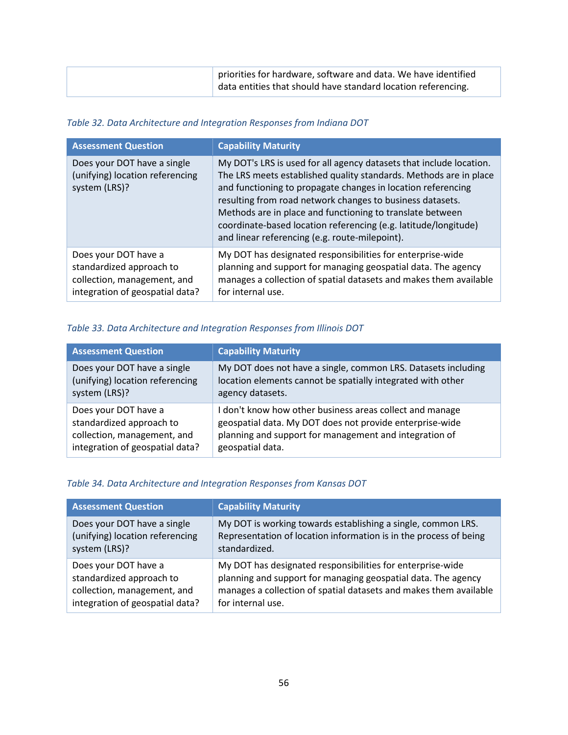| | |
|---|---|
| | priorities for hardware, software and data. We have identified data entities that should have standard location referencing. |

*Table 32. Data Architecture and Integration Responses from Indiana DOT*

| Assessment Question | Capability Maturity |
|---|---|
| Does your DOT have a single (unifying) location referencing system (LRS)? | My DOT's LRS is used for all agency datasets that include location. The LRS meets established quality standards. Methods are in place and functioning to propagate changes in location referencing resulting from road network changes to business datasets. Methods are in place and functioning to translate between coordinate-based location referencing (e.g. latitude/longitude) and linear referencing (e.g. route-milepoint). |
| Does your DOT have a standardized approach to collection, management, and integration of geospatial data? | My DOT has designated responsibilities for enterprise-wide planning and support for managing geospatial data. The agency manages a collection of spatial datasets and makes them available for internal use. |

*Table 33. Data Architecture and Integration Responses from Illinois DOT*

| Assessment Question | Capability Maturity |
|---|---|
| Does your DOT have a single (unifying) location referencing system (LRS)? | My DOT does not have a single, common LRS. Datasets including location elements cannot be spatially integrated with other agency datasets. |
| Does your DOT have a standardized approach to collection, management, and integration of geospatial data? | I don't know how other business areas collect and manage geospatial data. My DOT does not provide enterprise-wide planning and support for management and integration of geospatial data. |

*Table 34. Data Architecture and Integration Responses from Kansas DOT*

| Assessment Question | Capability Maturity |
|---|---|
| Does your DOT have a single (unifying) location referencing system (LRS)? | My DOT is working towards establishing a single, common LRS. Representation of location information is in the process of being standardized. |
| Does your DOT have a standardized approach to collection, management, and integration of geospatial data? | My DOT has designated responsibilities for enterprise-wide planning and support for managing geospatial data. The agency manages a collection of spatial datasets and makes them available for internal use. |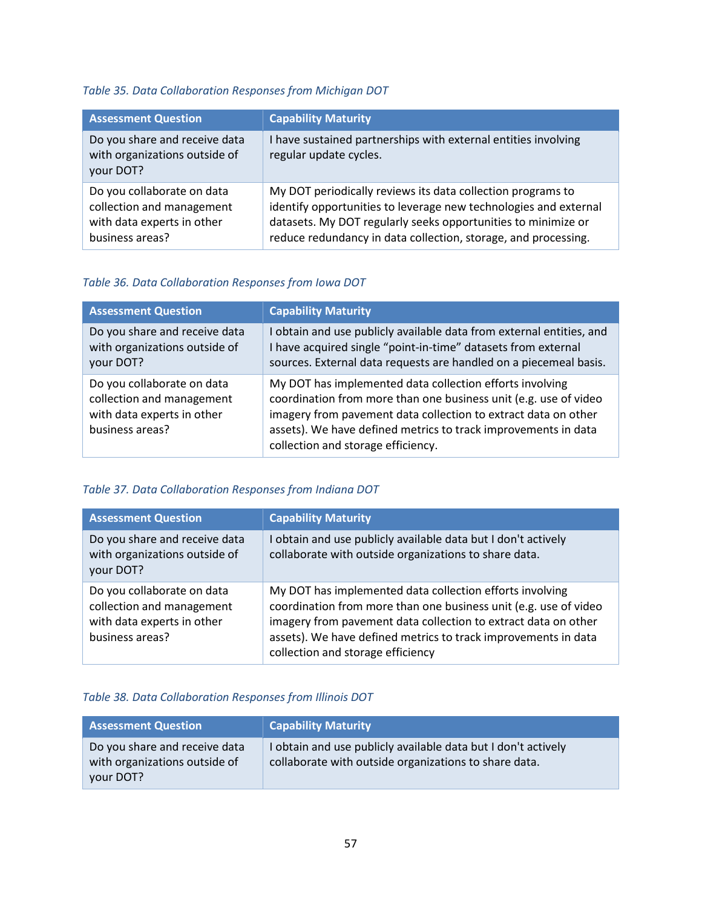*Table 35. Data Collaboration Responses from Michigan DOT*

| Assessment Question | Capability Maturity |
|---|---|
| Do you share and receive data with organizations outside of your DOT? | I have sustained partnerships with external entities involving regular update cycles. |
| Do you collaborate on data collection and management with data experts in other business areas? | My DOT periodically reviews its data collection programs to identify opportunities to leverage new technologies and external datasets. My DOT regularly seeks opportunities to minimize or reduce redundancy in data collection, storage, and processing. |

*Table 36. Data Collaboration Responses from Iowa DOT*

| Assessment Question | Capability Maturity |
|---|---|
| Do you share and receive data with organizations outside of your DOT? | I obtain and use publicly available data from external entities, and I have acquired single "point-in-time" datasets from external sources. External data requests are handled on a piecemeal basis. |
| Do you collaborate on data collection and management with data experts in other business areas? | My DOT has implemented data collection efforts involving coordination from more than one business unit (e.g. use of video imagery from pavement data collection to extract data on other assets). We have defined metrics to track improvements in data collection and storage efficiency. |

*Table 37. Data Collaboration Responses from Indiana DOT*

| Assessment Question | Capability Maturity |
|---|---|
| Do you share and receive data with organizations outside of your DOT? | I obtain and use publicly available data but I don't actively collaborate with outside organizations to share data. |
| Do you collaborate on data collection and management with data experts in other business areas? | My DOT has implemented data collection efforts involving coordination from more than one business unit (e.g. use of video imagery from pavement data collection to extract data on other assets). We have defined metrics to track improvements in data collection and storage efficiency |

*Table 38. Data Collaboration Responses from Illinois DOT*

| Assessment Question | Capability Maturity |
|---|---|
| Do you share and receive data with organizations outside of your DOT? | I obtain and use publicly available data but I don't actively collaborate with outside organizations to share data. |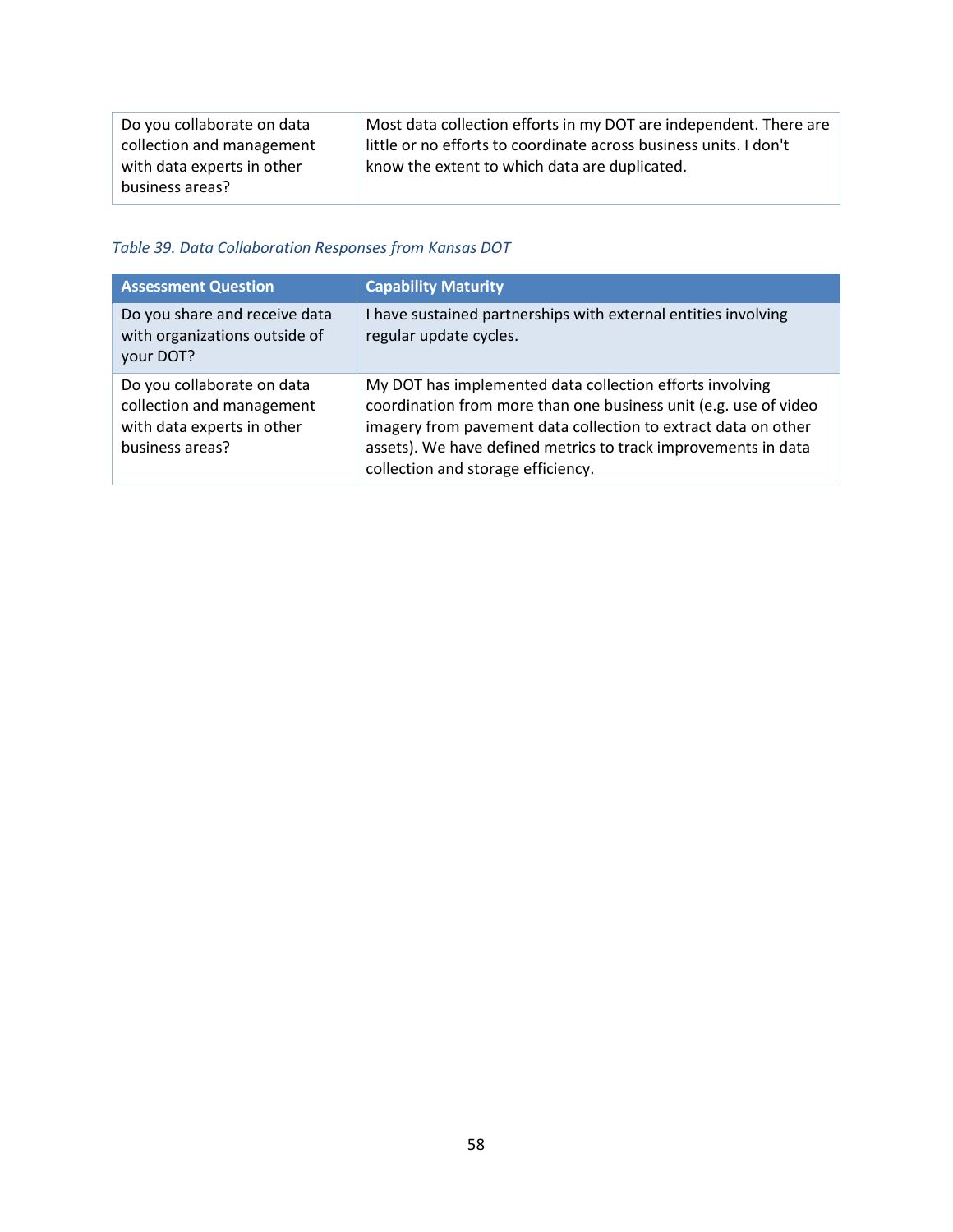| | |
|---|---|
| Do you collaborate on data collection and management with data experts in other business areas? | Most data collection efforts in my DOT are independent. There are little or no efforts to coordinate across business units. I don't know the extent to which data are duplicated. |

*Table 39. Data Collaboration Responses from Kansas DOT*

| Assessment Question | Capability Maturity |
|---|---|
| Do you share and receive data with organizations outside of your DOT? | I have sustained partnerships with external entities involving regular update cycles. |
| Do you collaborate on data collection and management with data experts in other business areas? | My DOT has implemented data collection efforts involving coordination from more than one business unit (e.g. use of video imagery from pavement data collection to extract data on other assets). We have defined metrics to track improvements in data collection and storage efficiency. |